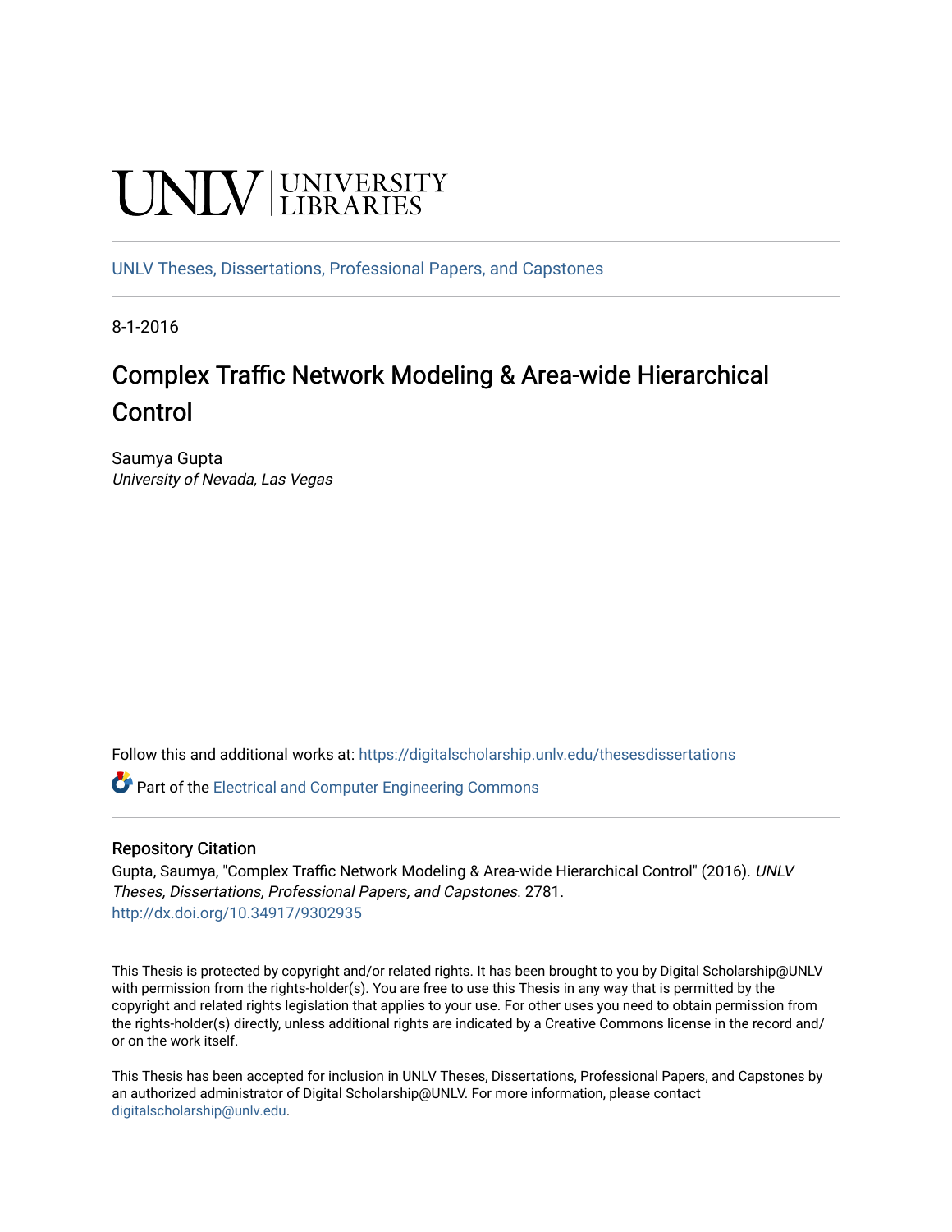UNLV | UNIVERSITY LIBRARIES

UNLV Theses, Dissertations, Professional Papers, and Capstones

8-1-2016

# Complex Traffic Network Modeling & Area-wide Hierarchical Control

Saumya Gupta
*University of Nevada, Las Vegas*

Follow this and additional works at: https://digitalscholarship.unlv.edu/thesesdissertations

Part of the Electrical and Computer Engineering Commons

## Repository Citation

Gupta, Saumya, "Complex Traffic Network Modeling & Area-wide Hierarchical Control" (2016). *UNLV Theses, Dissertations, Professional Papers, and Capstones*. 2781.
http://dx.doi.org/10.34917/9302935

This Thesis is protected by copyright and/or related rights. It has been brought to you by Digital Scholarship@UNLV with permission from the rights-holder(s). You are free to use this Thesis in any way that is permitted by the copyright and related rights legislation that applies to your use. For other uses you need to obtain permission from the rights-holder(s) directly, unless additional rights are indicated by a Creative Commons license in the record and/or on the work itself.

This Thesis has been accepted for inclusion in UNLV Theses, Dissertations, Professional Papers, and Capstones by an authorized administrator of Digital Scholarship@UNLV. For more information, please contact digitalscholarship@unlv.edu.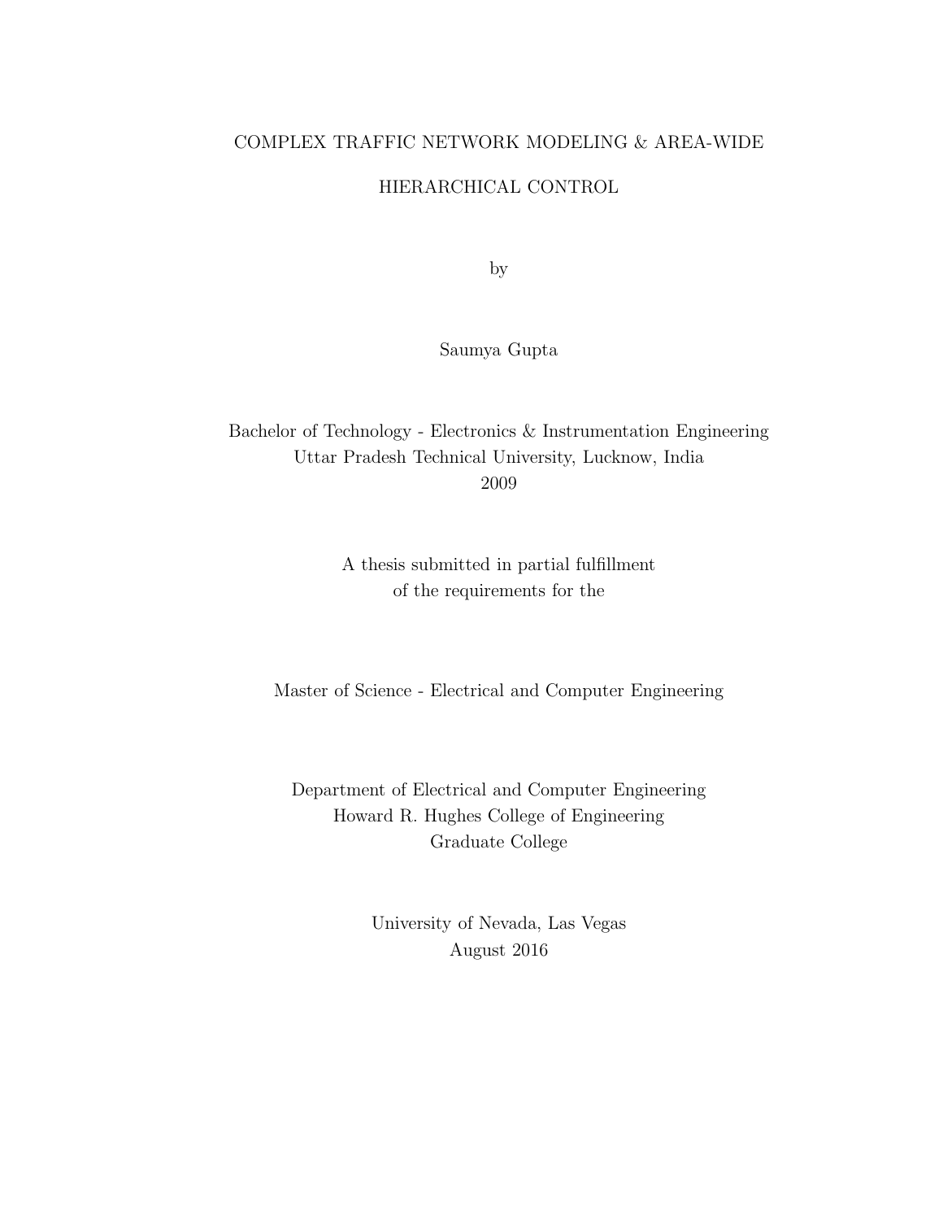# COMPLEX TRAFFIC NETWORK MODELING & AREA-WIDE HIERARCHICAL CONTROL

by

Saumya Gupta

Bachelor of Technology - Electronics & Instrumentation Engineering
Uttar Pradesh Technical University, Lucknow, India
2009

A thesis submitted in partial fulfillment
of the requirements for the

Master of Science - Electrical and Computer Engineering

Department of Electrical and Computer Engineering
Howard R. Hughes College of Engineering
Graduate College

University of Nevada, Las Vegas
August 2016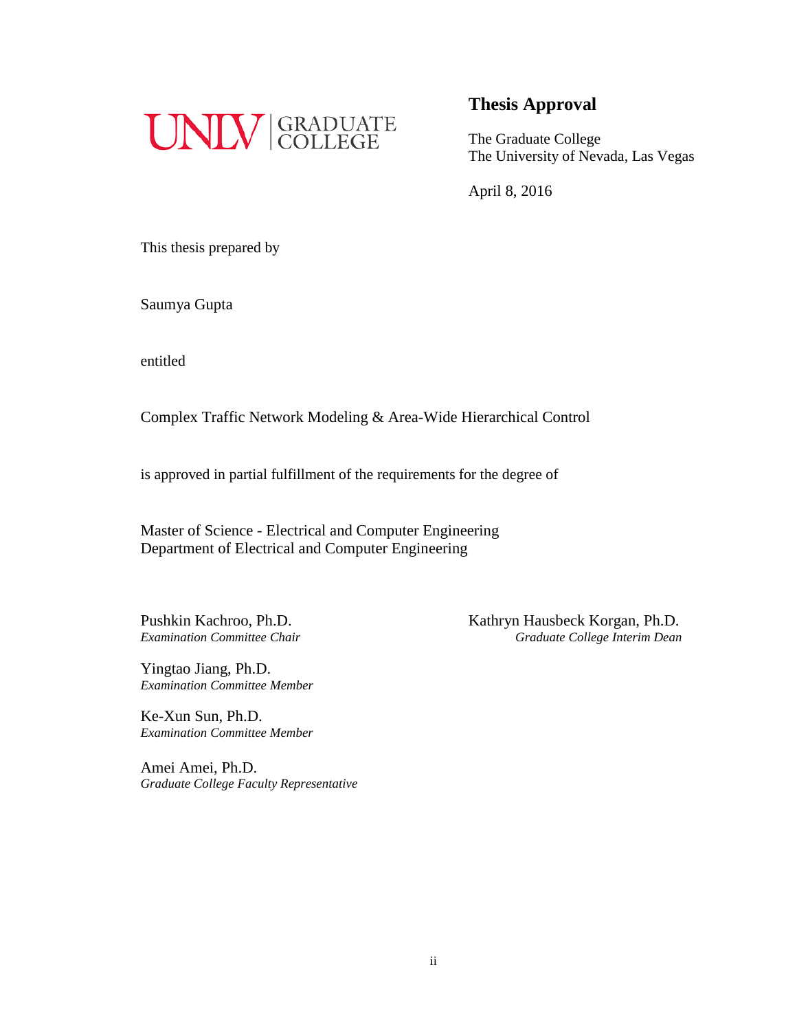UNLV | GRADUATE COLLEGE

## Thesis Approval

The Graduate College
The University of Nevada, Las Vegas

April 8, 2016

This thesis prepared by

Saumya Gupta

entitled

Complex Traffic Network Modeling & Area-Wide Hierarchical Control

is approved in partial fulfillment of the requirements for the degree of

Master of Science - Electrical and Computer Engineering
Department of Electrical and Computer Engineering

Pushkin Kachroo, Ph.D.
*Examination Committee Chair*

Yingtao Jiang, Ph.D.
*Examination Committee Member*

Ke-Xun Sun, Ph.D.
*Examination Committee Member*

Amei Amei, Ph.D.
*Graduate College Faculty Representative*

Kathryn Hausbeck Korgan, Ph.D.
*Graduate College Interim Dean*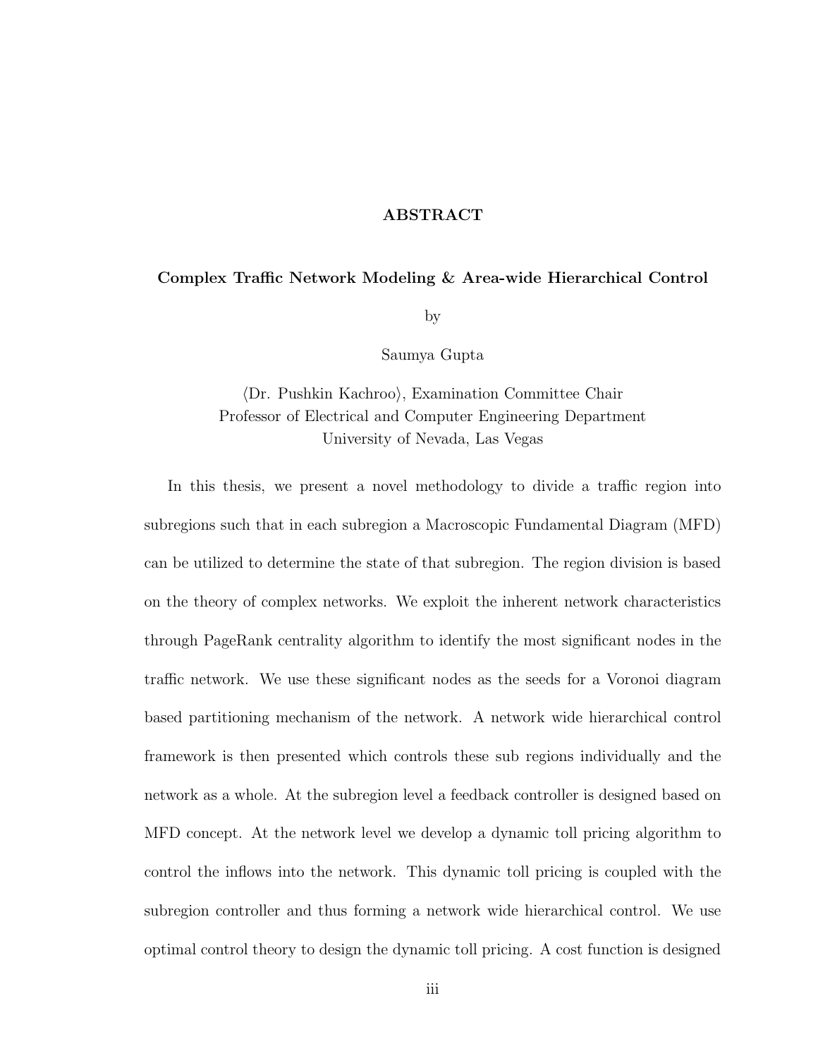# ABSTRACT

**Complex Traffic Network Modeling & Area-wide Hierarchical Control**

by

Saumya Gupta

⟨Dr. Pushkin Kachroo⟩, Examination Committee Chair
Professor of Electrical and Computer Engineering Department
University of Nevada, Las Vegas

In this thesis, we present a novel methodology to divide a traffic region into subregions such that in each subregion a Macroscopic Fundamental Diagram (MFD) can be utilized to determine the state of that subregion. The region division is based on the theory of complex networks. We exploit the inherent network characteristics through PageRank centrality algorithm to identify the most significant nodes in the traffic network. We use these significant nodes as the seeds for a Voronoi diagram based partitioning mechanism of the network. A network wide hierarchical control framework is then presented which controls these sub regions individually and the network as a whole. At the subregion level a feedback controller is designed based on MFD concept. At the network level we develop a dynamic toll pricing algorithm to control the inflows into the network. This dynamic toll pricing is coupled with the subregion controller and thus forming a network wide hierarchical control. We use optimal control theory to design the dynamic toll pricing. A cost function is designed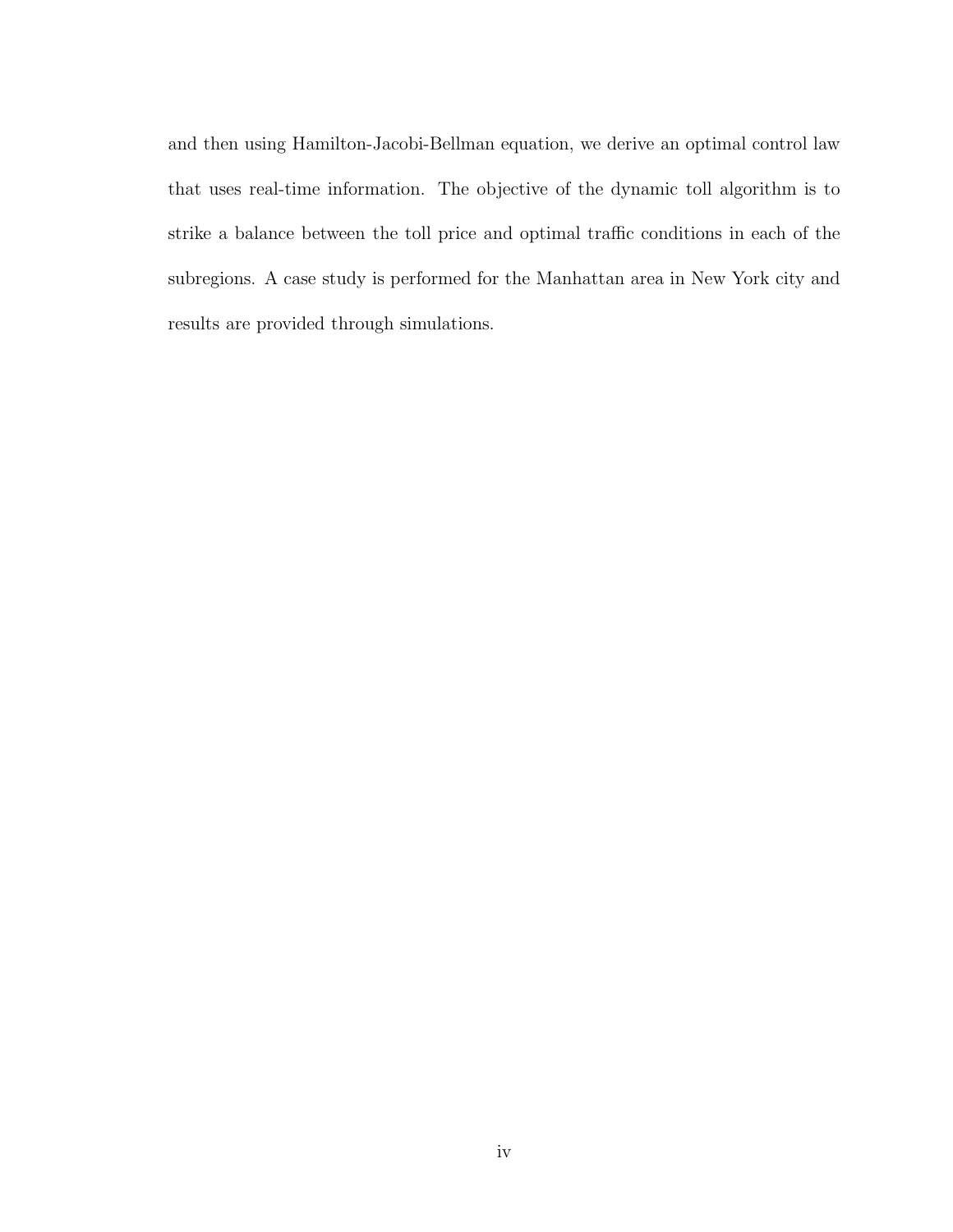and then using Hamilton-Jacobi-Bellman equation, we derive an optimal control law that uses real-time information. The objective of the dynamic toll algorithm is to strike a balance between the toll price and optimal traffic conditions in each of the subregions. A case study is performed for the Manhattan area in New York city and results are provided through simulations.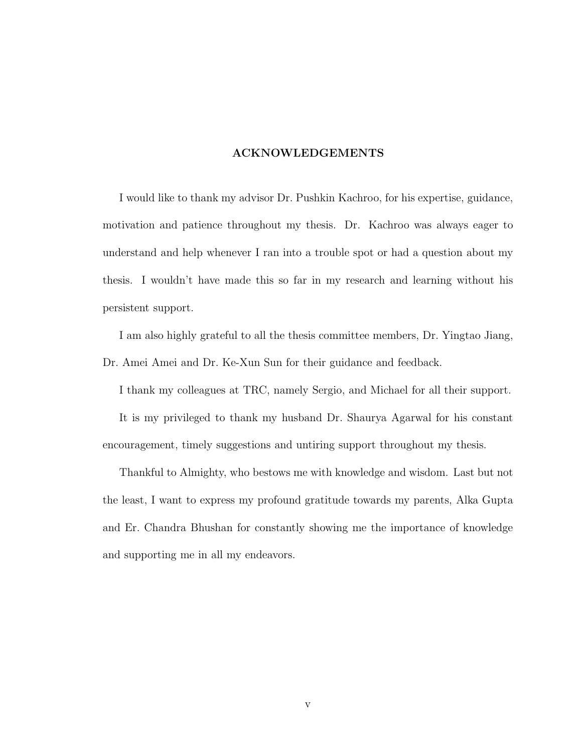## ACKNOWLEDGEMENTS

I would like to thank my advisor Dr. Pushkin Kachroo, for his expertise, guidance, motivation and patience throughout my thesis. Dr. Kachroo was always eager to understand and help whenever I ran into a trouble spot or had a question about my thesis. I wouldn't have made this so far in my research and learning without his persistent support.

I am also highly grateful to all the thesis committee members, Dr. Yingtao Jiang, Dr. Amei Amei and Dr. Ke-Xun Sun for their guidance and feedback.

I thank my colleagues at TRC, namely Sergio, and Michael for all their support.

It is my privileged to thank my husband Dr. Shaurya Agarwal for his constant encouragement, timely suggestions and untiring support throughout my thesis.

Thankful to Almighty, who bestows me with knowledge and wisdom. Last but not the least, I want to express my profound gratitude towards my parents, Alka Gupta and Er. Chandra Bhushan for constantly showing me the importance of knowledge and supporting me in all my endeavors.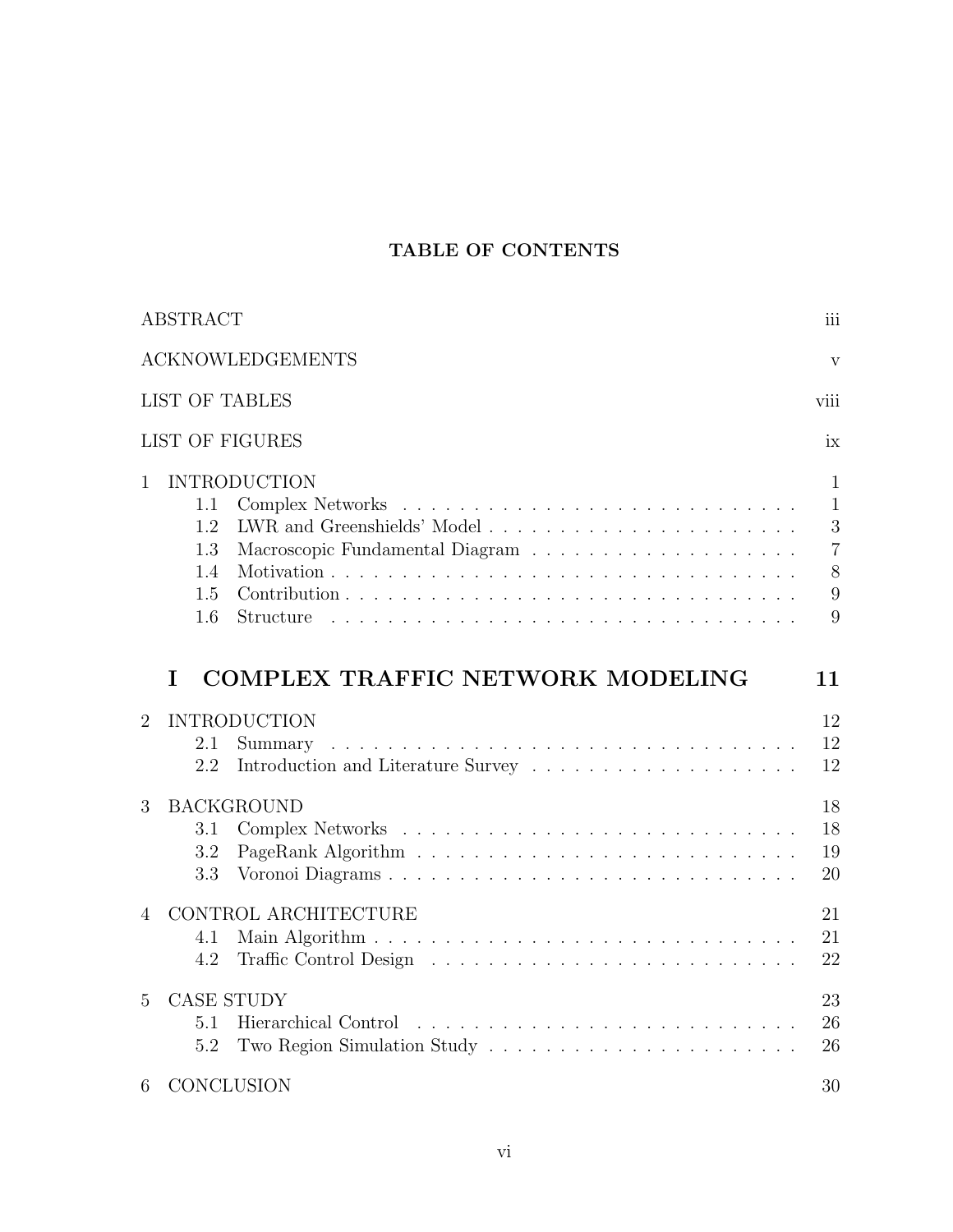# TABLE OF CONTENTS

ABSTRACT ..... iii

ACKNOWLEDGEMENTS ..... v

LIST OF TABLES ..... viii

LIST OF FIGURES ..... ix

1 INTRODUCTION ..... 1
- 1.1 Complex Networks ..... 1
- 1.2 LWR and Greenshields' Model ..... 3
- 1.3 Macroscopic Fundamental Diagram ..... 7
- 1.4 Motivation ..... 8
- 1.5 Contribution ..... 9
- 1.6 Structure ..... 9

## I COMPLEX TRAFFIC NETWORK MODELING ..... 11

2 INTRODUCTION ..... 12
- 2.1 Summary ..... 12
- 2.2 Introduction and Literature Survey ..... 12

3 BACKGROUND ..... 18
- 3.1 Complex Networks ..... 18
- 3.2 PageRank Algorithm ..... 19
- 3.3 Voronoi Diagrams ..... 20

4 CONTROL ARCHITECTURE ..... 21
- 4.1 Main Algorithm ..... 21
- 4.2 Traffic Control Design ..... 22

5 CASE STUDY ..... 23
- 5.1 Hierarchical Control ..... 26
- 5.2 Two Region Simulation Study ..... 26

6 CONCLUSION ..... 30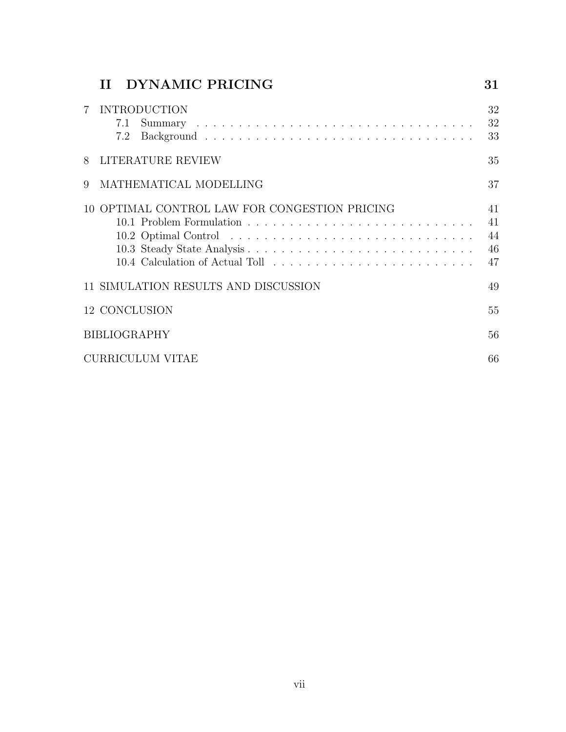**II DYNAMIC PRICING** 31

7 INTRODUCTION 32
- 7.1 Summary 32
- 7.2 Background 33

8 LITERATURE REVIEW 35

9 MATHEMATICAL MODELLING 37

10 OPTIMAL CONTROL LAW FOR CONGESTION PRICING 41
- 10.1 Problem Formulation 41
- 10.2 Optimal Control 44
- 10.3 Steady State Analysis 46
- 10.4 Calculation of Actual Toll 47

11 SIMULATION RESULTS AND DISCUSSION 49

12 CONCLUSION 55

BIBLIOGRAPHY 56

CURRICULUM VITAE 66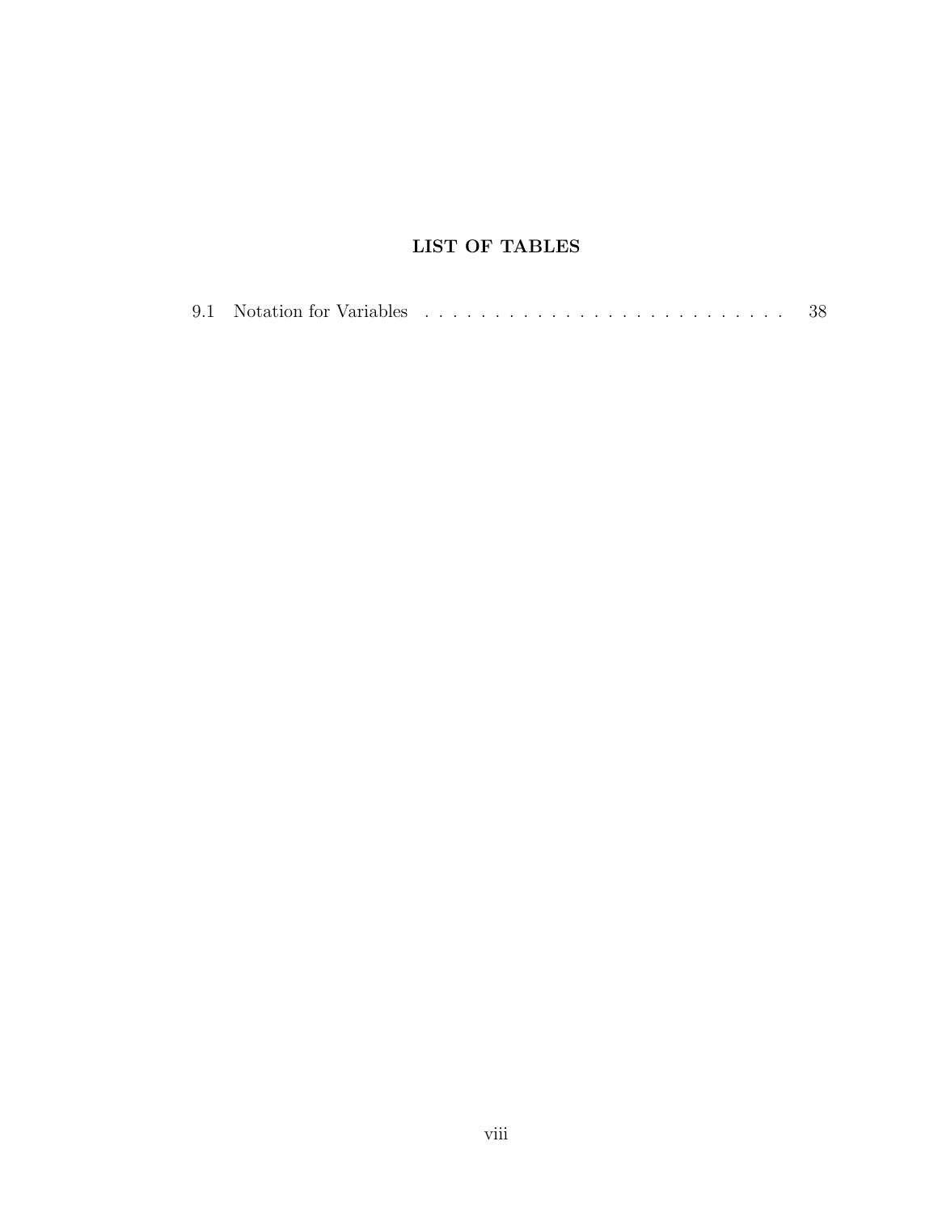# LIST OF TABLES

9.1 Notation for Variables . . . . . . . . . . . . . . . . . . . . . . . . . . . 38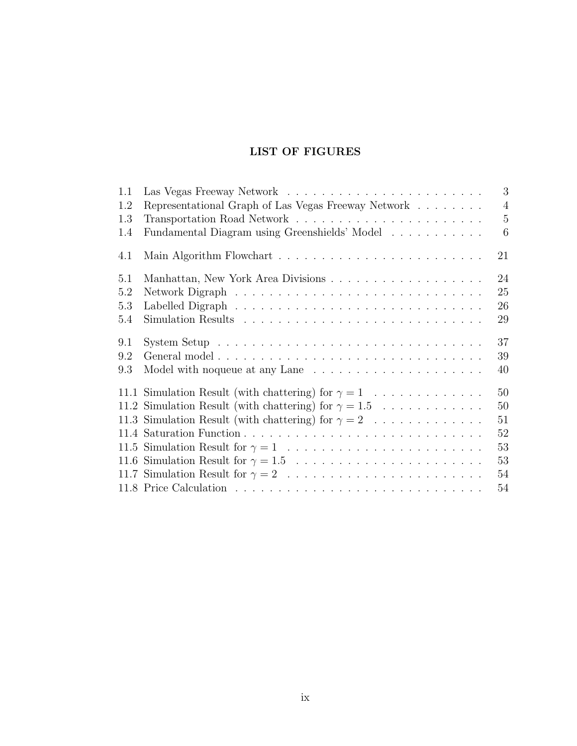# LIST OF FIGURES

| | | |
|---|---|---|
| 1.1 | Las Vegas Freeway Network | 3 |
| 1.2 | Representational Graph of Las Vegas Freeway Network | 4 |
| 1.3 | Transportation Road Network | 5 |
| 1.4 | Fundamental Diagram using Greenshields' Model | 6 |
| 4.1 | Main Algorithm Flowchart | 21 |
| 5.1 | Manhattan, New York Area Divisions | 24 |
| 5.2 | Network Digraph | 25 |
| 5.3 | Labelled Digraph | 26 |
| 5.4 | Simulation Results | 29 |
| 9.1 | System Setup | 37 |
| 9.2 | General model | 39 |
| 9.3 | Model with noqueue at any Lane | 40 |
| 11.1 | Simulation Result (with chattering) for $\gamma = 1$ | 50 |
| 11.2 | Simulation Result (with chattering) for $\gamma = 1.5$ | 50 |
| 11.3 | Simulation Result (with chattering) for $\gamma = 2$ | 51 |
| 11.4 | Saturation Function | 52 |
| 11.5 | Simulation Result for $\gamma = 1$ | 53 |
| 11.6 | Simulation Result for $\gamma = 1.5$ | 53 |
| 11.7 | Simulation Result for $\gamma = 2$ | 54 |
| 11.8 | Price Calculation | 54 |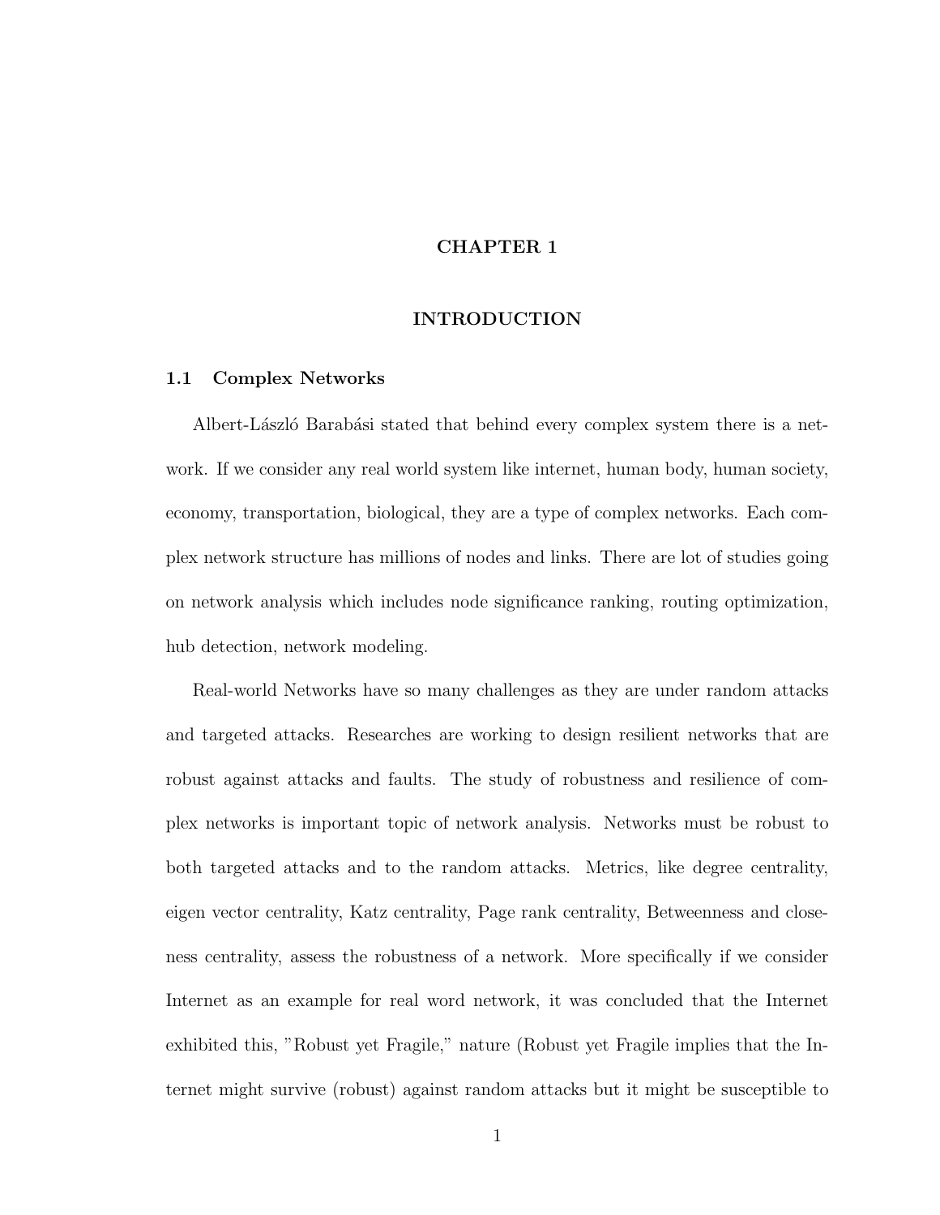# CHAPTER 1

# INTRODUCTION

## 1.1 Complex Networks

Albert-László Barabási stated that behind every complex system there is a network. If we consider any real world system like internet, human body, human society, economy, transportation, biological, they are a type of complex networks. Each complex network structure has millions of nodes and links. There are lot of studies going on network analysis which includes node significance ranking, routing optimization, hub detection, network modeling.

Real-world Networks have so many challenges as they are under random attacks and targeted attacks. Researches are working to design resilient networks that are robust against attacks and faults. The study of robustness and resilience of complex networks is important topic of network analysis. Networks must be robust to both targeted attacks and to the random attacks. Metrics, like degree centrality, eigen vector centrality, Katz centrality, Page rank centrality, Betweenness and closeness centrality, assess the robustness of a network. More specifically if we consider Internet as an example for real word network, it was concluded that the Internet exhibited this, "Robust yet Fragile," nature (Robust yet Fragile implies that the Internet might survive (robust) against random attacks but it might be susceptible to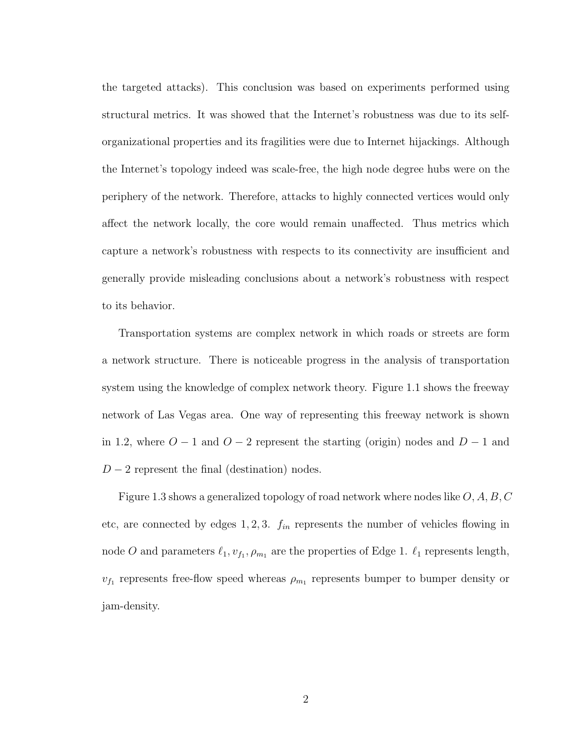the targeted attacks). This conclusion was based on experiments performed using structural metrics. It was showed that the Internet's robustness was due to its self-organizational properties and its fragilities were due to Internet hijackings. Although the Internet's topology indeed was scale-free, the high node degree hubs were on the periphery of the network. Therefore, attacks to highly connected vertices would only affect the network locally, the core would remain unaffected. Thus metrics which capture a network's robustness with respects to its connectivity are insufficient and generally provide misleading conclusions about a network's robustness with respect to its behavior.

Transportation systems are complex network in which roads or streets are form a network structure. There is noticeable progress in the analysis of transportation system using the knowledge of complex network theory. Figure 1.1 shows the freeway network of Las Vegas area. One way of representing this freeway network is shown in 1.2, where $O-1$ and $O-2$ represent the starting (origin) nodes and $D-1$ and $D-2$ represent the final (destination) nodes.

Figure 1.3 shows a generalized topology of road network where nodes like $O, A, B, C$ etc, are connected by edges $1, 2, 3$. $f_{in}$ represents the number of vehicles flowing in node $O$ and parameters $\ell_1, v_{f_1}, \rho_{m_1}$ are the properties of Edge 1. $\ell_1$ represents length, $v_{f_1}$ represents free-flow speed whereas $\rho_{m_1}$ represents bumper to bumper density or jam-density.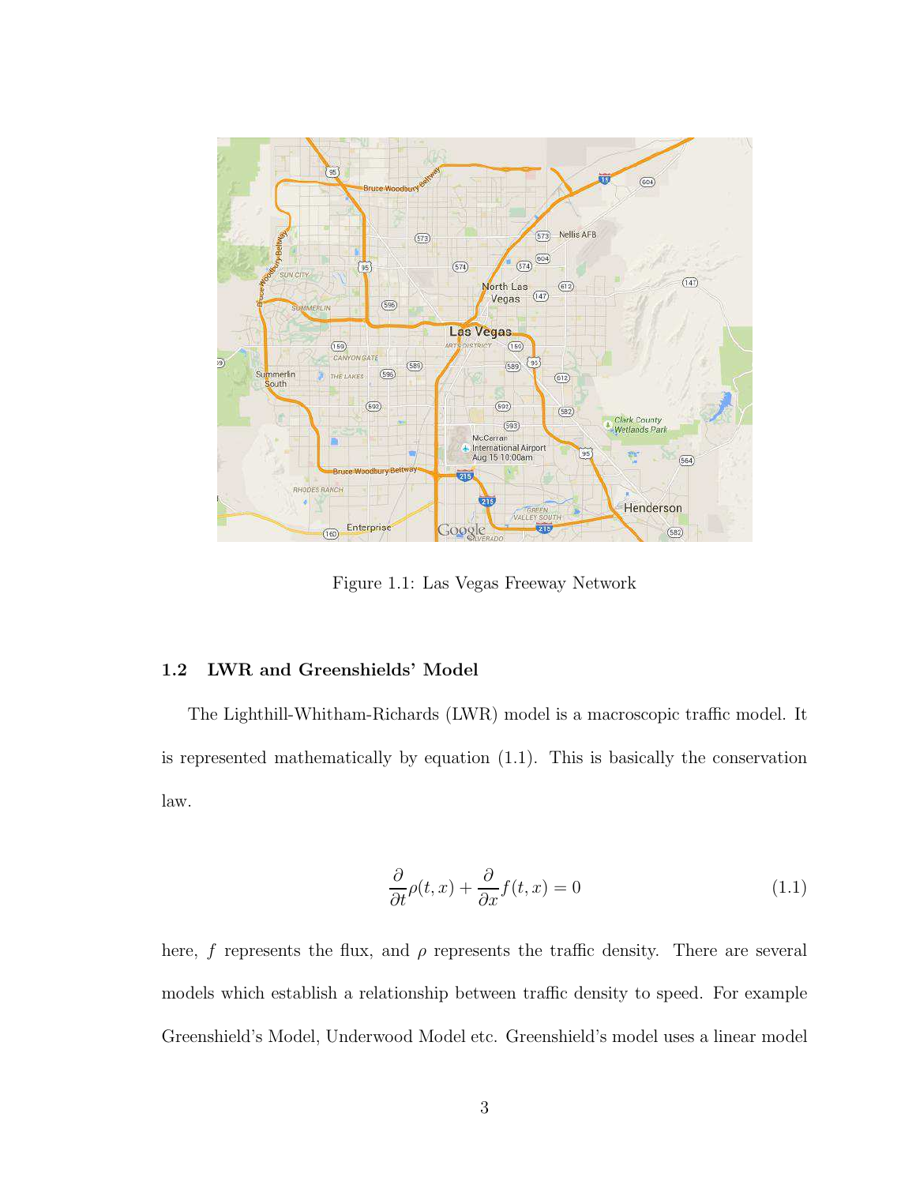Figure 1.1: Las Vegas Freeway Network

### 1.2 LWR and Greenshields' Model

The Lighthill-Whitham-Richards (LWR) model is a macroscopic traffic model. It is represented mathematically by equation (1.1). This is basically the conservation law.

$$\frac{\partial}{\partial t}\rho(t,x) + \frac{\partial}{\partial x}f(t,x) = 0 \tag{1.1}$$

here, $f$ represents the flux, and $\rho$ represents the traffic density. There are several models which establish a relationship between traffic density to speed. For example Greenshield's Model, Underwood Model etc. Greenshield's model uses a linear model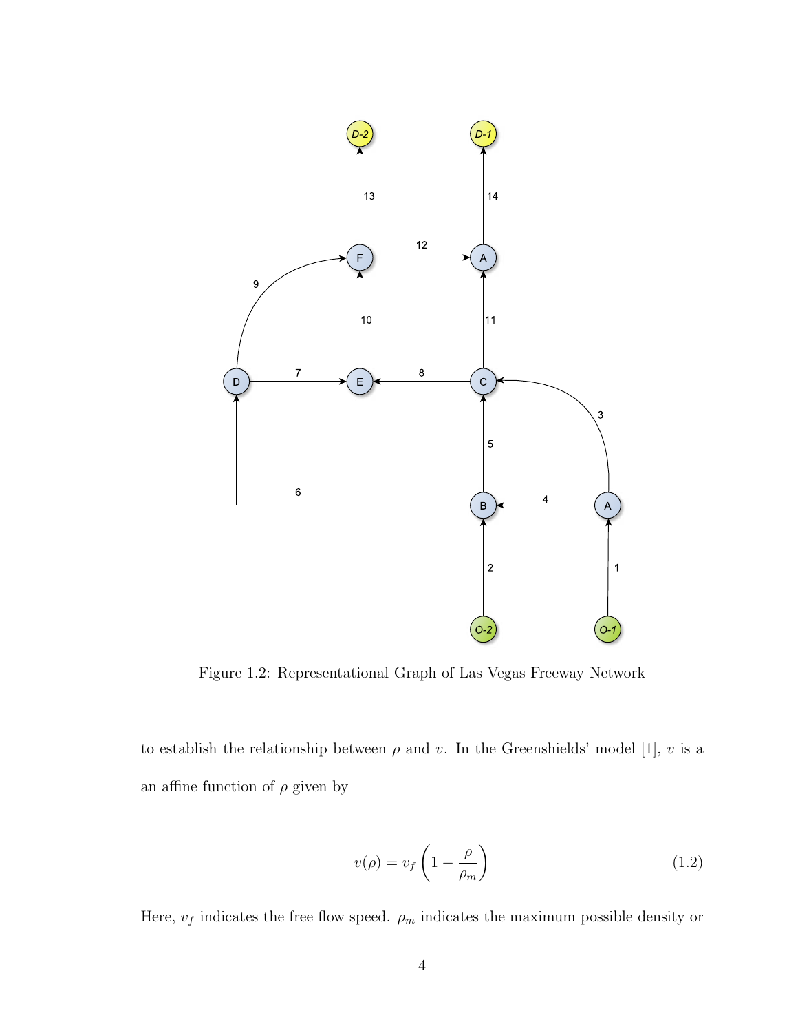Figure 1.2: Representational Graph of Las Vegas Freeway Network

to establish the relationship between $\rho$ and $v$. In the Greenshields' model [1], $v$ is a an affine function of $\rho$ given by

$$v(\rho) = v_f \left(1 - \frac{\rho}{\rho_m}\right) \tag{1.2}$$

Here, $v_f$ indicates the free flow speed. $\rho_m$ indicates the maximum possible density or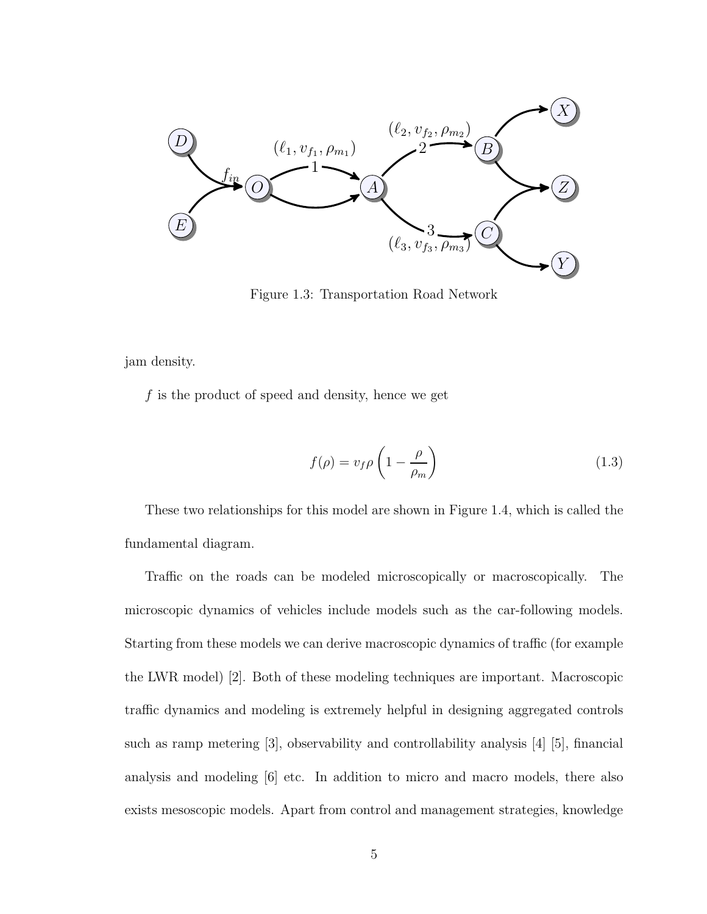Figure 1.3: Transportation Road Network

jam density.

$f$ is the product of speed and density, hence we get

$$f(\rho) = v_f \rho \left(1 - \frac{\rho}{\rho_m}\right) \tag{1.3}$$

These two relationships for this model are shown in Figure 1.4, which is called the fundamental diagram.

Traffic on the roads can be modeled microscopically or macroscopically. The microscopic dynamics of vehicles include models such as the car-following models. Starting from these models we can derive macroscopic dynamics of traffic (for example the LWR model) [2]. Both of these modeling techniques are important. Macroscopic traffic dynamics and modeling is extremely helpful in designing aggregated controls such as ramp metering [3], observability and controllability analysis [4] [5], financial analysis and modeling [6] etc. In addition to micro and macro models, there also exists mesoscopic models. Apart from control and management strategies, knowledge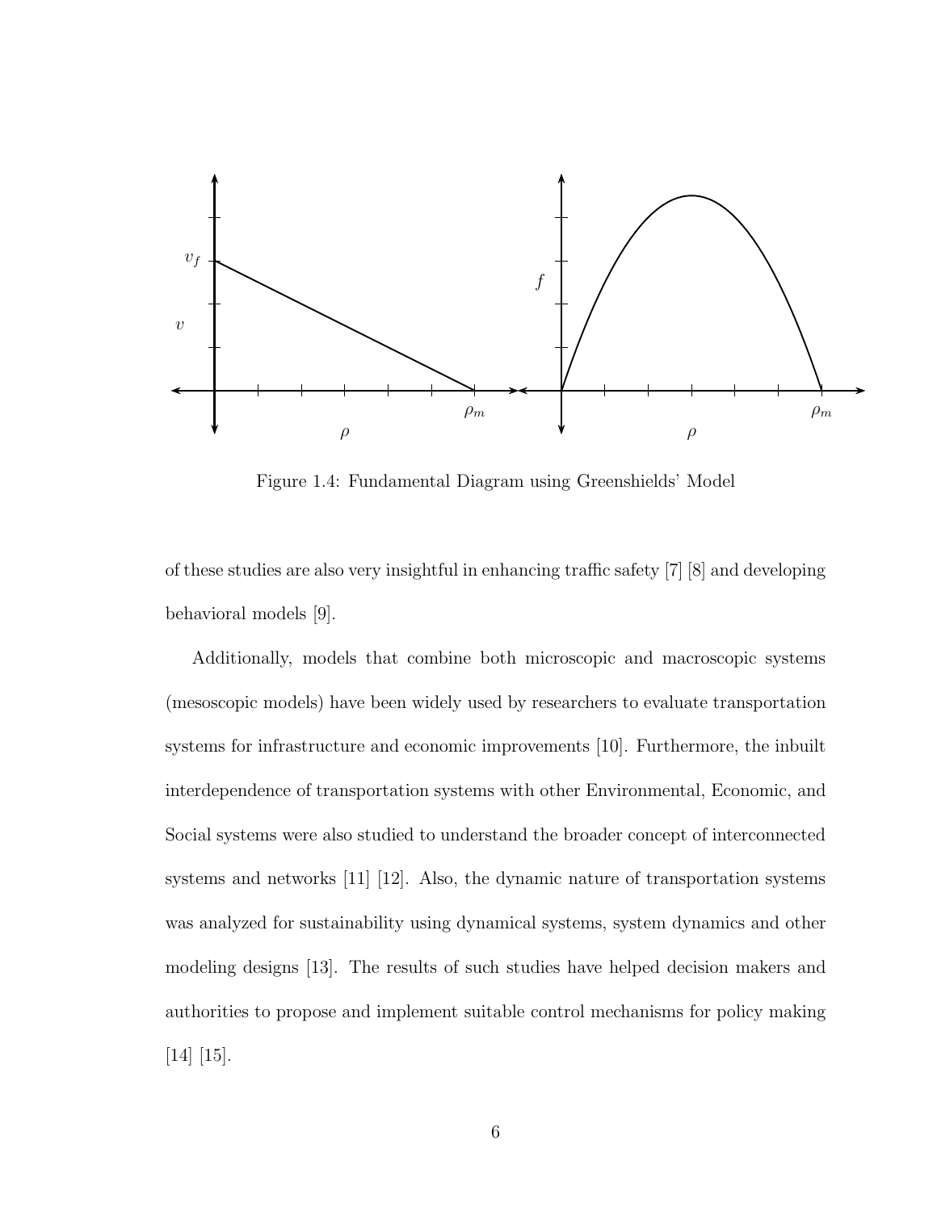Figure 1.4: Fundamental Diagram using Greenshields' Model

of these studies are also very insightful in enhancing traffic safety [7] [8] and developing behavioral models [9].

Additionally, models that combine both microscopic and macroscopic systems (mesoscopic models) have been widely used by researchers to evaluate transportation systems for infrastructure and economic improvements [10]. Furthermore, the inbuilt interdependence of transportation systems with other Environmental, Economic, and Social systems were also studied to understand the broader concept of interconnected systems and networks [11] [12]. Also, the dynamic nature of transportation systems was analyzed for sustainability using dynamical systems, system dynamics and other modeling designs [13]. The results of such studies have helped decision makers and authorities to propose and implement suitable control mechanisms for policy making [14] [15].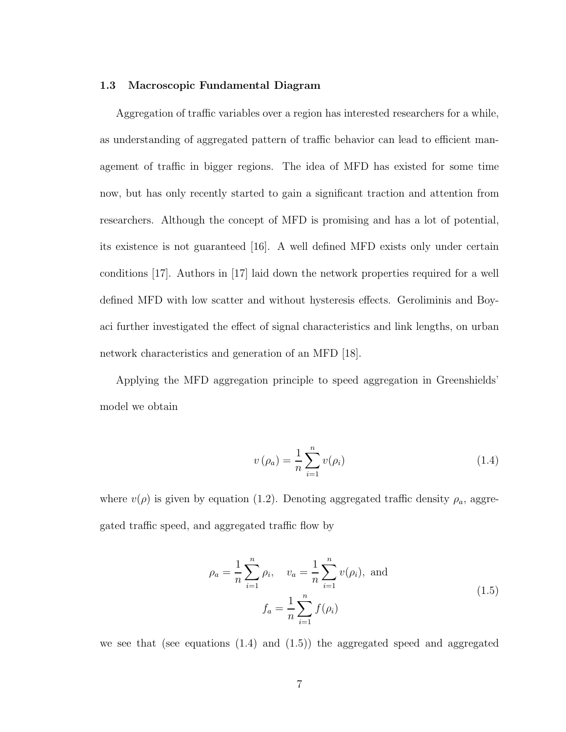### 1.3 Macroscopic Fundamental Diagram

Aggregation of traffic variables over a region has interested researchers for a while, as understanding of aggregated pattern of traffic behavior can lead to efficient management of traffic in bigger regions. The idea of MFD has existed for some time now, but has only recently started to gain a significant traction and attention from researchers. Although the concept of MFD is promising and has a lot of potential, its existence is not guaranteed [16]. A well defined MFD exists only under certain conditions [17]. Authors in [17] laid down the network properties required for a well defined MFD with low scatter and without hysteresis effects. Geroliminis and Boyaci further investigated the effect of signal characteristics and link lengths, on urban network characteristics and generation of an MFD [18].

Applying the MFD aggregation principle to speed aggregation in Greenshields' model we obtain

$$v\left(\rho_a\right) = \frac{1}{n}\sum_{i=1}^{n} v(\rho_i) \tag{1.4}$$

where $v(\rho)$ is given by equation (1.2). Denoting aggregated traffic density $\rho_a$, aggregated traffic speed, and aggregated traffic flow by

$$\begin{gathered} \rho_a = \frac{1}{n}\sum_{i=1}^{n}\rho_i, \quad v_a = \frac{1}{n}\sum_{i=1}^{n} v(\rho_i), \text{ and} \\ f_a = \frac{1}{n}\sum_{i=1}^{n} f(\rho_i) \end{gathered} \tag{1.5}$$

we see that (see equations (1.4) and (1.5)) the aggregated speed and aggregated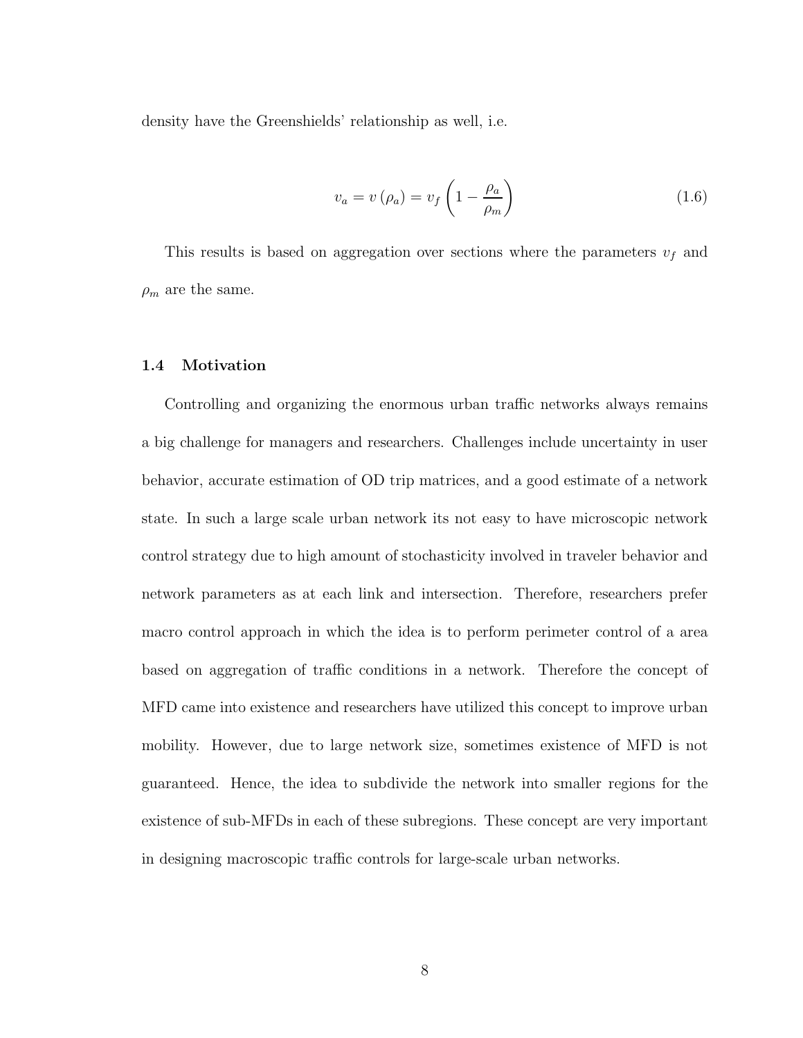density have the Greenshields' relationship as well, i.e.

$$v_a = v\left(\rho_a\right) = v_f \left(1 - \frac{\rho_a}{\rho_m}\right) \tag{1.6}$$

This results is based on aggregation over sections where the parameters $v_f$ and $\rho_m$ are the same.

### 1.4 Motivation

Controlling and organizing the enormous urban traffic networks always remains a big challenge for managers and researchers. Challenges include uncertainty in user behavior, accurate estimation of OD trip matrices, and a good estimate of a network state. In such a large scale urban network its not easy to have microscopic network control strategy due to high amount of stochasticity involved in traveler behavior and network parameters as at each link and intersection. Therefore, researchers prefer macro control approach in which the idea is to perform perimeter control of a area based on aggregation of traffic conditions in a network. Therefore the concept of MFD came into existence and researchers have utilized this concept to improve urban mobility. However, due to large network size, sometimes existence of MFD is not guaranteed. Hence, the idea to subdivide the network into smaller regions for the existence of sub-MFDs in each of these subregions. These concept are very important in designing macroscopic traffic controls for large-scale urban networks.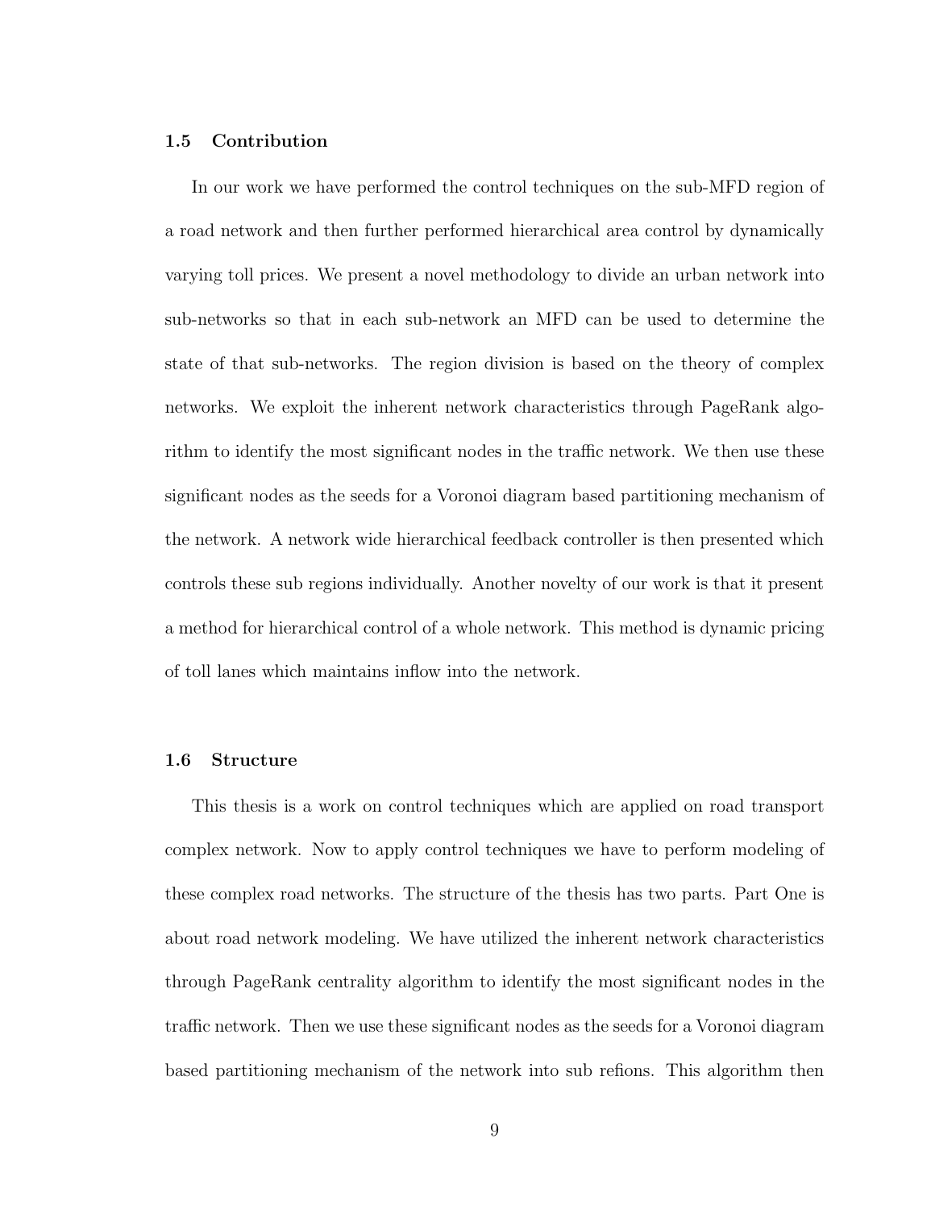### 1.5 Contribution

In our work we have performed the control techniques on the sub-MFD region of a road network and then further performed hierarchical area control by dynamically varying toll prices. We present a novel methodology to divide an urban network into sub-networks so that in each sub-network an MFD can be used to determine the state of that sub-networks. The region division is based on the theory of complex networks. We exploit the inherent network characteristics through PageRank algorithm to identify the most significant nodes in the traffic network. We then use these significant nodes as the seeds for a Voronoi diagram based partitioning mechanism of the network. A network wide hierarchical feedback controller is then presented which controls these sub regions individually. Another novelty of our work is that it present a method for hierarchical control of a whole network. This method is dynamic pricing of toll lanes which maintains inflow into the network.

### 1.6 Structure

This thesis is a work on control techniques which are applied on road transport complex network. Now to apply control techniques we have to perform modeling of these complex road networks. The structure of the thesis has two parts. Part One is about road network modeling. We have utilized the inherent network characteristics through PageRank centrality algorithm to identify the most significant nodes in the traffic network. Then we use these significant nodes as the seeds for a Voronoi diagram based partitioning mechanism of the network into sub refions. This algorithm then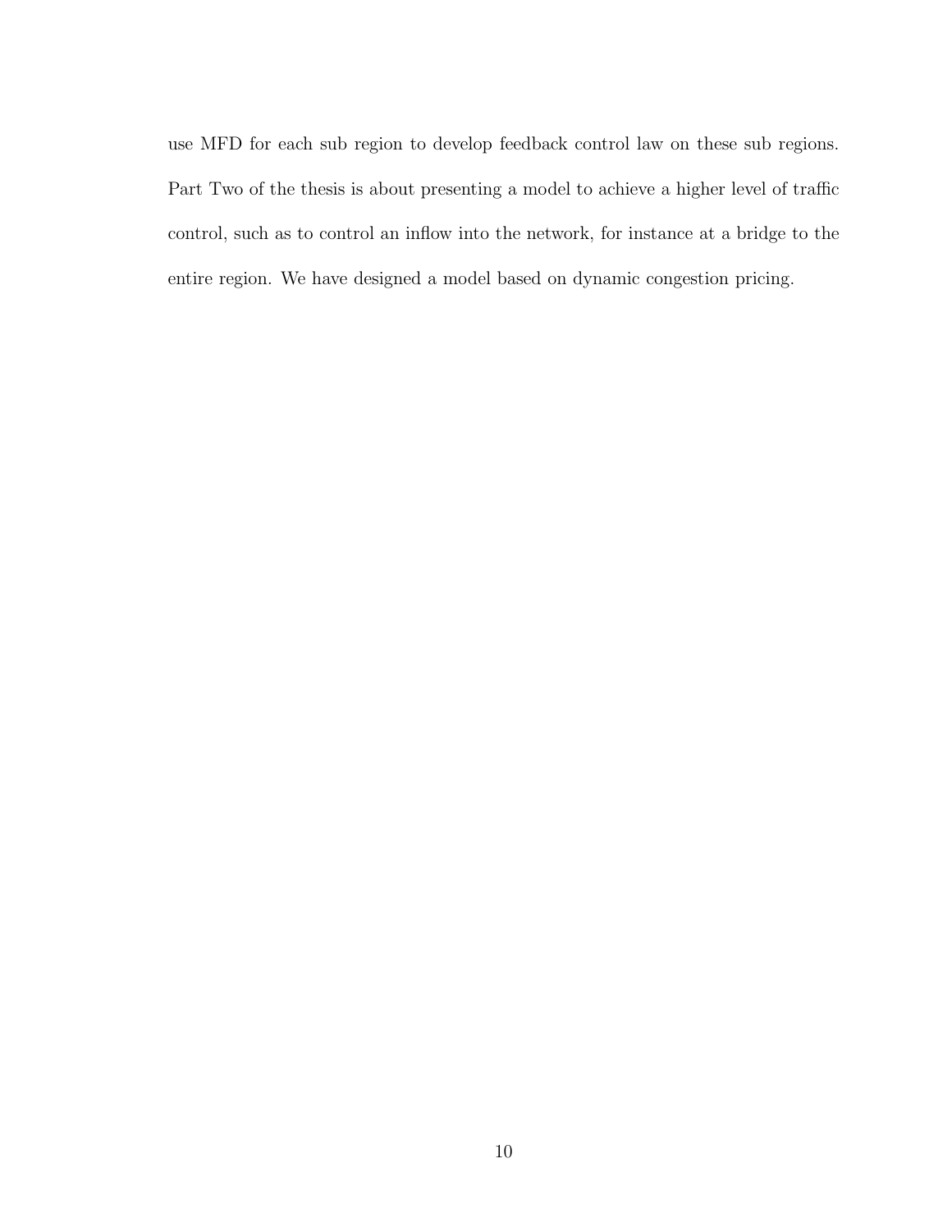use MFD for each sub region to develop feedback control law on these sub regions. Part Two of the thesis is about presenting a model to achieve a higher level of traffic control, such as to control an inflow into the network, for instance at a bridge to the entire region. We have designed a model based on dynamic congestion pricing.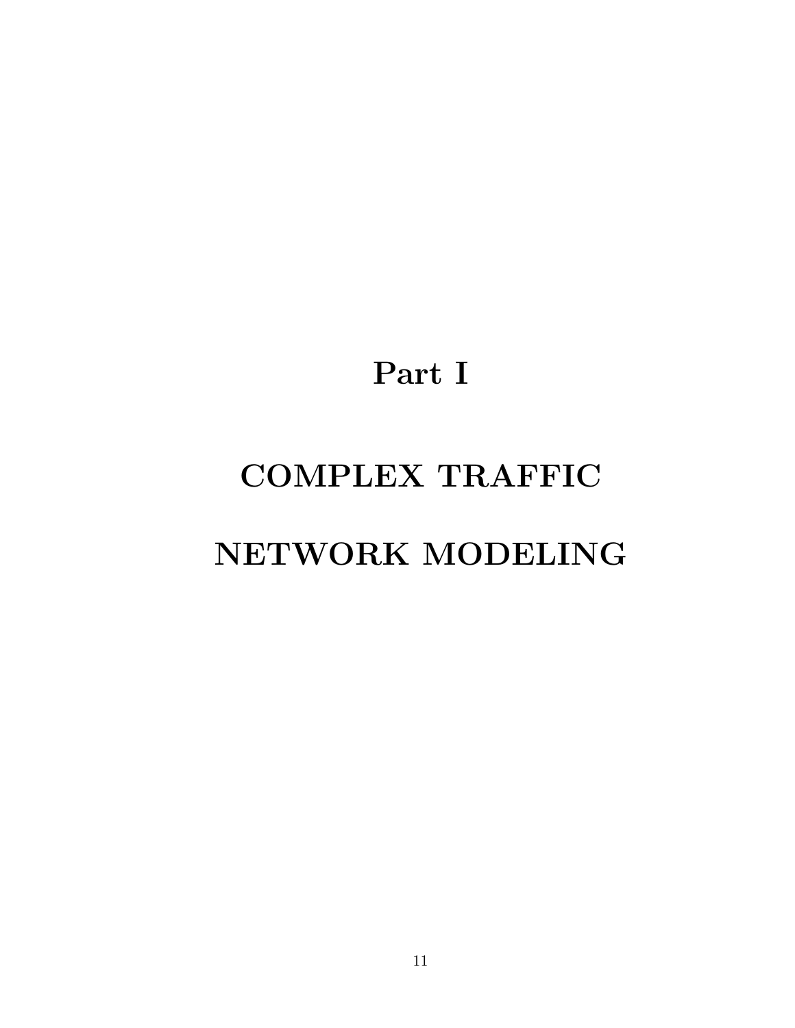# Part I

# COMPLEX TRAFFIC NETWORK MODELING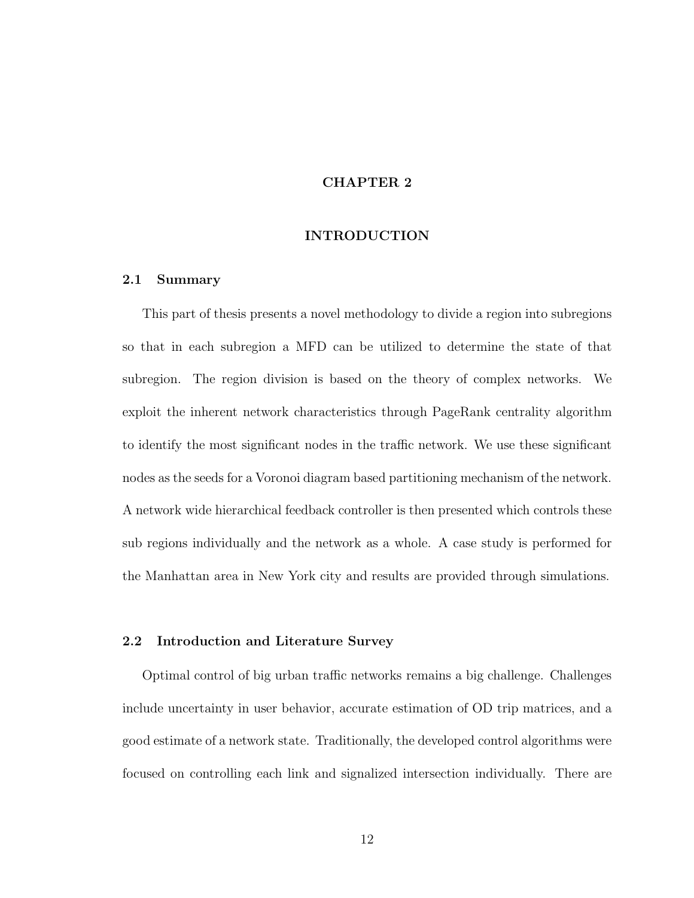# CHAPTER 2

# INTRODUCTION

## 2.1 Summary

This part of thesis presents a novel methodology to divide a region into subregions so that in each subregion a MFD can be utilized to determine the state of that subregion. The region division is based on the theory of complex networks. We exploit the inherent network characteristics through PageRank centrality algorithm to identify the most significant nodes in the traffic network. We use these significant nodes as the seeds for a Voronoi diagram based partitioning mechanism of the network. A network wide hierarchical feedback controller is then presented which controls these sub regions individually and the network as a whole. A case study is performed for the Manhattan area in New York city and results are provided through simulations.

## 2.2 Introduction and Literature Survey

Optimal control of big urban traffic networks remains a big challenge. Challenges include uncertainty in user behavior, accurate estimation of OD trip matrices, and a good estimate of a network state. Traditionally, the developed control algorithms were focused on controlling each link and signalized intersection individually. There are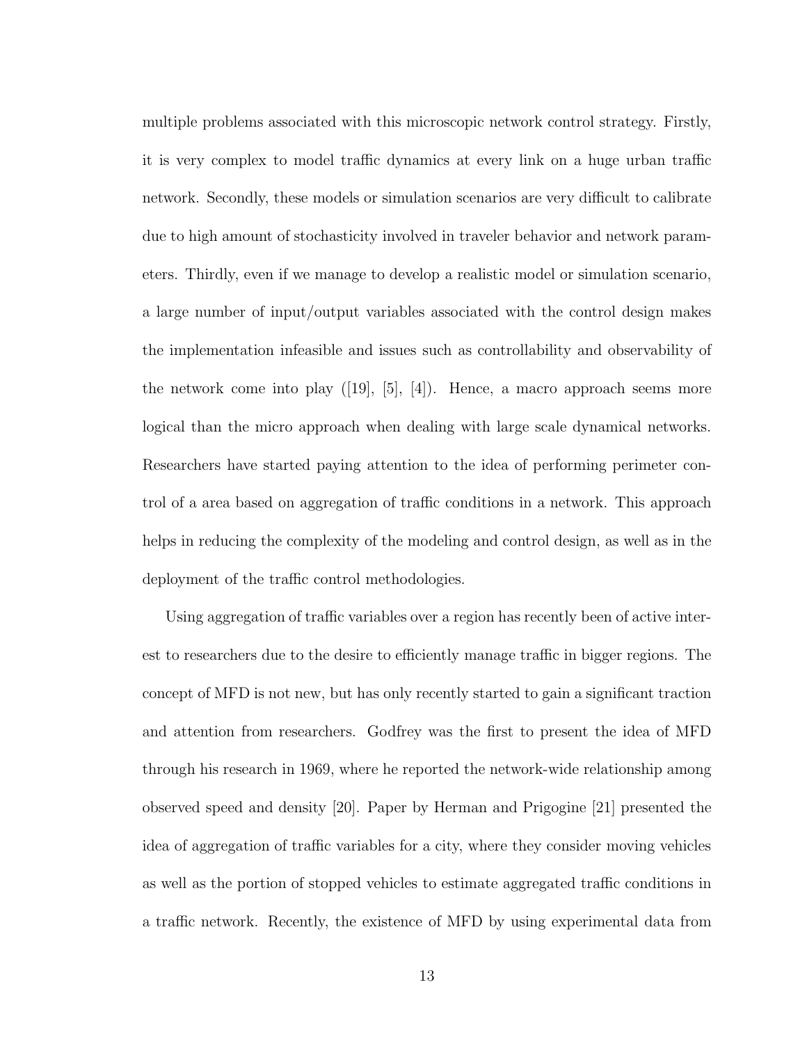multiple problems associated with this microscopic network control strategy. Firstly, it is very complex to model traffic dynamics at every link on a huge urban traffic network. Secondly, these models or simulation scenarios are very difficult to calibrate due to high amount of stochasticity involved in traveler behavior and network parameters. Thirdly, even if we manage to develop a realistic model or simulation scenario, a large number of input/output variables associated with the control design makes the implementation infeasible and issues such as controllability and observability of the network come into play ([19], [5], [4]). Hence, a macro approach seems more logical than the micro approach when dealing with large scale dynamical networks. Researchers have started paying attention to the idea of performing perimeter control of a area based on aggregation of traffic conditions in a network. This approach helps in reducing the complexity of the modeling and control design, as well as in the deployment of the traffic control methodologies.

Using aggregation of traffic variables over a region has recently been of active interest to researchers due to the desire to efficiently manage traffic in bigger regions. The concept of MFD is not new, but has only recently started to gain a significant traction and attention from researchers. Godfrey was the first to present the idea of MFD through his research in 1969, where he reported the network-wide relationship among observed speed and density [20]. Paper by Herman and Prigogine [21] presented the idea of aggregation of traffic variables for a city, where they consider moving vehicles as well as the portion of stopped vehicles to estimate aggregated traffic conditions in a traffic network. Recently, the existence of MFD by using experimental data from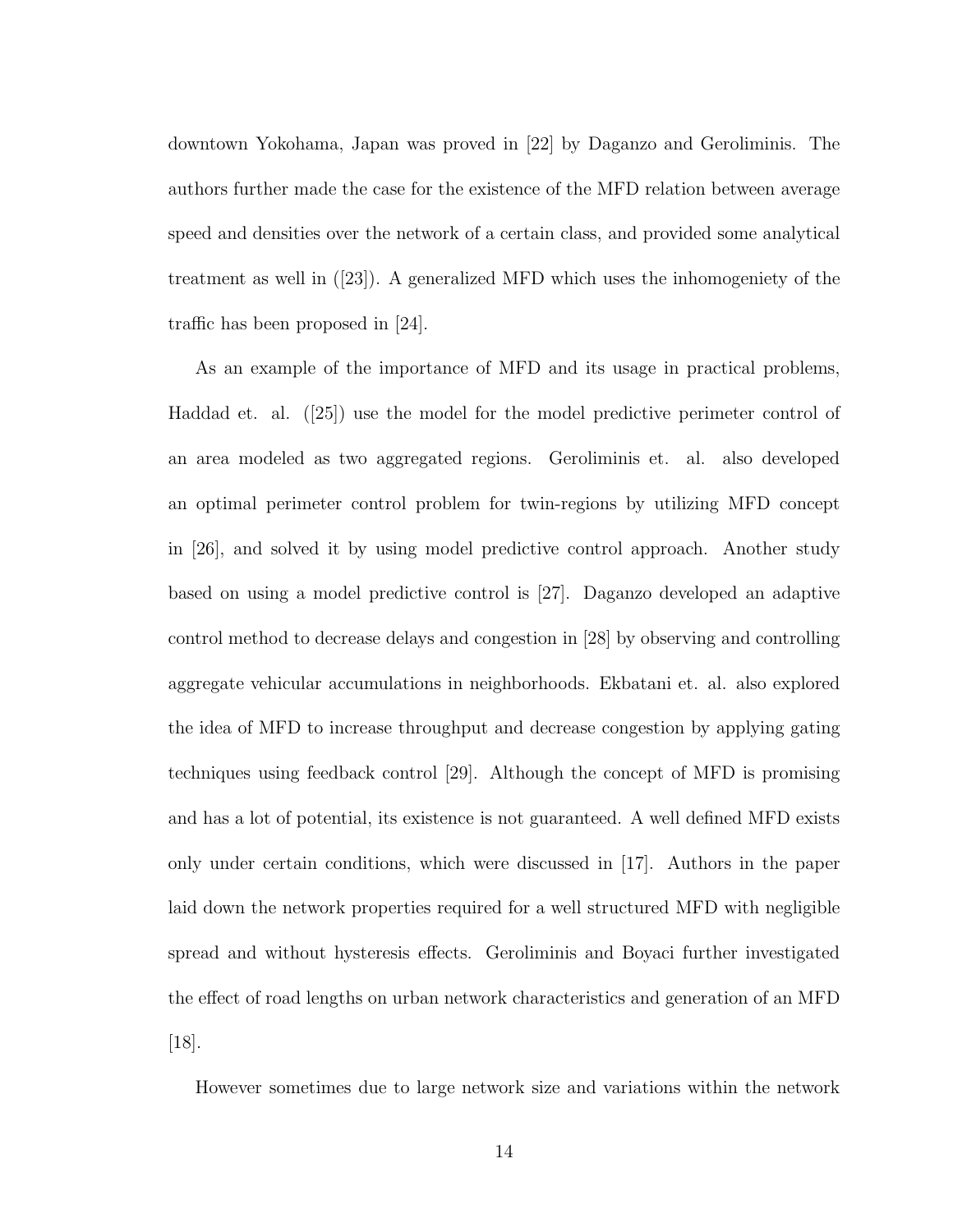downtown Yokohama, Japan was proved in [22] by Daganzo and Geroliminis. The authors further made the case for the existence of the MFD relation between average speed and densities over the network of a certain class, and provided some analytical treatment as well in ([23]). A generalized MFD which uses the inhomogeniety of the traffic has been proposed in [24].

As an example of the importance of MFD and its usage in practical problems, Haddad et. al. ([25]) use the model for the model predictive perimeter control of an area modeled as two aggregated regions. Geroliminis et. al. also developed an optimal perimeter control problem for twin-regions by utilizing MFD concept in [26], and solved it by using model predictive control approach. Another study based on using a model predictive control is [27]. Daganzo developed an adaptive control method to decrease delays and congestion in [28] by observing and controlling aggregate vehicular accumulations in neighborhoods. Ekbatani et. al. also explored the idea of MFD to increase throughput and decrease congestion by applying gating techniques using feedback control [29]. Although the concept of MFD is promising and has a lot of potential, its existence is not guaranteed. A well defined MFD exists only under certain conditions, which were discussed in [17]. Authors in the paper laid down the network properties required for a well structured MFD with negligible spread and without hysteresis effects. Geroliminis and Boyaci further investigated the effect of road lengths on urban network characteristics and generation of an MFD [18].

However sometimes due to large network size and variations within the network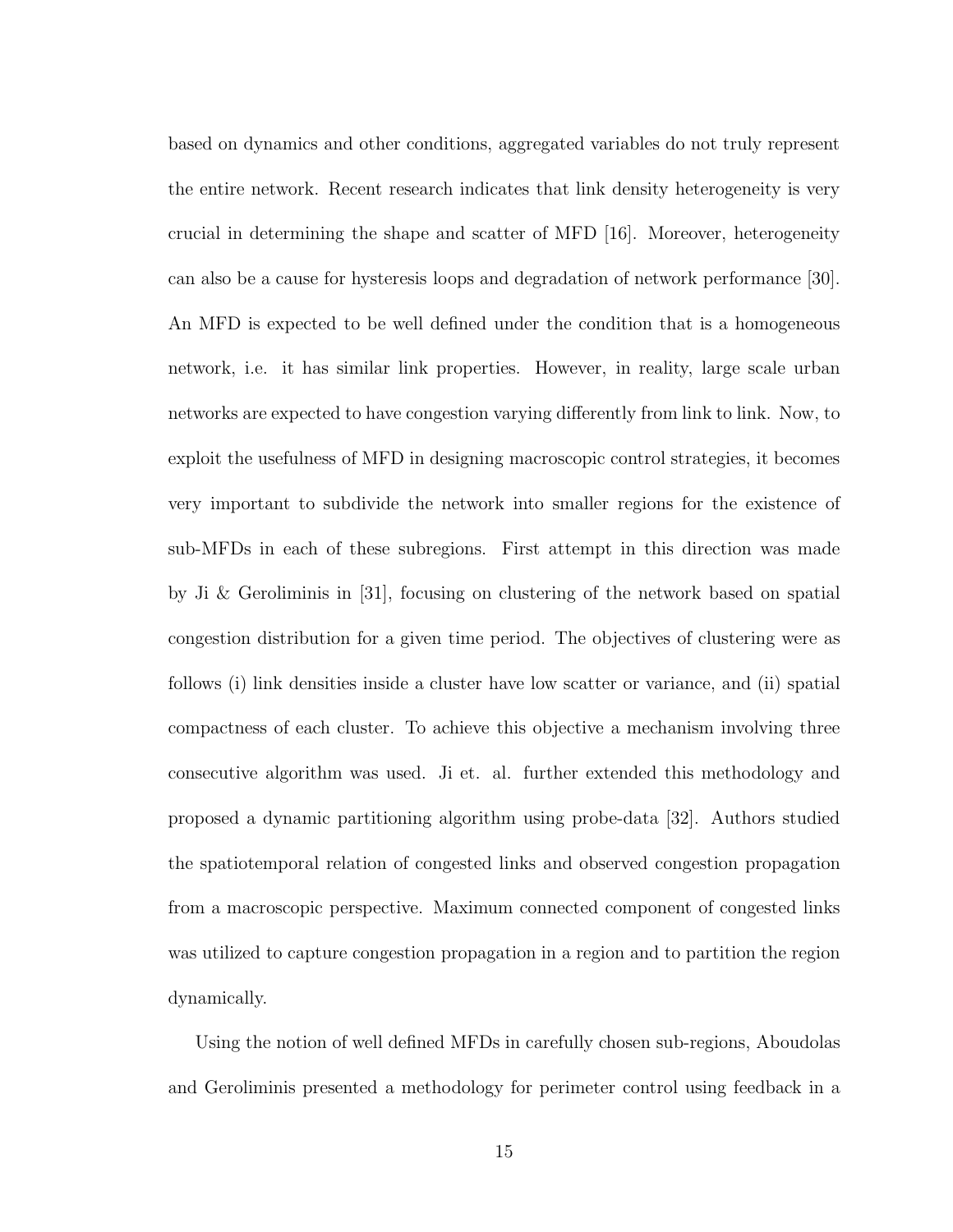based on dynamics and other conditions, aggregated variables do not truly represent the entire network. Recent research indicates that link density heterogeneity is very crucial in determining the shape and scatter of MFD [16]. Moreover, heterogeneity can also be a cause for hysteresis loops and degradation of network performance [30]. An MFD is expected to be well defined under the condition that is a homogeneous network, i.e. it has similar link properties. However, in reality, large scale urban networks are expected to have congestion varying differently from link to link. Now, to exploit the usefulness of MFD in designing macroscopic control strategies, it becomes very important to subdivide the network into smaller regions for the existence of sub-MFDs in each of these subregions. First attempt in this direction was made by Ji & Geroliminis in [31], focusing on clustering of the network based on spatial congestion distribution for a given time period. The objectives of clustering were as follows (i) link densities inside a cluster have low scatter or variance, and (ii) spatial compactness of each cluster. To achieve this objective a mechanism involving three consecutive algorithm was used. Ji et. al. further extended this methodology and proposed a dynamic partitioning algorithm using probe-data [32]. Authors studied the spatiotemporal relation of congested links and observed congestion propagation from a macroscopic perspective. Maximum connected component of congested links was utilized to capture congestion propagation in a region and to partition the region dynamically.

Using the notion of well defined MFDs in carefully chosen sub-regions, Aboudolas and Geroliminis presented a methodology for perimeter control using feedback in a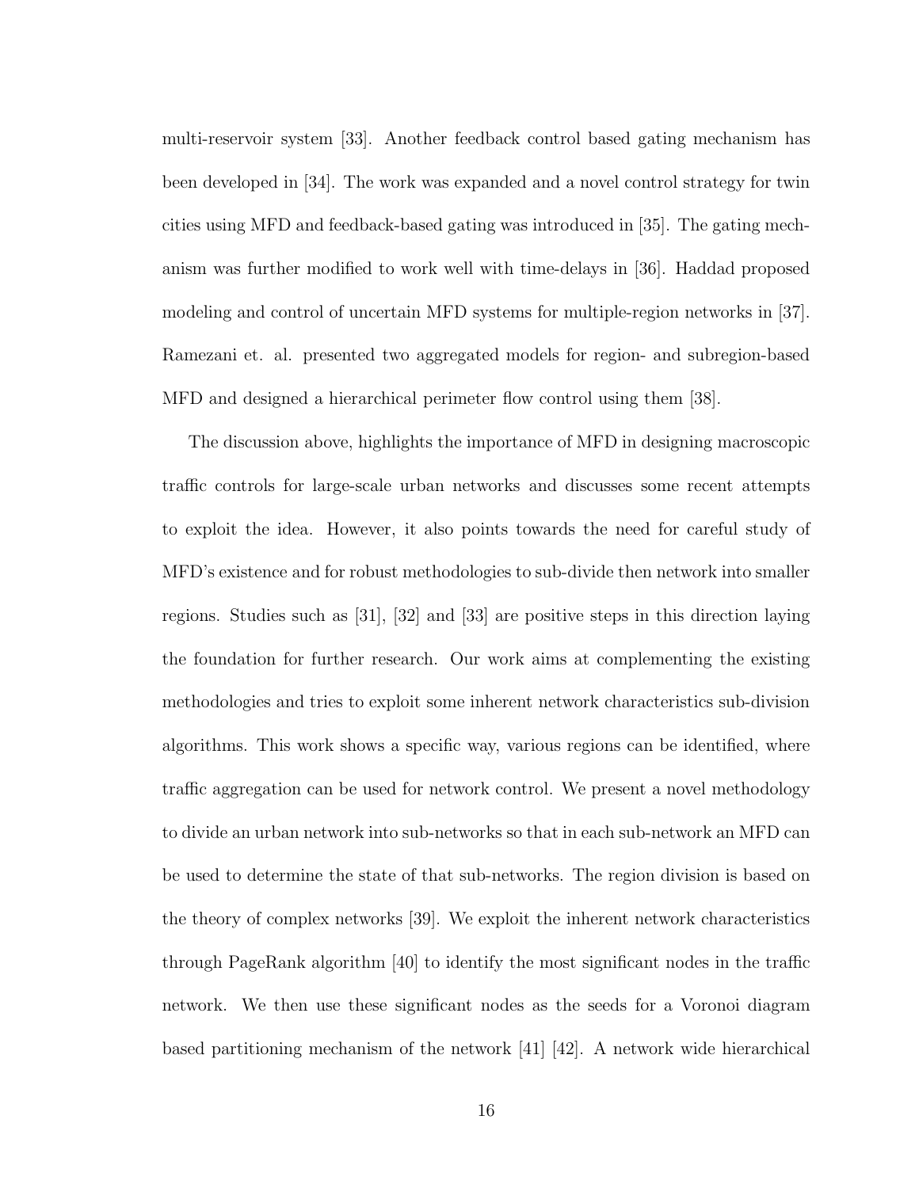multi-reservoir system [33]. Another feedback control based gating mechanism has been developed in [34]. The work was expanded and a novel control strategy for twin cities using MFD and feedback-based gating was introduced in [35]. The gating mechanism was further modified to work well with time-delays in [36]. Haddad proposed modeling and control of uncertain MFD systems for multiple-region networks in [37]. Ramezani et. al. presented two aggregated models for region- and subregion-based MFD and designed a hierarchical perimeter flow control using them [38].

The discussion above, highlights the importance of MFD in designing macroscopic traffic controls for large-scale urban networks and discusses some recent attempts to exploit the idea. However, it also points towards the need for careful study of MFD's existence and for robust methodologies to sub-divide then network into smaller regions. Studies such as [31], [32] and [33] are positive steps in this direction laying the foundation for further research. Our work aims at complementing the existing methodologies and tries to exploit some inherent network characteristics sub-division algorithms. This work shows a specific way, various regions can be identified, where traffic aggregation can be used for network control. We present a novel methodology to divide an urban network into sub-networks so that in each sub-network an MFD can be used to determine the state of that sub-networks. The region division is based on the theory of complex networks [39]. We exploit the inherent network characteristics through PageRank algorithm [40] to identify the most significant nodes in the traffic network. We then use these significant nodes as the seeds for a Voronoi diagram based partitioning mechanism of the network [41] [42]. A network wide hierarchical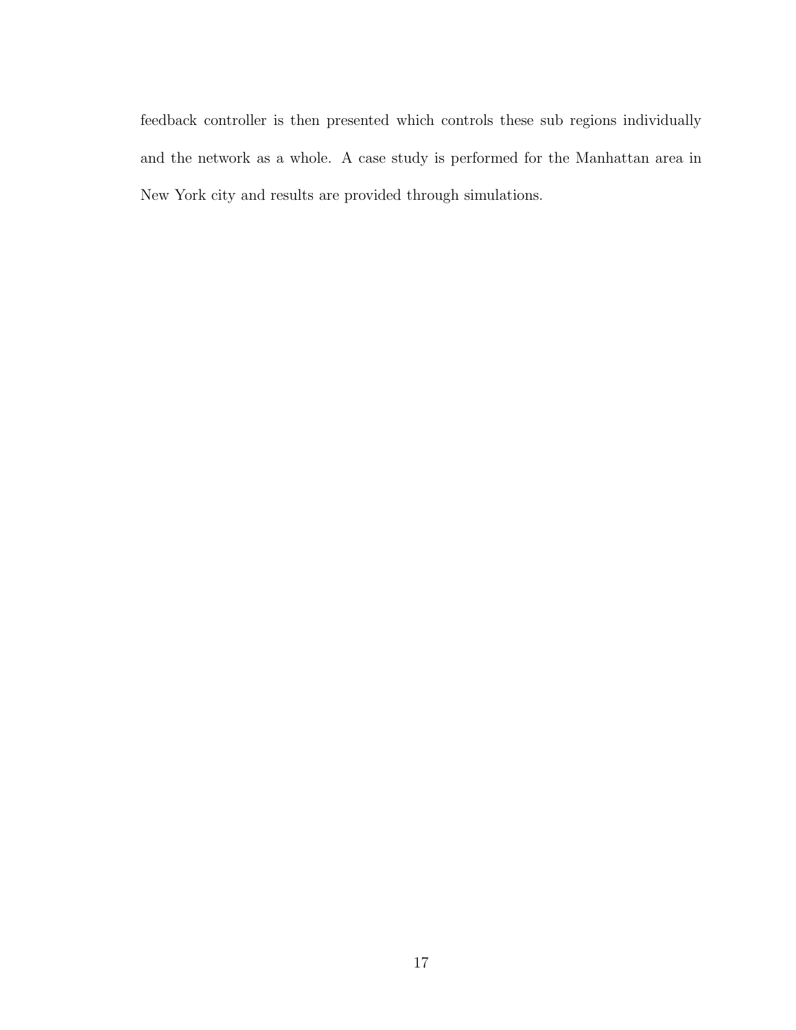feedback controller is then presented which controls these sub regions individually and the network as a whole. A case study is performed for the Manhattan area in New York city and results are provided through simulations.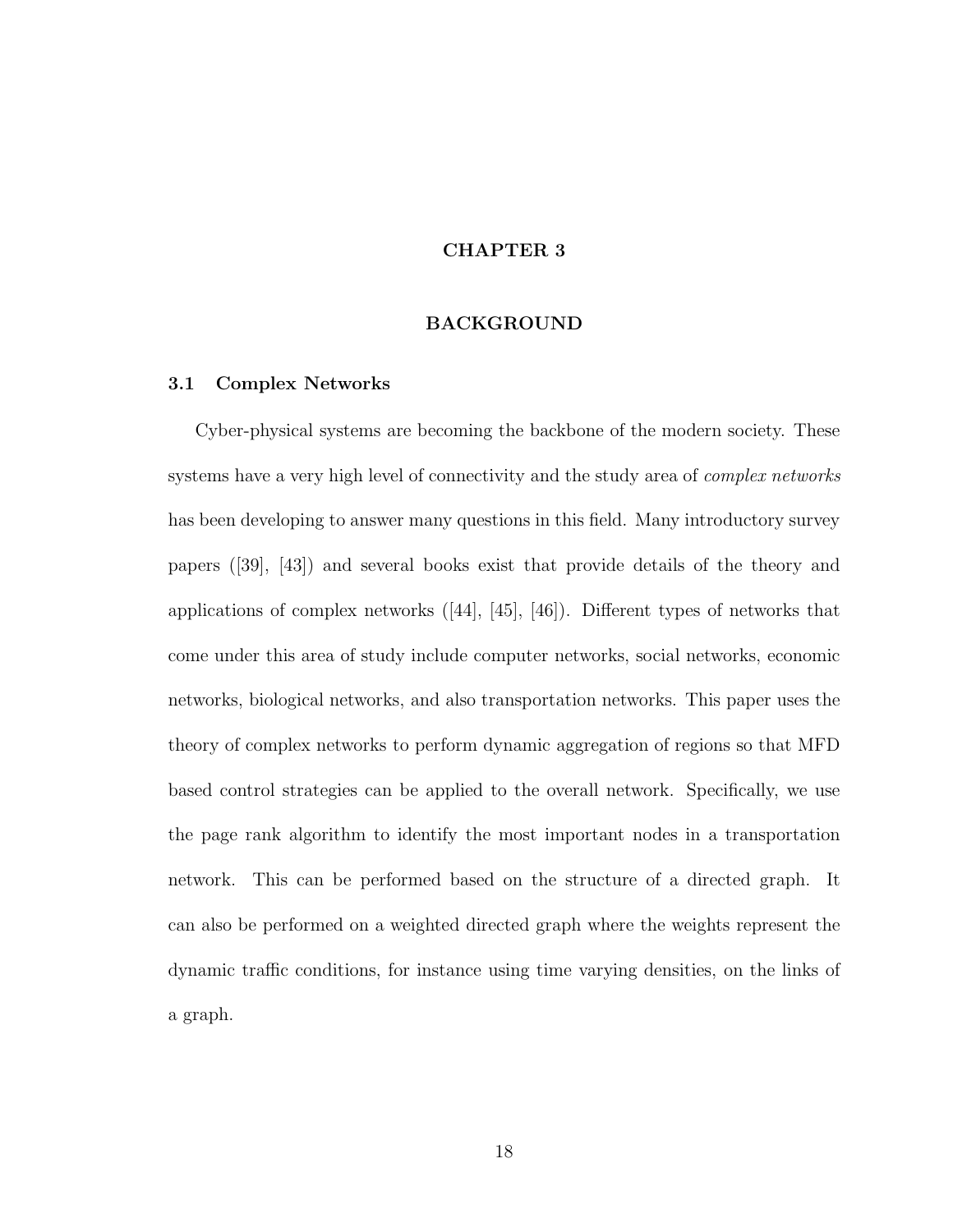# CHAPTER 3

# BACKGROUND

## 3.1 Complex Networks

Cyber-physical systems are becoming the backbone of the modern society. These systems have a very high level of connectivity and the study area of *complex networks* has been developing to answer many questions in this field. Many introductory survey papers ([39], [43]) and several books exist that provide details of the theory and applications of complex networks ([44], [45], [46]). Different types of networks that come under this area of study include computer networks, social networks, economic networks, biological networks, and also transportation networks. This paper uses the theory of complex networks to perform dynamic aggregation of regions so that MFD based control strategies can be applied to the overall network. Specifically, we use the page rank algorithm to identify the most important nodes in a transportation network. This can be performed based on the structure of a directed graph. It can also be performed on a weighted directed graph where the weights represent the dynamic traffic conditions, for instance using time varying densities, on the links of a graph.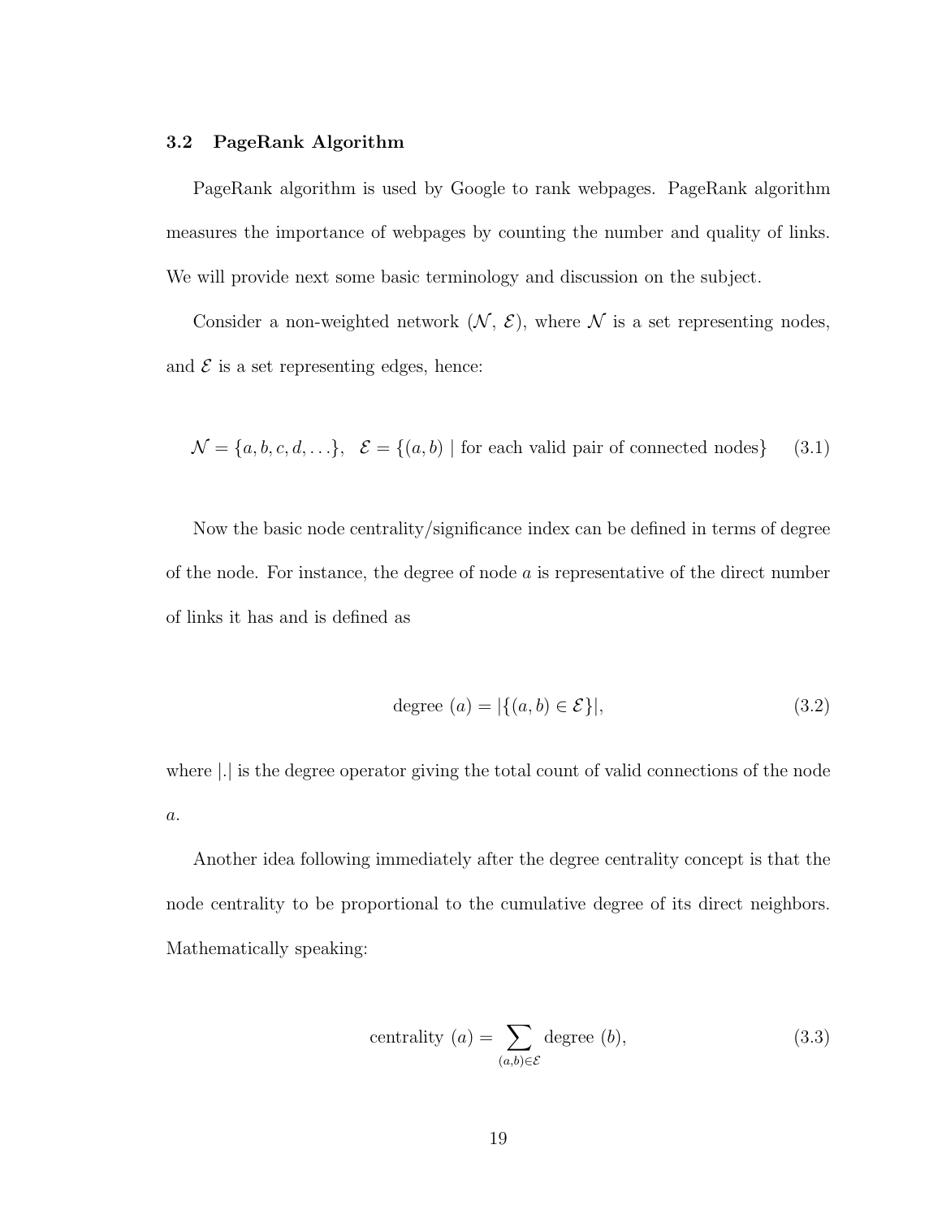### 3.2 PageRank Algorithm

PageRank algorithm is used by Google to rank webpages. PageRank algorithm measures the importance of webpages by counting the number and quality of links. We will provide next some basic terminology and discussion on the subject.

Consider a non-weighted network ($\mathcal{N}$, $\mathcal{E}$), where $\mathcal{N}$ is a set representing nodes, and $\mathcal{E}$ is a set representing edges, hence:

$$\mathcal{N} = \{a, b, c, d, \ldots\}, \quad \mathcal{E} = \{(a, b) \mid \text{for each valid pair of connected nodes}\} \tag{3.1}$$

Now the basic node centrality/significance index can be defined in terms of degree of the node. For instance, the degree of node $a$ is representative of the direct number of links it has and is defined as

$$\text{degree } (a) = |\{(a, b) \in \mathcal{E}\}|, \tag{3.2}$$

where $|.|$ is the degree operator giving the total count of valid connections of the node $a$.

Another idea following immediately after the degree centrality concept is that the node centrality to be proportional to the cumulative degree of its direct neighbors. Mathematically speaking:

$$\text{centrality } (a) = \sum_{(a,b) \in \mathcal{E}} \text{degree } (b), \tag{3.3}$$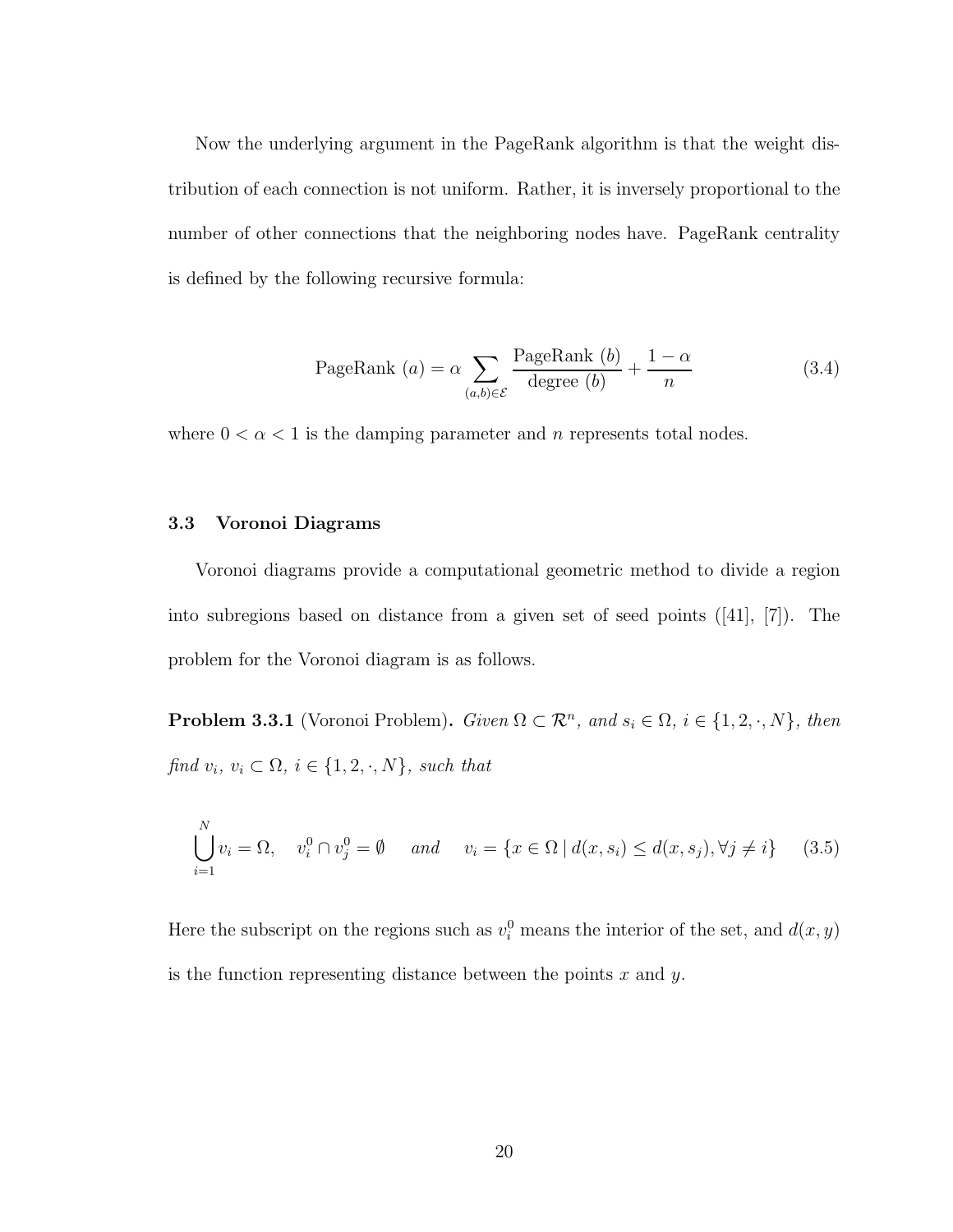Now the underlying argument in the PageRank algorithm is that the weight distribution of each connection is not uniform. Rather, it is inversely proportional to the number of other connections that the neighboring nodes have. PageRank centrality is defined by the following recursive formula:

$$\text{PageRank } (a) = \alpha \sum_{(a,b)\in\mathcal{E}} \frac{\text{PageRank } (b)}{\text{degree } (b)} + \frac{1-\alpha}{n} \tag{3.4}$$

where $0 < \alpha < 1$ is the damping parameter and $n$ represents total nodes.

### 3.3 Voronoi Diagrams

Voronoi diagrams provide a computational geometric method to divide a region into subregions based on distance from a given set of seed points ([41], [7]). The problem for the Voronoi diagram is as follows.

**Problem 3.3.1** (Voronoi Problem)**.** *Given* $\Omega \subset \mathcal{R}^n$*, and* $s_i \in \Omega$*,* $i \in \{1, 2, \cdot, N\}$*, then find* $v_i$*,* $v_i \subset \Omega$*,* $i \in \{1, 2, \cdot, N\}$*, such that*

$$\bigcup_{i=1}^{N} v_i = \Omega, \quad v_i^0 \cap v_j^0 = \emptyset \quad \textit{and} \quad v_i = \{x \in \Omega \mid d(x, s_i) \leq d(x, s_j), \forall j \neq i\} \tag{3.5}$$

Here the subscript on the regions such as $v_i^0$ means the interior of the set, and $d(x, y)$ is the function representing distance between the points $x$ and $y$.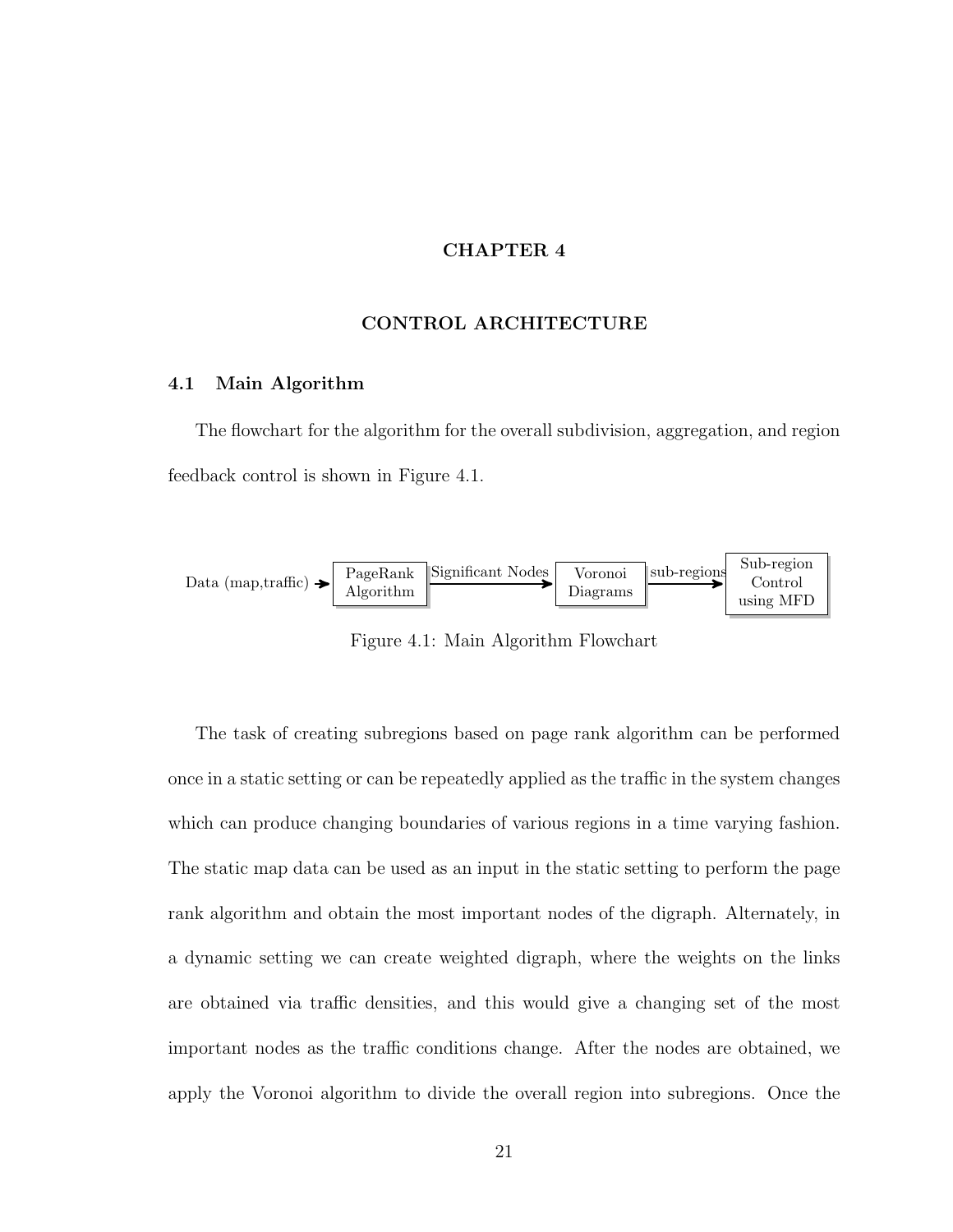# CHAPTER 4

# CONTROL ARCHITECTURE

## 4.1 Main Algorithm

The flowchart for the algorithm for the overall subdivision, aggregation, and region feedback control is shown in Figure 4.1.

Data (map,traffic) → PageRank Algorithm → Significant Nodes → Voronoi Diagrams → sub-regions → Sub-region Control using MFD

Figure 4.1: Main Algorithm Flowchart

The task of creating subregions based on page rank algorithm can be performed once in a static setting or can be repeatedly applied as the traffic in the system changes which can produce changing boundaries of various regions in a time varying fashion. The static map data can be used as an input in the static setting to perform the page rank algorithm and obtain the most important nodes of the digraph. Alternately, in a dynamic setting we can create weighted digraph, where the weights on the links are obtained via traffic densities, and this would give a changing set of the most important nodes as the traffic conditions change. After the nodes are obtained, we apply the Voronoi algorithm to divide the overall region into subregions. Once the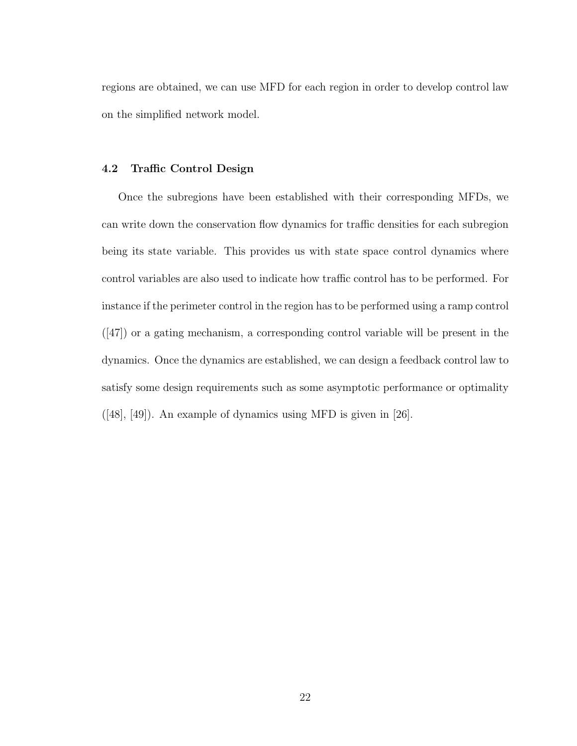regions are obtained, we can use MFD for each region in order to develop control law on the simplified network model.

### 4.2 Traffic Control Design

Once the subregions have been established with their corresponding MFDs, we can write down the conservation flow dynamics for traffic densities for each subregion being its state variable. This provides us with state space control dynamics where control variables are also used to indicate how traffic control has to be performed. For instance if the perimeter control in the region has to be performed using a ramp control ([47]) or a gating mechanism, a corresponding control variable will be present in the dynamics. Once the dynamics are established, we can design a feedback control law to satisfy some design requirements such as some asymptotic performance or optimality ([48], [49]). An example of dynamics using MFD is given in [26].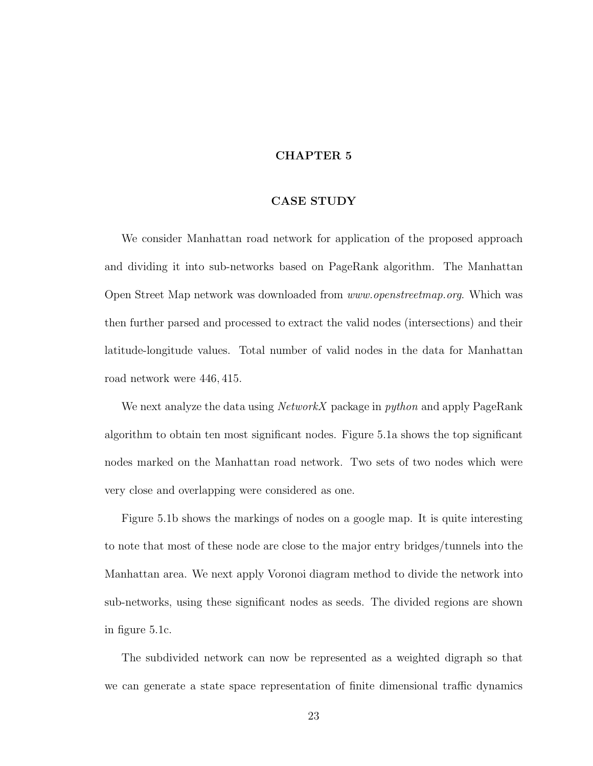# CHAPTER 5

## CASE STUDY

We consider Manhattan road network for application of the proposed approach and dividing it into sub-networks based on PageRank algorithm. The Manhattan Open Street Map network was downloaded from *www.openstreetmap.org*. Which was then further parsed and processed to extract the valid nodes (intersections) and their latitude-longitude values. Total number of valid nodes in the data for Manhattan road network were $446,415$.

We next analyze the data using *NetworkX* package in *python* and apply PageRank algorithm to obtain ten most significant nodes. Figure 5.1a shows the top significant nodes marked on the Manhattan road network. Two sets of two nodes which were very close and overlapping were considered as one.

Figure 5.1b shows the markings of nodes on a google map. It is quite interesting to note that most of these node are close to the major entry bridges/tunnels into the Manhattan area. We next apply Voronoi diagram method to divide the network into sub-networks, using these significant nodes as seeds. The divided regions are shown in figure 5.1c.

The subdivided network can now be represented as a weighted digraph so that we can generate a state space representation of finite dimensional traffic dynamics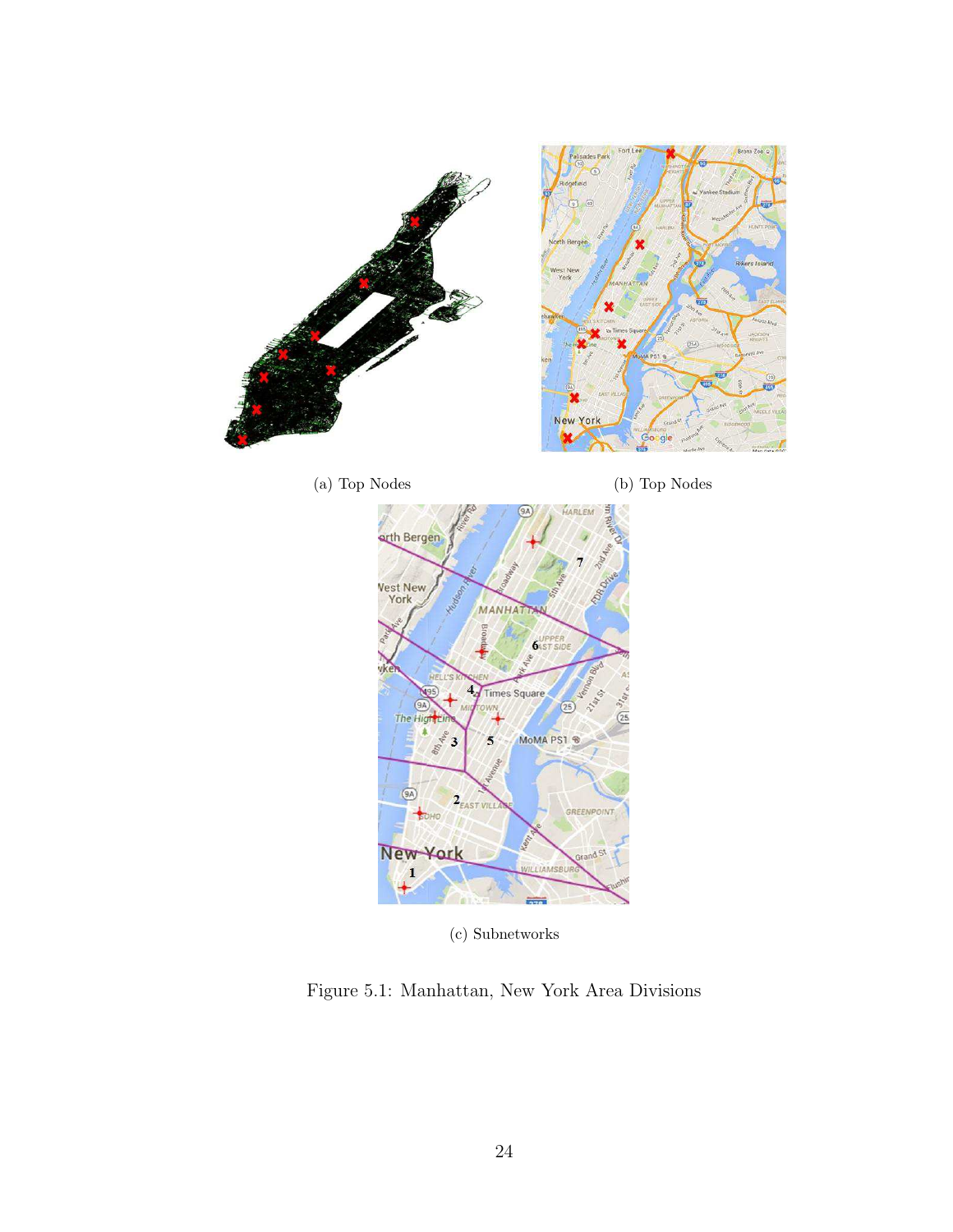(a) Top Nodes

(b) Top Nodes

(c) Subnetworks

Figure 5.1: Manhattan, New York Area Divisions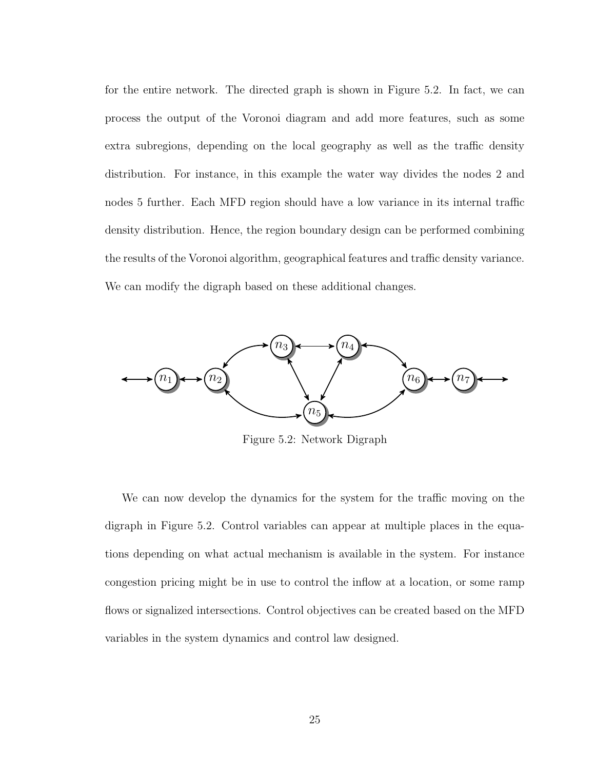for the entire network. The directed graph is shown in Figure 5.2. In fact, we can process the output of the Voronoi diagram and add more features, such as some extra subregions, depending on the local geography as well as the traffic density distribution. For instance, in this example the water way divides the nodes 2 and nodes 5 further. Each MFD region should have a low variance in its internal traffic density distribution. Hence, the region boundary design can be performed combining the results of the Voronoi algorithm, geographical features and traffic density variance. We can modify the digraph based on these additional changes.

Figure 5.2: Network Digraph

We can now develop the dynamics for the system for the traffic moving on the digraph in Figure 5.2. Control variables can appear at multiple places in the equations depending on what actual mechanism is available in the system. For instance congestion pricing might be in use to control the inflow at a location, or some ramp flows or signalized intersections. Control objectives can be created based on the MFD variables in the system dynamics and control law designed.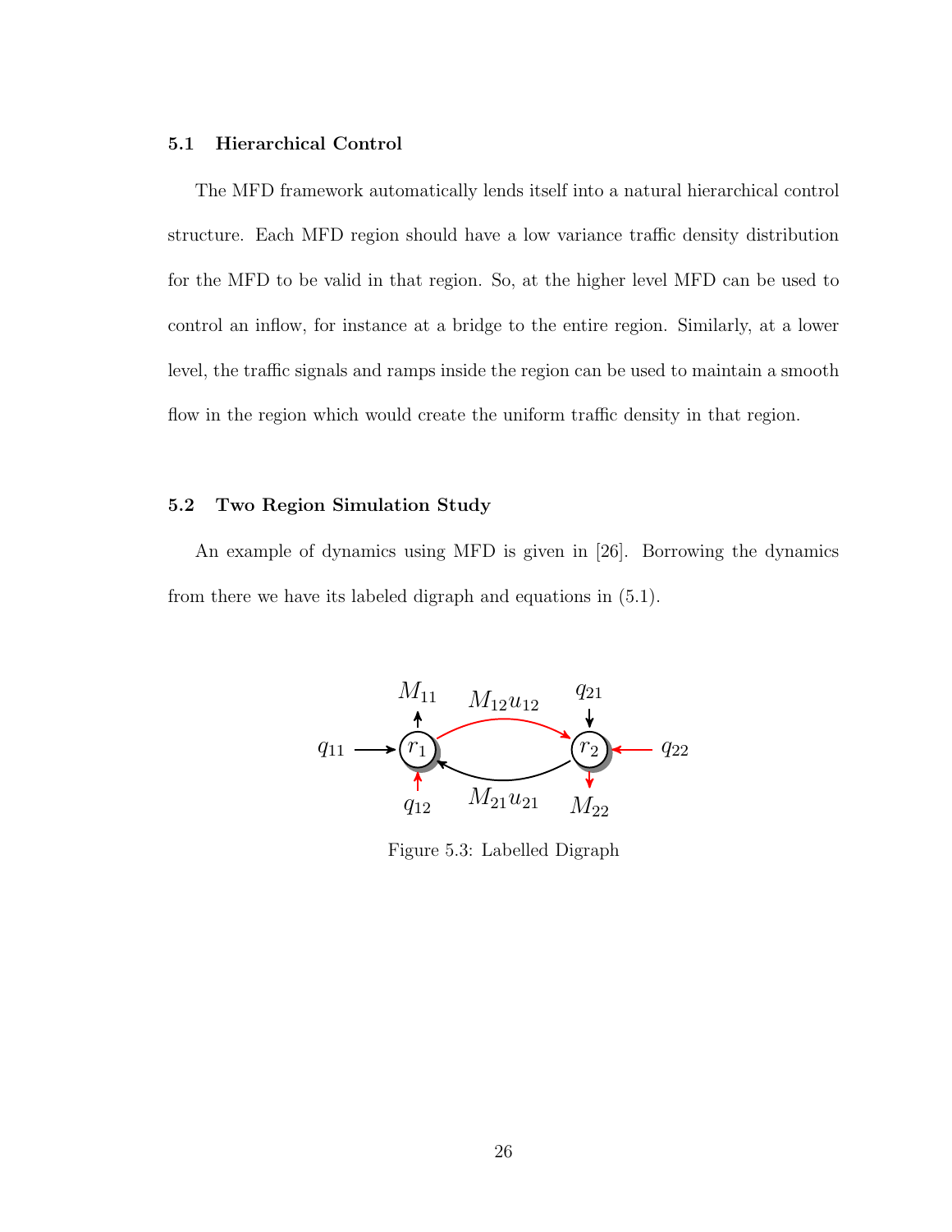### 5.1 Hierarchical Control

The MFD framework automatically lends itself into a natural hierarchical control structure. Each MFD region should have a low variance traffic density distribution for the MFD to be valid in that region. So, at the higher level MFD can be used to control an inflow, for instance at a bridge to the entire region. Similarly, at a lower level, the traffic signals and ramps inside the region can be used to maintain a smooth flow in the region which would create the uniform traffic density in that region.

### 5.2 Two Region Simulation Study

An example of dynamics using MFD is given in [26]. Borrowing the dynamics from there we have its labeled digraph and equations in (5.1).

Figure 5.3: Labelled Digraph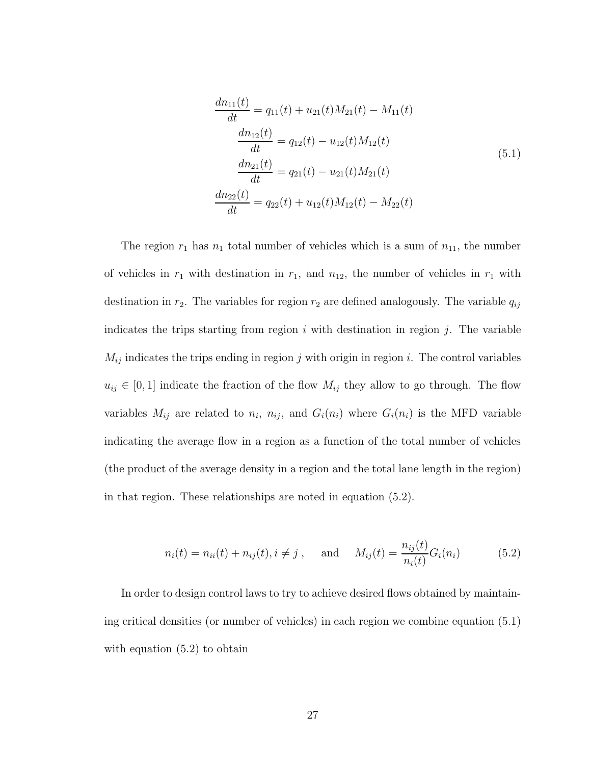$$
\begin{aligned}
\frac{dn_{11}(t)}{dt} &= q_{11}(t) + u_{21}(t)M_{21}(t) - M_{11}(t) \\
\frac{dn_{12}(t)}{dt} &= q_{12}(t) - u_{12}(t)M_{12}(t) \\
\frac{dn_{21}(t)}{dt} &= q_{21}(t) - u_{21}(t)M_{21}(t) \\
\frac{dn_{22}(t)}{dt} &= q_{22}(t) + u_{12}(t)M_{12}(t) - M_{22}(t)
\end{aligned} \tag{5.1}
$$

The region $r_1$ has $n_1$ total number of vehicles which is a sum of $n_{11}$, the number of vehicles in $r_1$ with destination in $r_1$, and $n_{12}$, the number of vehicles in $r_1$ with destination in $r_2$. The variables for region $r_2$ are defined analogously. The variable $q_{ij}$ indicates the trips starting from region $i$ with destination in region $j$. The variable $M_{ij}$ indicates the trips ending in region $j$ with origin in region $i$. The control variables $u_{ij} \in [0, 1]$ indicate the fraction of the flow $M_{ij}$ they allow to go through. The flow variables $M_{ij}$ are related to $n_i$, $n_{ij}$, and $G_i(n_i)$ where $G_i(n_i)$ is the MFD variable indicating the average flow in a region as a function of the total number of vehicles (the product of the average density in a region and the total lane length in the region) in that region. These relationships are noted in equation (5.2).

$$
n_i(t) = n_{ii}(t) + n_{ij}(t), i \neq j \ , \quad \text{ and } \quad M_{ij}(t) = \frac{n_{ij}(t)}{n_i(t)} G_i(n_i) \tag{5.2}
$$

In order to design control laws to try to achieve desired flows obtained by maintaining critical densities (or number of vehicles) in each region we combine equation (5.1) with equation (5.2) to obtain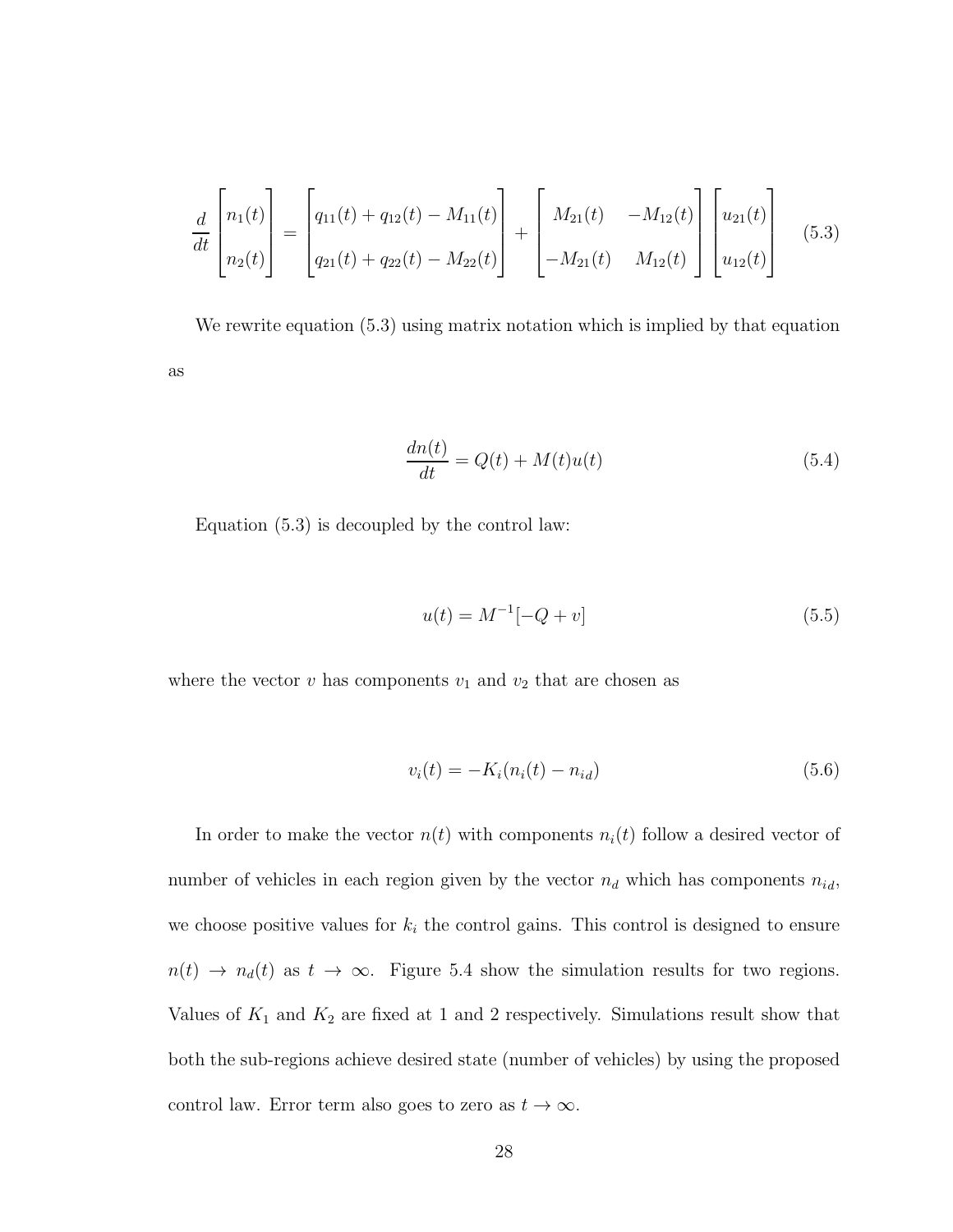$$\frac{d}{dt}\begin{bmatrix} n_1(t) \\ n_2(t) \end{bmatrix} = \begin{bmatrix} q_{11}(t) + q_{12}(t) - M_{11}(t) \\ q_{21}(t) + q_{22}(t) - M_{22}(t) \end{bmatrix} + \begin{bmatrix} M_{21}(t) & -M_{12}(t) \\ -M_{21}(t) & M_{12}(t) \end{bmatrix} \begin{bmatrix} u_{21}(t) \\ u_{12}(t) \end{bmatrix} \tag{5.3}$$

We rewrite equation (5.3) using matrix notation which is implied by that equation as

$$\frac{dn(t)}{dt} = Q(t) + M(t)u(t) \tag{5.4}$$

Equation (5.3) is decoupled by the control law:

$$u(t) = M^{-1}[-Q + v] \tag{5.5}$$

where the vector $v$ has components $v_1$ and $v_2$ that are chosen as

$$v_i(t) = -K_i(n_i(t) - n_{id}) \tag{5.6}$$

In order to make the vector $n(t)$ with components $n_i(t)$ follow a desired vector of number of vehicles in each region given by the vector $n_d$ which has components $n_{id}$, we choose positive values for $k_i$ the control gains. This control is designed to ensure $n(t) \rightarrow n_d(t)$ as $t \rightarrow \infty$. Figure 5.4 show the simulation results for two regions. Values of $K_1$ and $K_2$ are fixed at 1 and 2 respectively. Simulations result show that both the sub-regions achieve desired state (number of vehicles) by using the proposed control law. Error term also goes to zero as $t \rightarrow \infty$.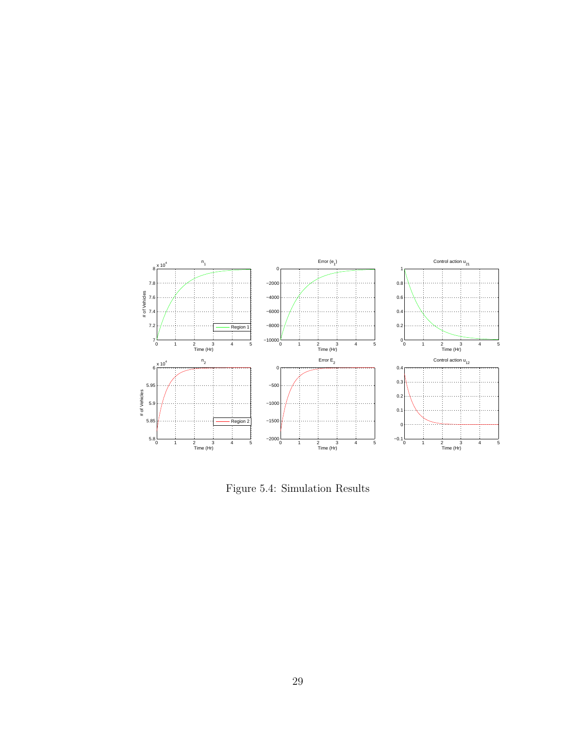Figure 5.4: Simulation Results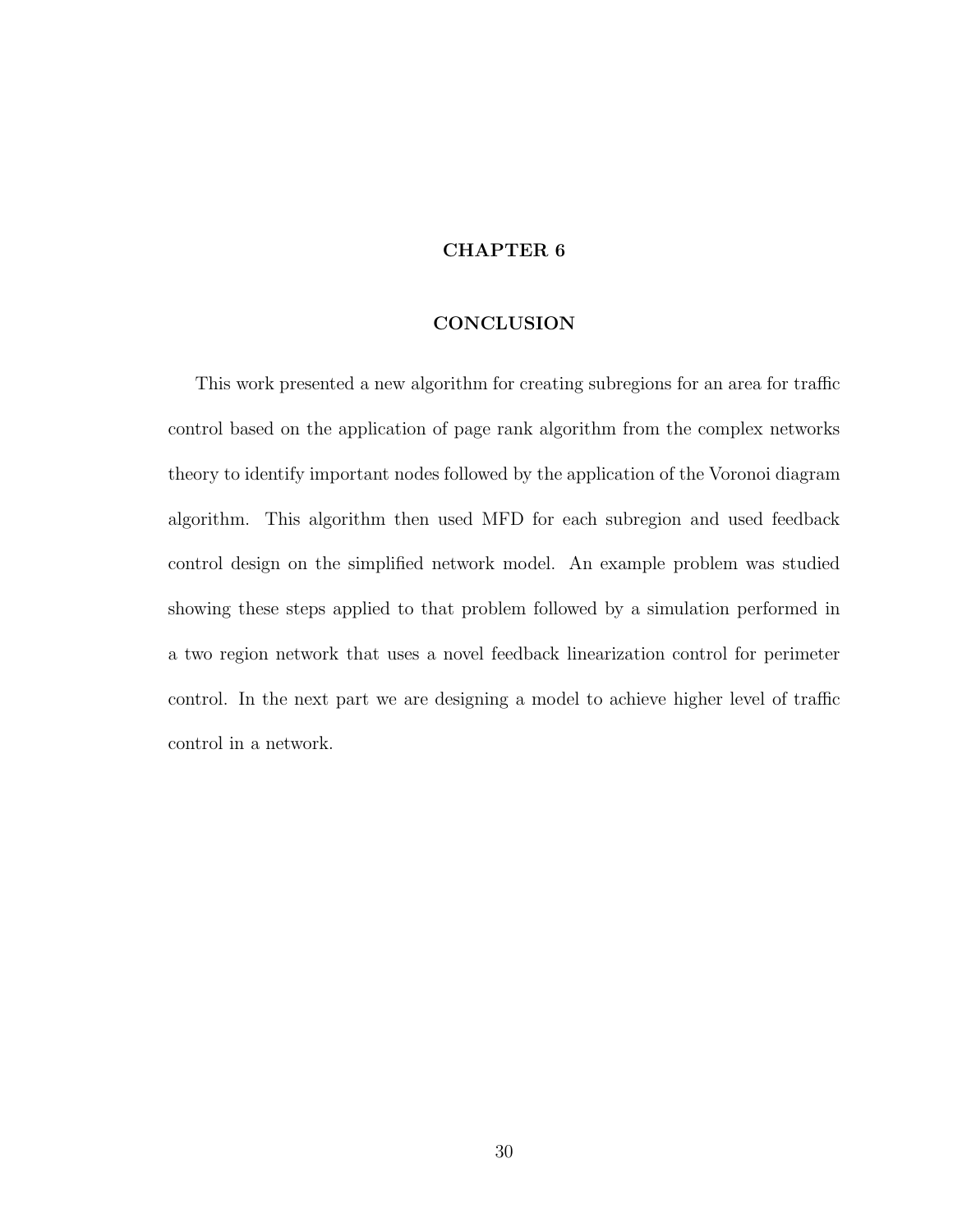# CHAPTER 6

# CONCLUSION

This work presented a new algorithm for creating subregions for an area for traffic control based on the application of page rank algorithm from the complex networks theory to identify important nodes followed by the application of the Voronoi diagram algorithm. This algorithm then used MFD for each subregion and used feedback control design on the simplified network model. An example problem was studied showing these steps applied to that problem followed by a simulation performed in a two region network that uses a novel feedback linearization control for perimeter control. In the next part we are designing a model to achieve higher level of traffic control in a network.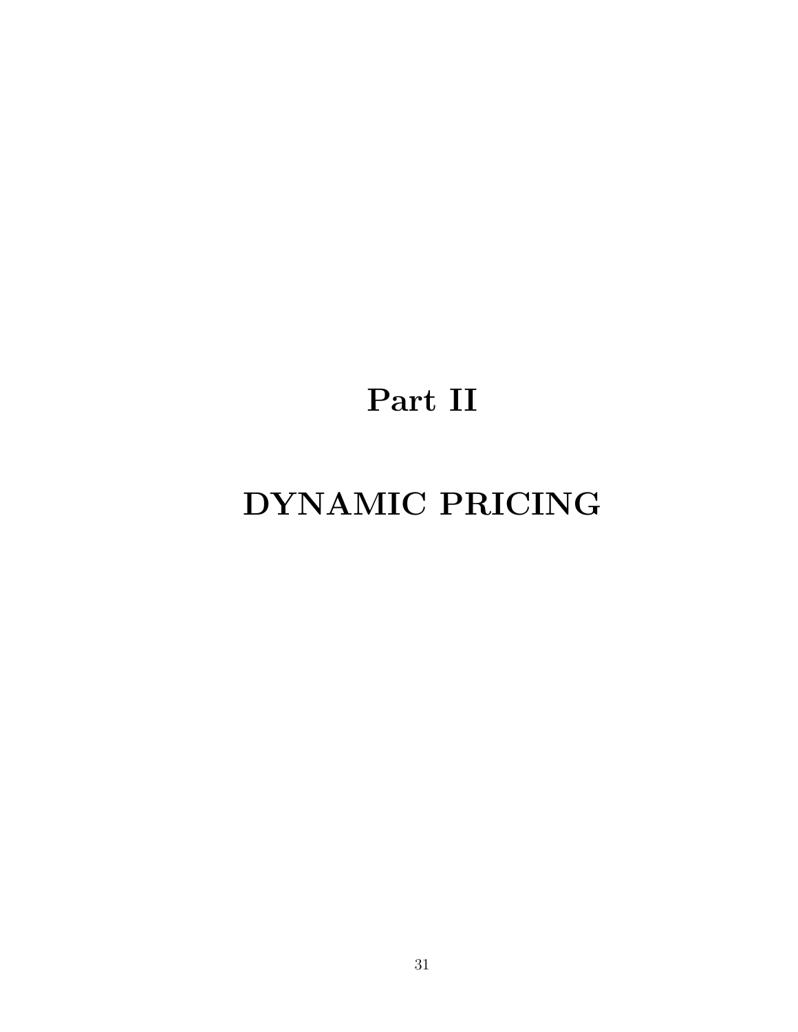# Part II

# DYNAMIC PRICING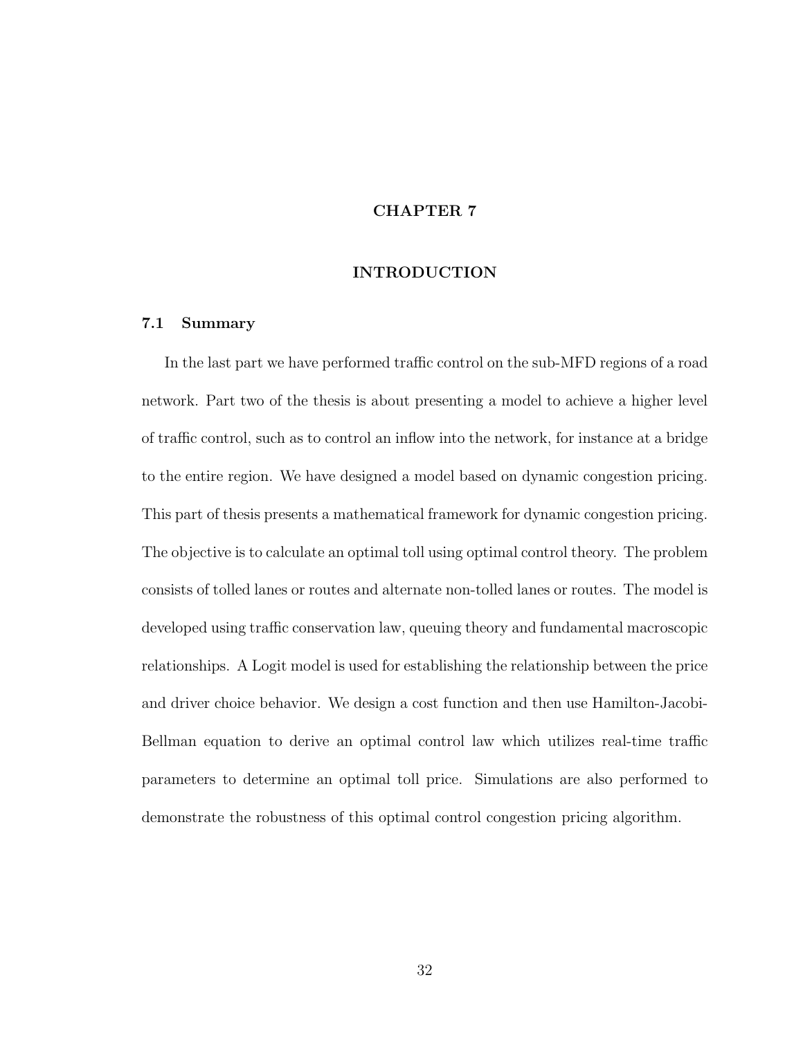# CHAPTER 7

# INTRODUCTION

## 7.1 Summary

In the last part we have performed traffic control on the sub-MFD regions of a road network. Part two of the thesis is about presenting a model to achieve a higher level of traffic control, such as to control an inflow into the network, for instance at a bridge to the entire region. We have designed a model based on dynamic congestion pricing. This part of thesis presents a mathematical framework for dynamic congestion pricing. The objective is to calculate an optimal toll using optimal control theory. The problem consists of tolled lanes or routes and alternate non-tolled lanes or routes. The model is developed using traffic conservation law, queuing theory and fundamental macroscopic relationships. A Logit model is used for establishing the relationship between the price and driver choice behavior. We design a cost function and then use Hamilton-Jacobi-Bellman equation to derive an optimal control law which utilizes real-time traffic parameters to determine an optimal toll price. Simulations are also performed to demonstrate the robustness of this optimal control congestion pricing algorithm.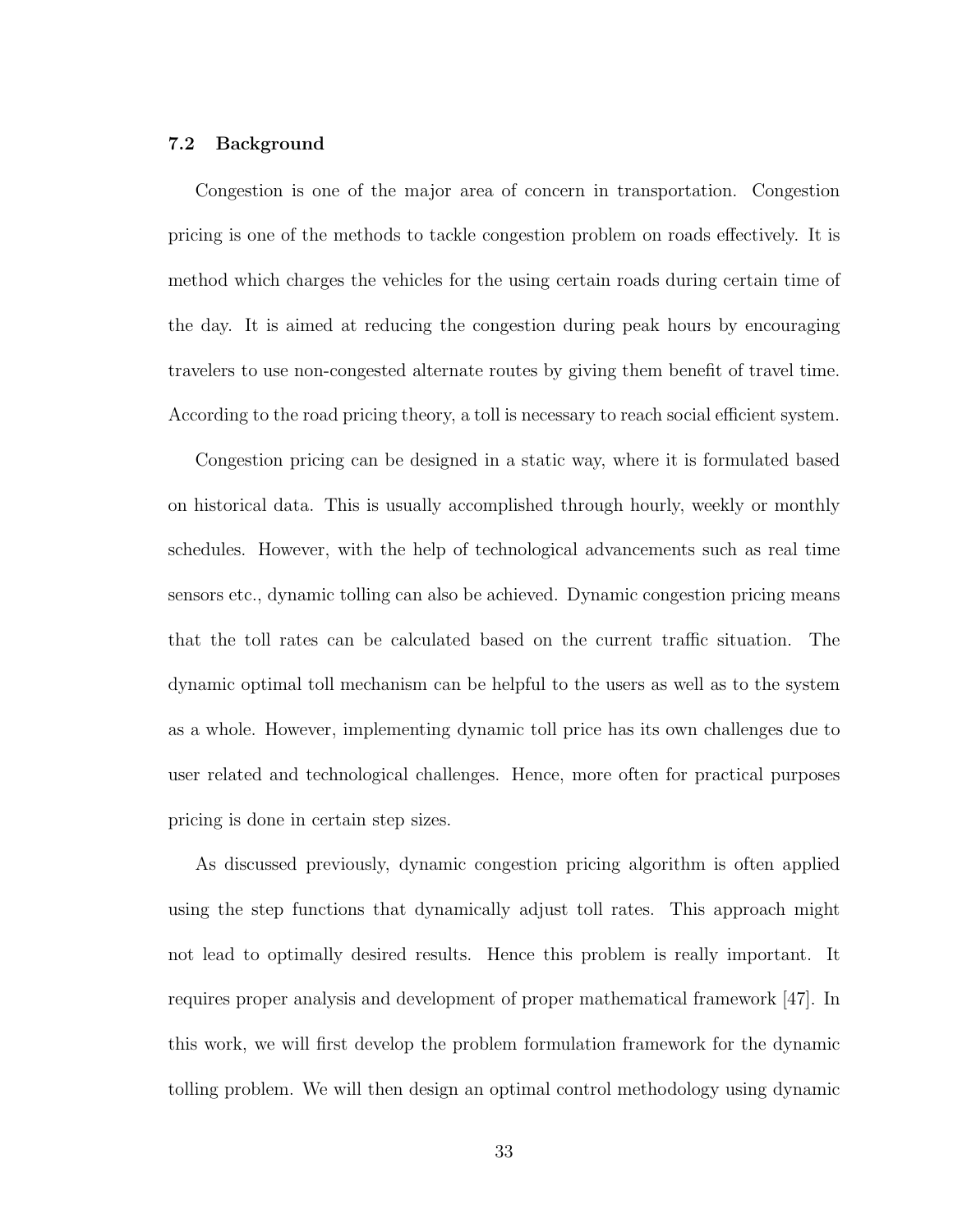## 7.2 Background

Congestion is one of the major area of concern in transportation. Congestion pricing is one of the methods to tackle congestion problem on roads effectively. It is method which charges the vehicles for the using certain roads during certain time of the day. It is aimed at reducing the congestion during peak hours by encouraging travelers to use non-congested alternate routes by giving them benefit of travel time. According to the road pricing theory, a toll is necessary to reach social efficient system.

Congestion pricing can be designed in a static way, where it is formulated based on historical data. This is usually accomplished through hourly, weekly or monthly schedules. However, with the help of technological advancements such as real time sensors etc., dynamic tolling can also be achieved. Dynamic congestion pricing means that the toll rates can be calculated based on the current traffic situation. The dynamic optimal toll mechanism can be helpful to the users as well as to the system as a whole. However, implementing dynamic toll price has its own challenges due to user related and technological challenges. Hence, more often for practical purposes pricing is done in certain step sizes.

As discussed previously, dynamic congestion pricing algorithm is often applied using the step functions that dynamically adjust toll rates. This approach might not lead to optimally desired results. Hence this problem is really important. It requires proper analysis and development of proper mathematical framework [47]. In this work, we will first develop the problem formulation framework for the dynamic tolling problem. We will then design an optimal control methodology using dynamic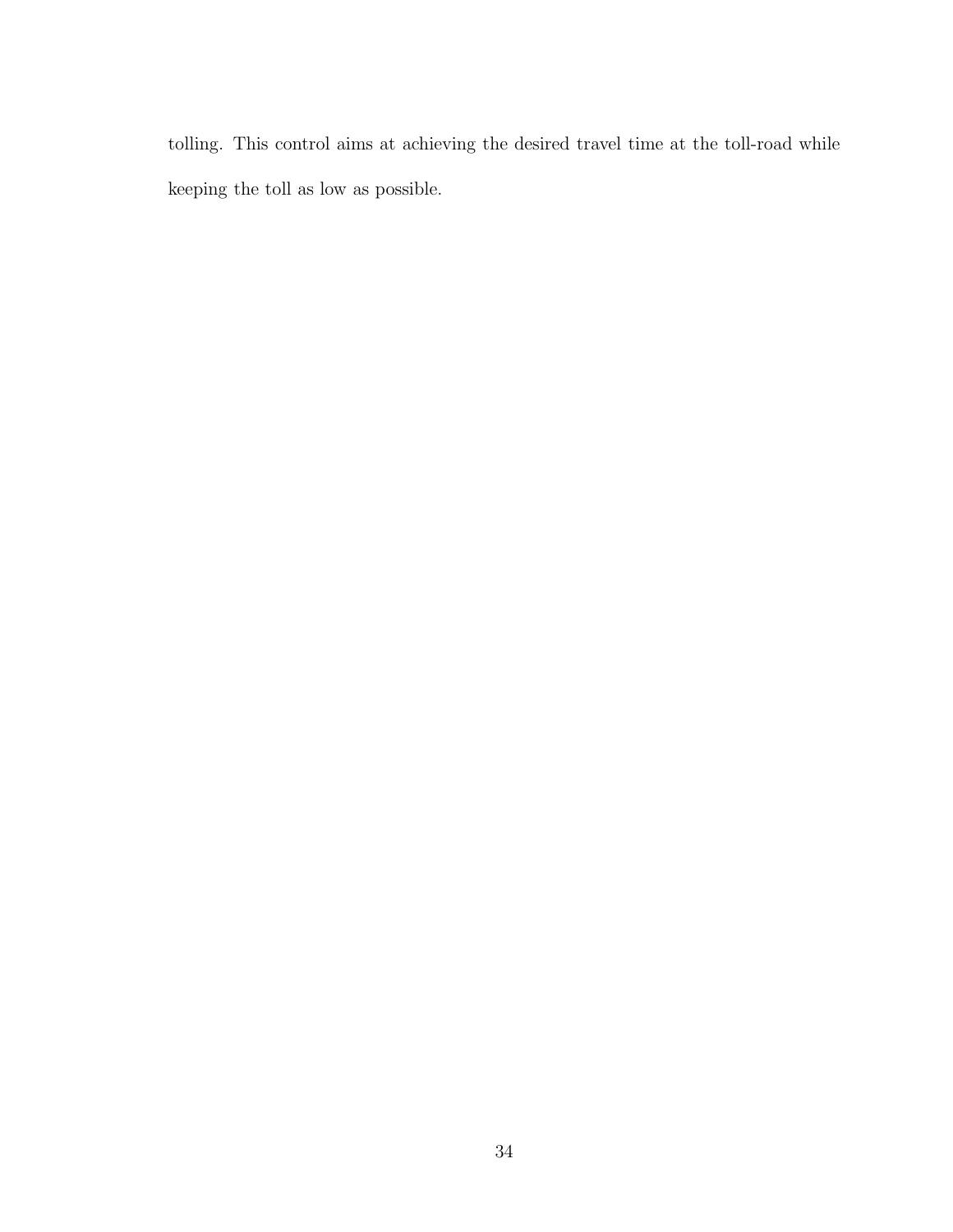tolling. This control aims at achieving the desired travel time at the toll-road while keeping the toll as low as possible.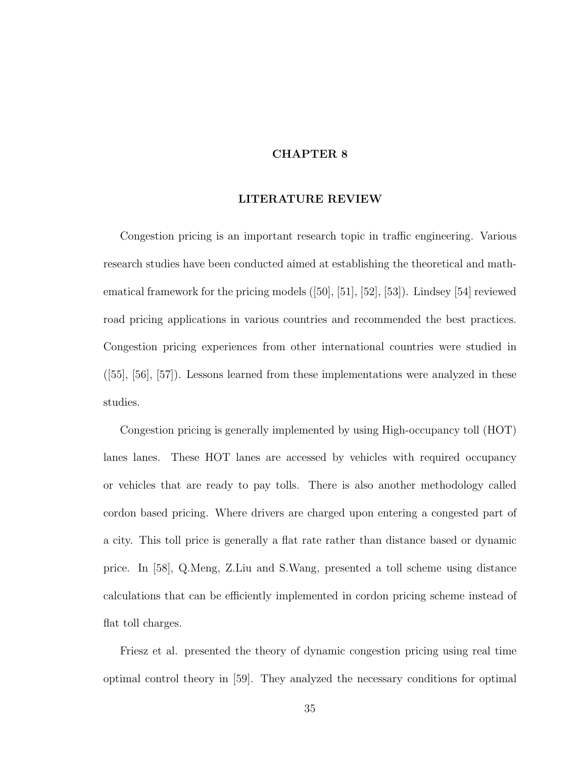# CHAPTER 8

## LITERATURE REVIEW

Congestion pricing is an important research topic in traffic engineering. Various research studies have been conducted aimed at establishing the theoretical and mathematical framework for the pricing models ([50], [51], [52], [53]). Lindsey [54] reviewed road pricing applications in various countries and recommended the best practices. Congestion pricing experiences from other international countries were studied in ([55], [56], [57]). Lessons learned from these implementations were analyzed in these studies.

Congestion pricing is generally implemented by using High-occupancy toll (HOT) lanes lanes. These HOT lanes are accessed by vehicles with required occupancy or vehicles that are ready to pay tolls. There is also another methodology called cordon based pricing. Where drivers are charged upon entering a congested part of a city. This toll price is generally a flat rate rather than distance based or dynamic price. In [58], Q.Meng, Z.Liu and S.Wang, presented a toll scheme using distance calculations that can be efficiently implemented in cordon pricing scheme instead of flat toll charges.

Friesz et al. presented the theory of dynamic congestion pricing using real time optimal control theory in [59]. They analyzed the necessary conditions for optimal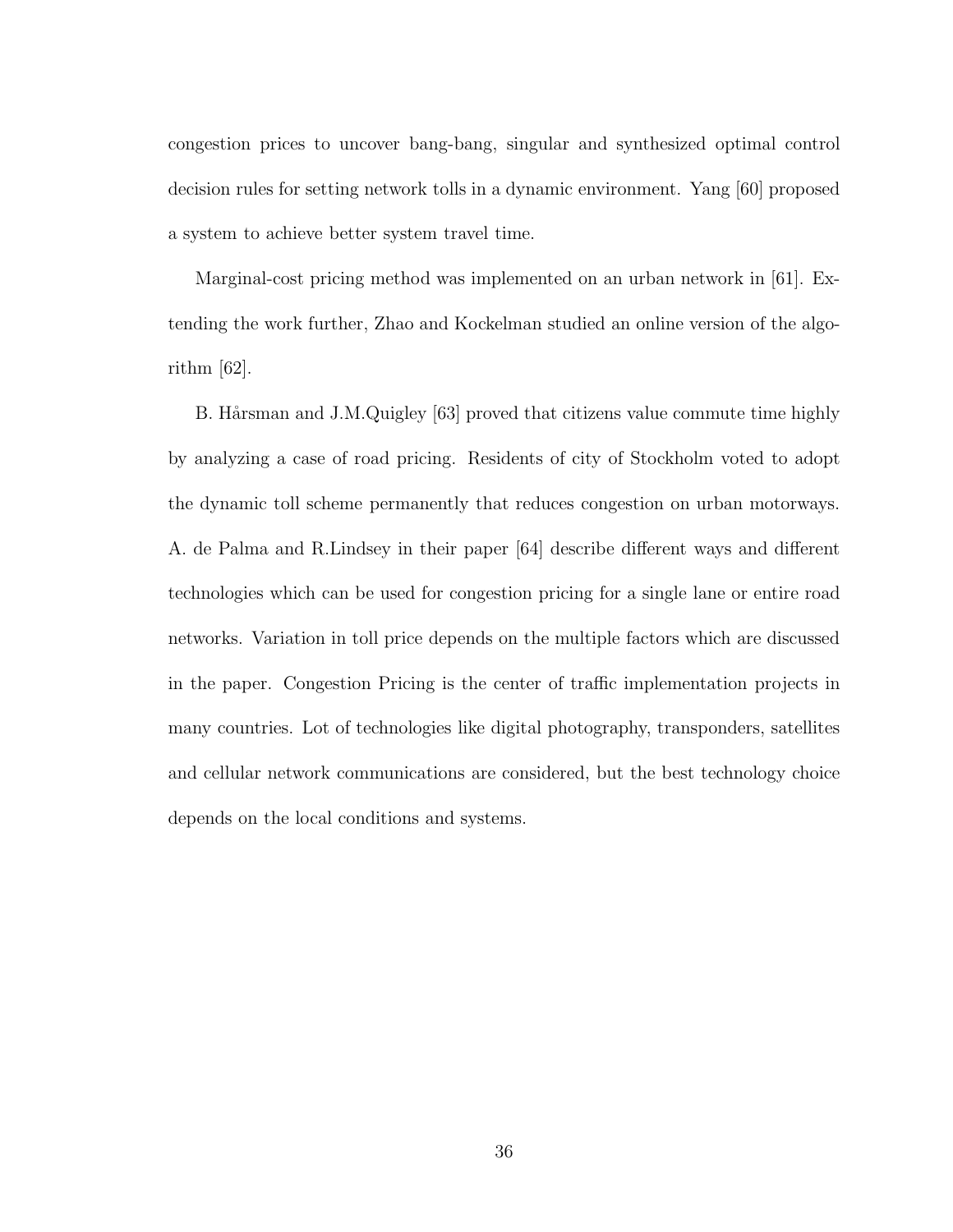congestion prices to uncover bang-bang, singular and synthesized optimal control decision rules for setting network tolls in a dynamic environment. Yang [60] proposed a system to achieve better system travel time.

Marginal-cost pricing method was implemented on an urban network in [61]. Extending the work further, Zhao and Kockelman studied an online version of the algorithm [62].

B. Hårsman and J.M.Quigley [63] proved that citizens value commute time highly by analyzing a case of road pricing. Residents of city of Stockholm voted to adopt the dynamic toll scheme permanently that reduces congestion on urban motorways. A. de Palma and R.Lindsey in their paper [64] describe different ways and different technologies which can be used for congestion pricing for a single lane or entire road networks. Variation in toll price depends on the multiple factors which are discussed in the paper. Congestion Pricing is the center of traffic implementation projects in many countries. Lot of technologies like digital photography, transponders, satellites and cellular network communications are considered, but the best technology choice depends on the local conditions and systems.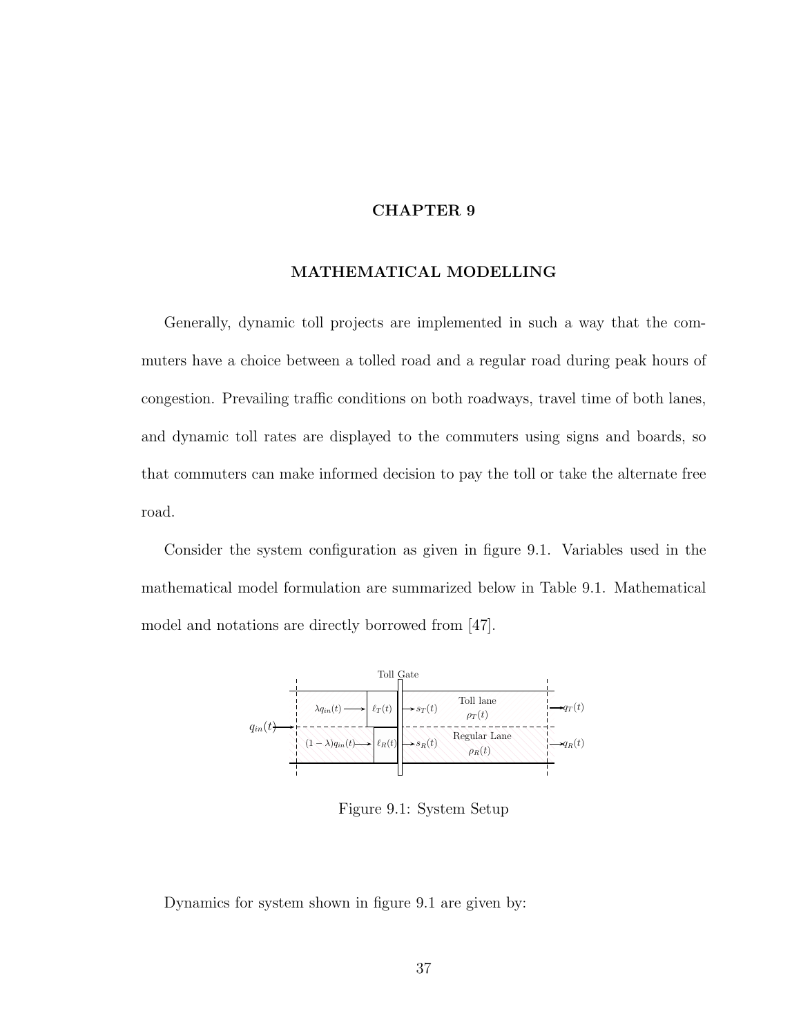# CHAPTER 9

## MATHEMATICAL MODELLING

Generally, dynamic toll projects are implemented in such a way that the commuters have a choice between a tolled road and a regular road during peak hours of congestion. Prevailing traffic conditions on both roadways, travel time of both lanes, and dynamic toll rates are displayed to the commuters using signs and boards, so that commuters can make informed decision to pay the toll or take the alternate free road.

Consider the system configuration as given in figure 9.1. Variables used in the mathematical model formulation are summarized below in Table 9.1. Mathematical model and notations are directly borrowed from [47].

Figure 9.1: System Setup

Dynamics for system shown in figure 9.1 are given by: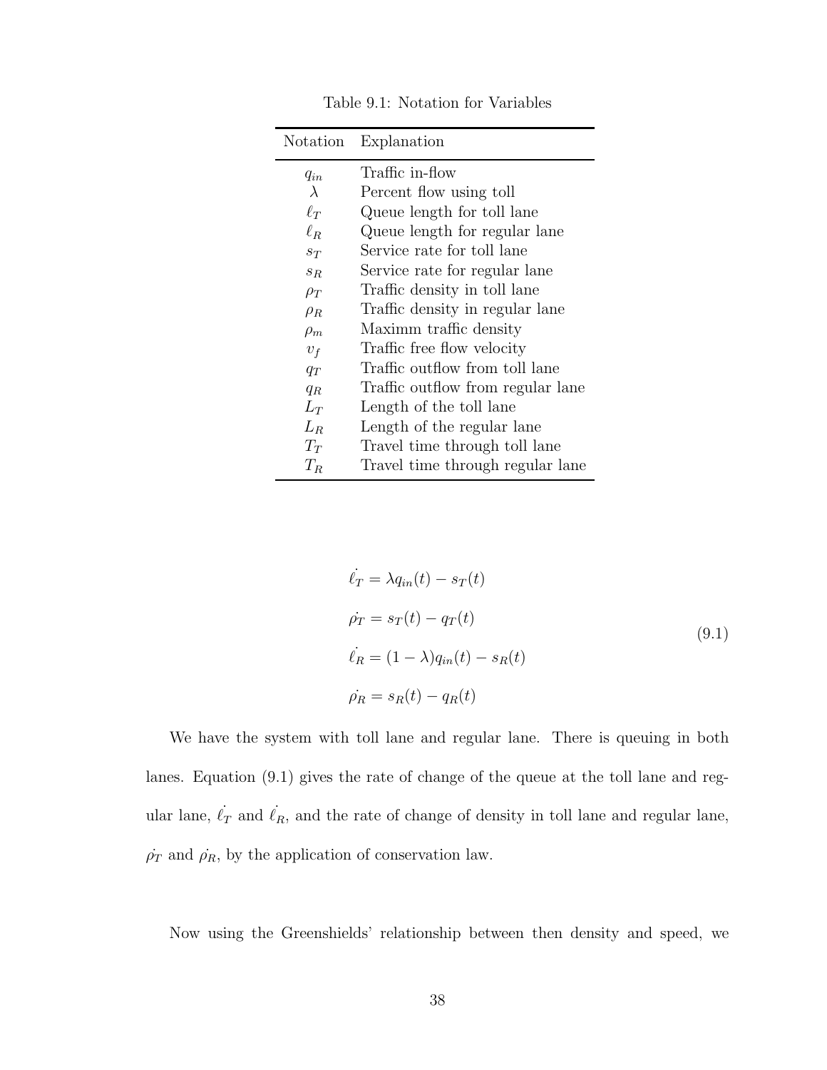Table 9.1: Notation for Variables

| Notation | Explanation |
|---|---|
| $q_{in}$ | Traffic in-flow |
| $\lambda$ | Percent flow using toll |
| $\ell_T$ | Queue length for toll lane |
| $\ell_R$ | Queue length for regular lane |
| $s_T$ | Service rate for toll lane |
| $s_R$ | Service rate for regular lane |
| $\rho_T$ | Traffic density in toll lane |
| $\rho_R$ | Traffic density in regular lane |
| $\rho_m$ | Maximm traffic density |
| $v_f$ | Traffic free flow velocity |
| $q_T$ | Traffic outflow from toll lane |
| $q_R$ | Traffic outflow from regular lane |
| $L_T$ | Length of the toll lane |
| $L_R$ | Length of the regular lane |
| $T_T$ | Travel time through toll lane |
| $T_R$ | Travel time through regular lane |

$$
\begin{aligned}
\dot{\ell_T} &= \lambda q_{in}(t) - s_T(t) \\
\dot{\rho_T} &= s_T(t) - q_T(t) \\
\dot{\ell_R} &= (1-\lambda) q_{in}(t) - s_R(t) \\
\dot{\rho_R} &= s_R(t) - q_R(t)
\end{aligned}
\tag{9.1}
$$

We have the system with toll lane and regular lane. There is queuing in both lanes. Equation (9.1) gives the rate of change of the queue at the toll lane and regular lane, $\dot{\ell_T}$ and $\dot{\ell_R}$, and the rate of change of density in toll lane and regular lane, $\dot{\rho_T}$ and $\dot{\rho_R}$, by the application of conservation law.

Now using the Greenshields' relationship between then density and speed, we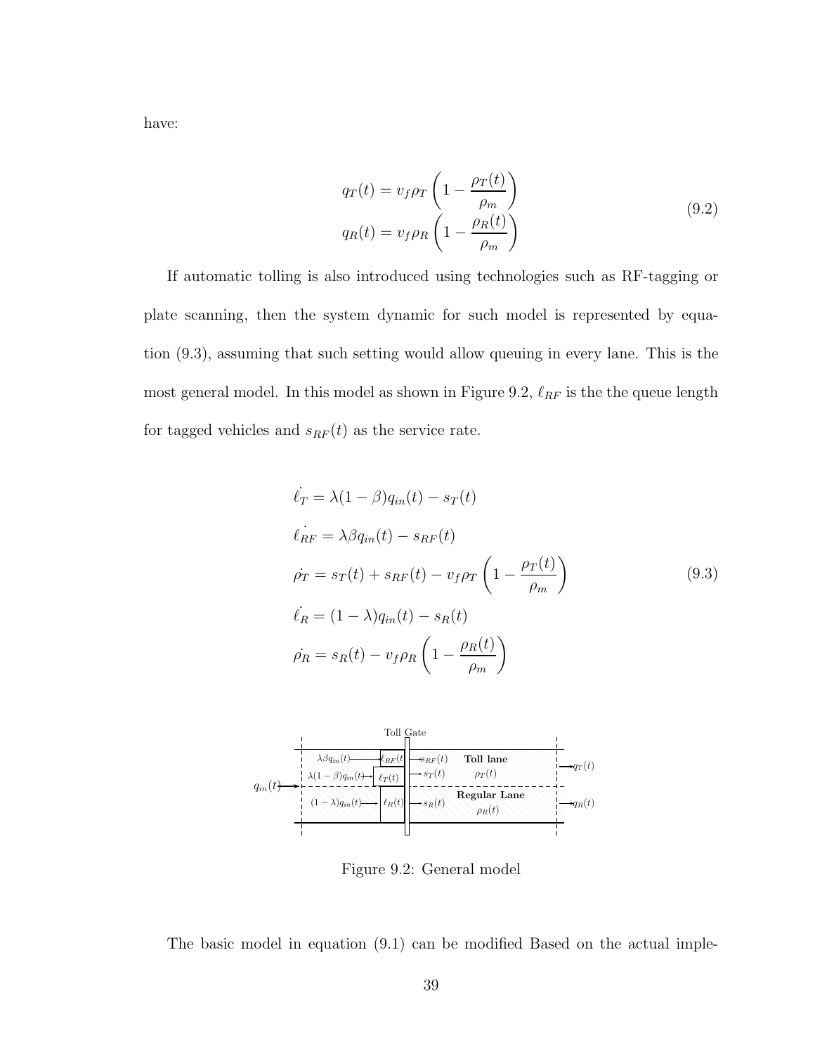have:

$$
\begin{aligned}
q_T(t) &= v_f \rho_T \left(1 - \frac{\rho_T(t)}{\rho_m}\right) \\
q_R(t) &= v_f \rho_R \left(1 - \frac{\rho_R(t)}{\rho_m}\right)
\end{aligned} \tag{9.2}
$$

If automatic tolling is also introduced using technologies such as RF-tagging or plate scanning, then the system dynamic for such model is represented by equation (9.3), assuming that such setting would allow queuing in every lane. This is the most general model. In this model as shown in Figure 9.2, $\ell_{RF}$ is the the queue length for tagged vehicles and $s_{RF}(t)$ as the service rate.

$$
\begin{aligned}
\dot{\ell_T} &= \lambda(1-\beta)q_{in}(t) - s_T(t) \\
\dot{\ell_{RF}} &= \lambda\beta q_{in}(t) - s_{RF}(t) \\
\dot{\rho_T} &= s_T(t) + s_{RF}(t) - v_f \rho_T \left(1 - \frac{\rho_T(t)}{\rho_m}\right) \\
\dot{\ell_R} &= (1-\lambda)q_{in}(t) - s_R(t) \\
\dot{\rho_R} &= s_R(t) - v_f \rho_R \left(1 - \frac{\rho_R(t)}{\rho_m}\right)
\end{aligned} \tag{9.3}
$$

Figure 9.2: General model

The basic model in equation (9.1) can be modified Based on the actual imple-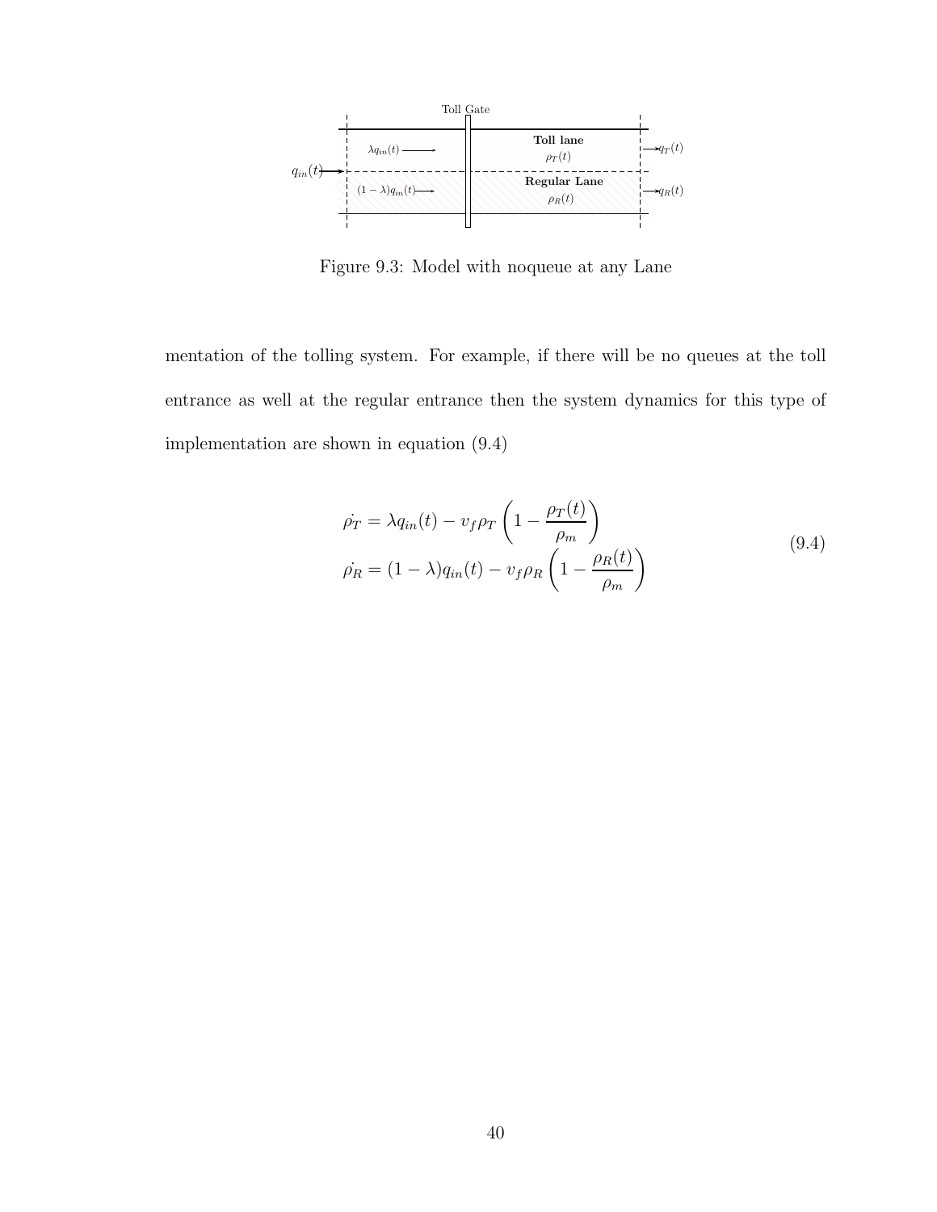Figure 9.3: Model with noqueue at any Lane

mentation of the tolling system. For example, if there will be no queues at the toll entrance as well at the regular entrance then the system dynamics for this type of implementation are shown in equation (9.4)

$$
\begin{aligned}
\dot{\rho_T} &= \lambda q_{in}(t) - v_f \rho_T \left(1 - \frac{\rho_T(t)}{\rho_m}\right) \\
\dot{\rho_R} &= (1-\lambda) q_{in}(t) - v_f \rho_R \left(1 - \frac{\rho_R(t)}{\rho_m}\right)
\end{aligned}
\tag{9.4}
$$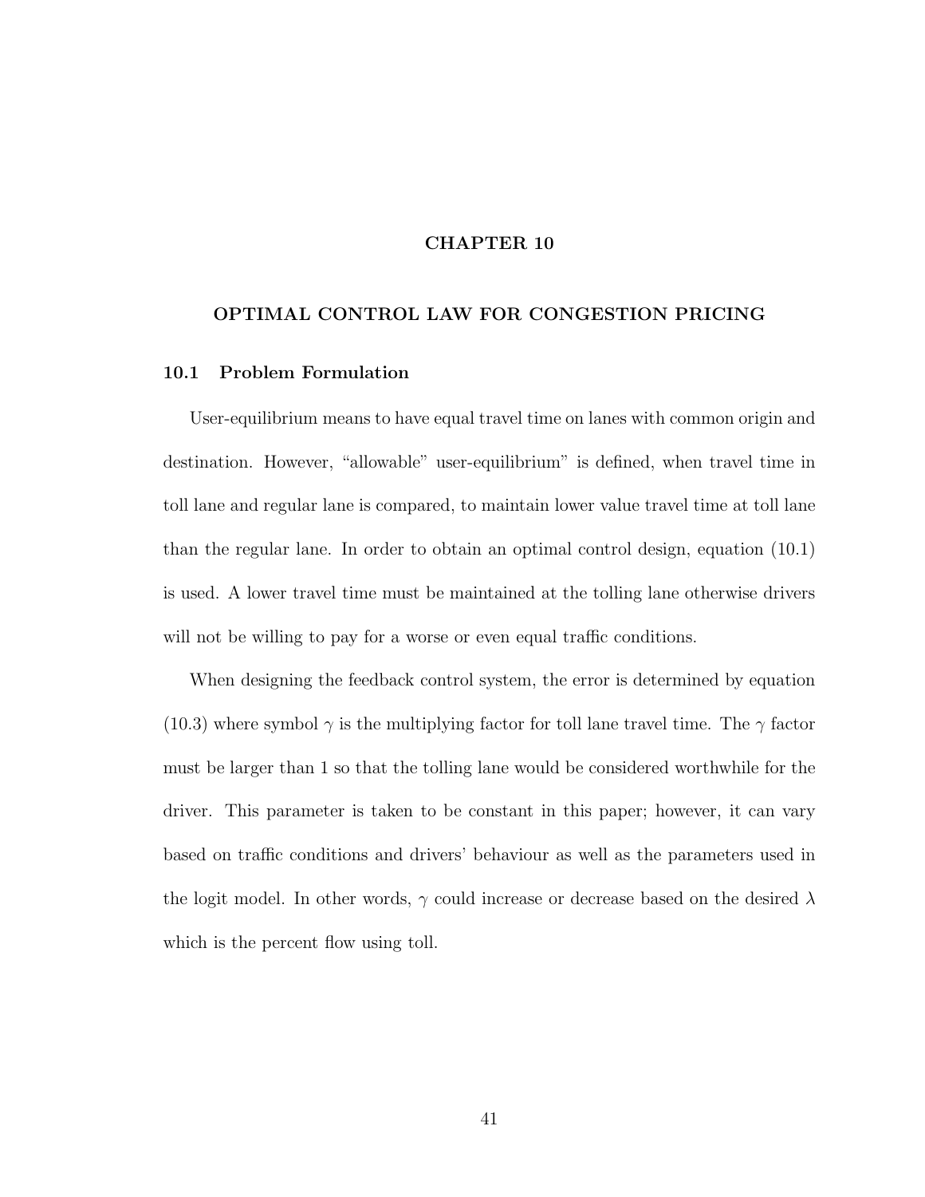# CHAPTER 10

## OPTIMAL CONTROL LAW FOR CONGESTION PRICING

### 10.1 Problem Formulation

User-equilibrium means to have equal travel time on lanes with common origin and destination. However, "allowable" user-equilibrium" is defined, when travel time in toll lane and regular lane is compared, to maintain lower value travel time at toll lane than the regular lane. In order to obtain an optimal control design, equation (10.1) is used. A lower travel time must be maintained at the tolling lane otherwise drivers will not be willing to pay for a worse or even equal traffic conditions.

When designing the feedback control system, the error is determined by equation (10.3) where symbol $\gamma$ is the multiplying factor for toll lane travel time. The $\gamma$ factor must be larger than 1 so that the tolling lane would be considered worthwhile for the driver. This parameter is taken to be constant in this paper; however, it can vary based on traffic conditions and drivers' behaviour as well as the parameters used in the logit model. In other words, $\gamma$ could increase or decrease based on the desired $\lambda$ which is the percent flow using toll.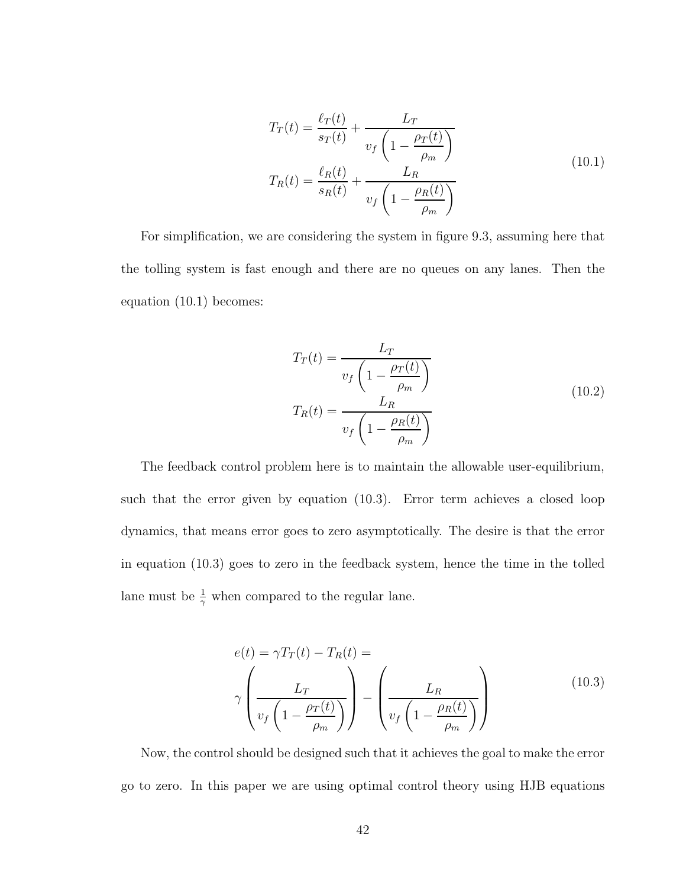$$
\begin{aligned}
T_T(t) &= \frac{\ell_T(t)}{s_T(t)} + \frac{L_T}{v_f\left(1 - \dfrac{\rho_T(t)}{\rho_m}\right)} \\
T_R(t) &= \frac{\ell_R(t)}{s_R(t)} + \frac{L_R}{v_f\left(1 - \dfrac{\rho_R(t)}{\rho_m}\right)}
\end{aligned}
\tag{10.1}
$$

For simplification, we are considering the system in figure 9.3, assuming here that the tolling system is fast enough and there are no queues on any lanes. Then the equation (10.1) becomes:

$$
\begin{aligned}
T_T(t) &= \frac{L_T}{v_f\left(1 - \dfrac{\rho_T(t)}{\rho_m}\right)} \\
T_R(t) &= \frac{L_R}{v_f\left(1 - \dfrac{\rho_R(t)}{\rho_m}\right)}
\end{aligned}
\tag{10.2}
$$

The feedback control problem here is to maintain the allowable user-equilibrium, such that the error given by equation (10.3). Error term achieves a closed loop dynamics, that means error goes to zero asymptotically. The desire is that the error in equation (10.3) goes to zero in the feedback system, hence the time in the tolled lane must be $\frac{1}{\gamma}$ when compared to the regular lane.

$$
\begin{aligned}
e(t) &= \gamma T_T(t) - T_R(t) = \\
&\gamma\left(\frac{L_T}{v_f\left(1 - \dfrac{\rho_T(t)}{\rho_m}\right)}\right) - \left(\frac{L_R}{v_f\left(1 - \dfrac{\rho_R(t)}{\rho_m}\right)}\right)
\end{aligned}
\tag{10.3}
$$

Now, the control should be designed such that it achieves the goal to make the error go to zero. In this paper we are using optimal control theory using HJB equations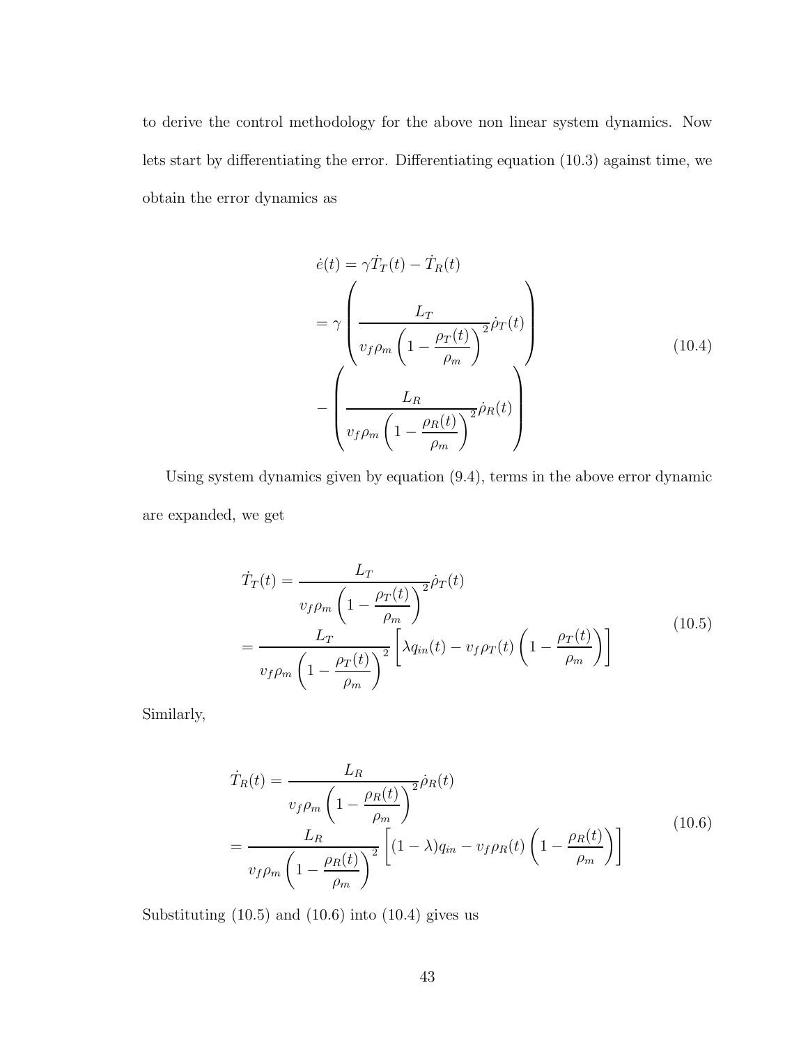to derive the control methodology for the above non linear system dynamics. Now lets start by differentiating the error. Differentiating equation (10.3) against time, we obtain the error dynamics as

$$
\begin{aligned}
\dot{e}(t) &= \gamma \dot{T}_T(t) - \dot{T}_R(t) \\
&= \gamma \left( \frac{L_T}{v_f \rho_m \left(1 - \dfrac{\rho_T(t)}{\rho_m}\right)^2} \dot{\rho}_T(t) \right) \\
&- \left( \frac{L_R}{v_f \rho_m \left(1 - \dfrac{\rho_R(t)}{\rho_m}\right)^2} \dot{\rho}_R(t) \right)
\end{aligned}
\tag{10.4}
$$

Using system dynamics given by equation (9.4), terms in the above error dynamic are expanded, we get

$$
\begin{aligned}
\dot{T}_T(t) &= \frac{L_T}{v_f \rho_m \left(1 - \dfrac{\rho_T(t)}{\rho_m}\right)^2} \dot{\rho}_T(t) \\
&= \frac{L_T}{v_f \rho_m \left(1 - \dfrac{\rho_T(t)}{\rho_m}\right)^2} \left[ \lambda q_{in}(t) - v_f \rho_T(t) \left(1 - \frac{\rho_T(t)}{\rho_m}\right) \right]
\end{aligned}
\tag{10.5}
$$

Similarly,

$$
\begin{aligned}
\dot{T}_R(t) &= \frac{L_R}{v_f \rho_m \left(1 - \dfrac{\rho_R(t)}{\rho_m}\right)^2} \dot{\rho}_R(t) \\
&= \frac{L_R}{v_f \rho_m \left(1 - \dfrac{\rho_R(t)}{\rho_m}\right)^2} \left[ (1-\lambda) q_{in} - v_f \rho_R(t) \left(1 - \frac{\rho_R(t)}{\rho_m}\right) \right]
\end{aligned}
\tag{10.6}
$$

Substituting (10.5) and (10.6) into (10.4) gives us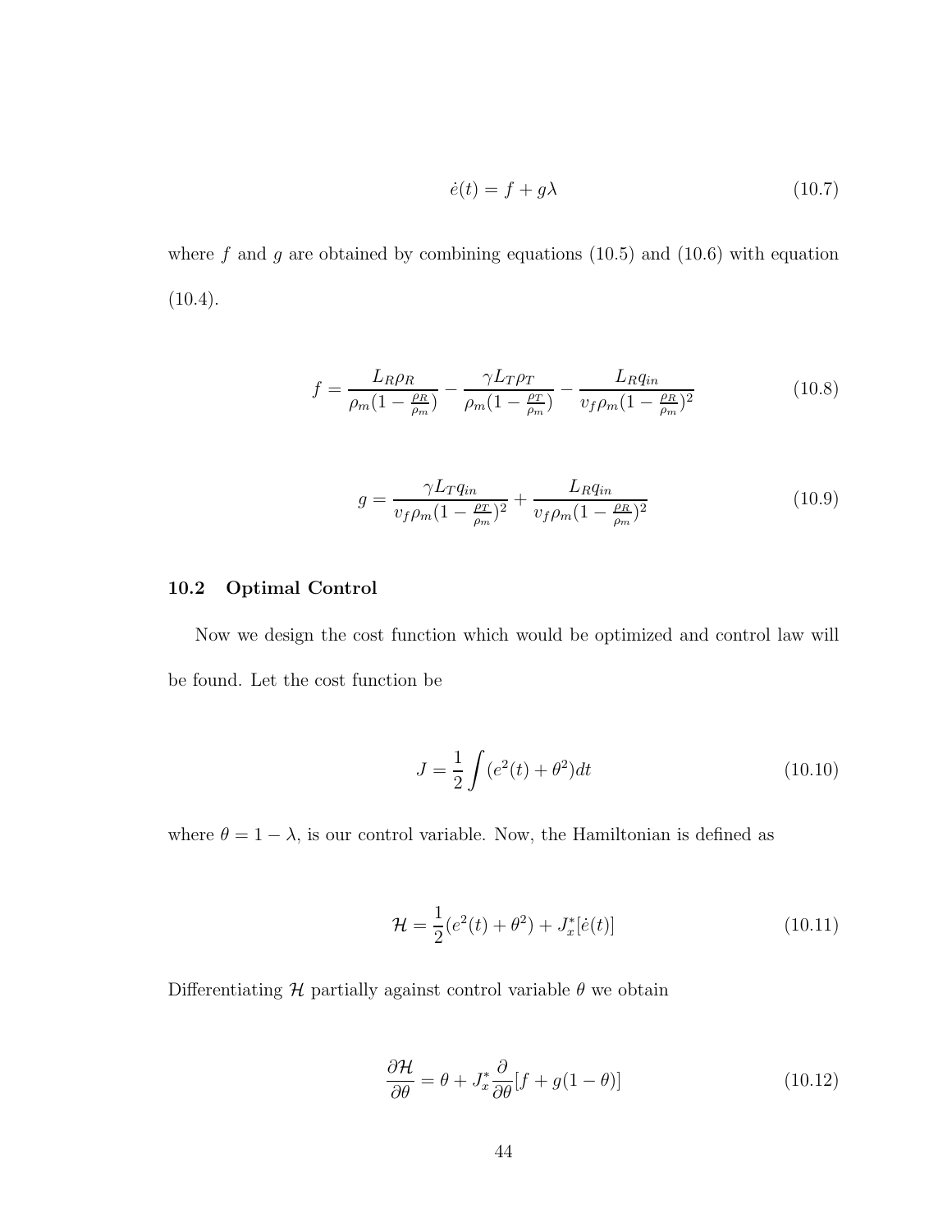$$\dot{e}(t) = f + g\lambda \tag{10.7}$$

where $f$ and $g$ are obtained by combining equations (10.5) and (10.6) with equation (10.4).

$$f = \frac{L_R \rho_R}{\rho_m (1 - \frac{\rho_R}{\rho_m})} - \frac{\gamma L_T \rho_T}{\rho_m (1 - \frac{\rho_T}{\rho_m})} - \frac{L_R q_{in}}{v_f \rho_m (1 - \frac{\rho_R}{\rho_m})^2} \tag{10.8}$$

$$g = \frac{\gamma L_T q_{in}}{v_f \rho_m (1 - \frac{\rho_T}{\rho_m})^2} + \frac{L_R q_{in}}{v_f \rho_m (1 - \frac{\rho_R}{\rho_m})^2} \tag{10.9}$$

### 10.2 Optimal Control

Now we design the cost function which would be optimized and control law will be found. Let the cost function be

$$J = \frac{1}{2} \int (e^2(t) + \theta^2) dt \tag{10.10}$$

where $\theta = 1 - \lambda$, is our control variable. Now, the Hamiltonian is defined as

$$\mathcal{H} = \frac{1}{2}(e^2(t) + \theta^2) + J_x^* [\dot{e}(t)] \tag{10.11}$$

Differentiating $\mathcal{H}$ partially against control variable $\theta$ we obtain

$$\frac{\partial \mathcal{H}}{\partial \theta} = \theta + J_x^* \frac{\partial}{\partial \theta} [f + g(1 - \theta)] \tag{10.12}$$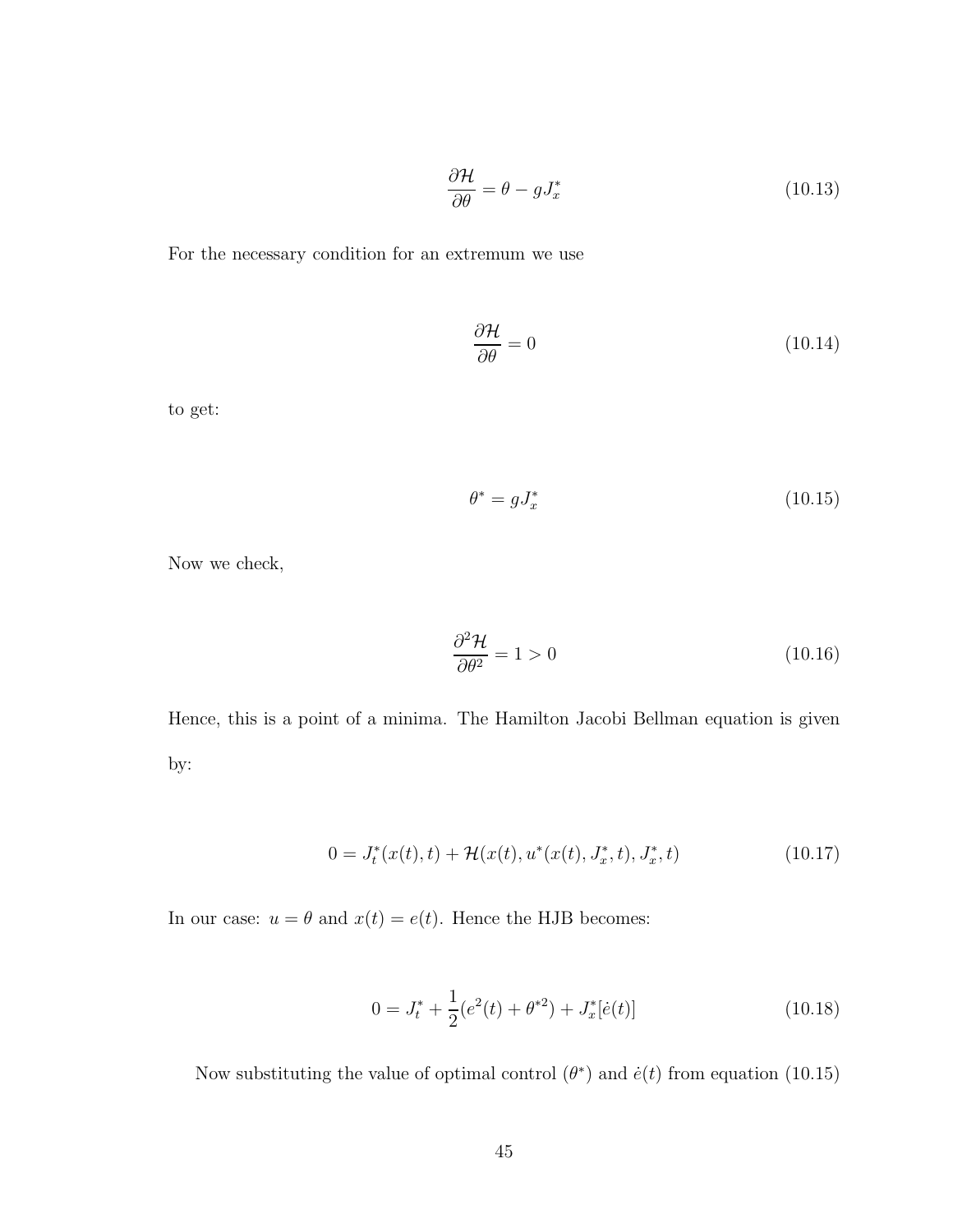$$\frac{\partial \mathcal{H}}{\partial \theta} = \theta - gJ_x^* \tag{10.13}$$

For the necessary condition for an extremum we use

$$\frac{\partial \mathcal{H}}{\partial \theta} = 0 \tag{10.14}$$

to get:

$$\theta^* = gJ_x^* \tag{10.15}$$

Now we check,

$$\frac{\partial^2 \mathcal{H}}{\partial \theta^2} = 1 > 0 \tag{10.16}$$

Hence, this is a point of a minima. The Hamilton Jacobi Bellman equation is given by:

$$0 = J_t^*(x(t), t) + \mathcal{H}(x(t), u^*(x(t), J_x^*, t), J_x^*, t) \tag{10.17}$$

In our case: $u = \theta$ and $x(t) = e(t)$. Hence the HJB becomes:

$$0 = J_t^* + \frac{1}{2}(e^2(t) + \theta^{*2}) + J_x^*[\dot{e}(t)] \tag{10.18}$$

Now substituting the value of optimal control ($\theta^*$) and $\dot{e}(t)$ from equation (10.15)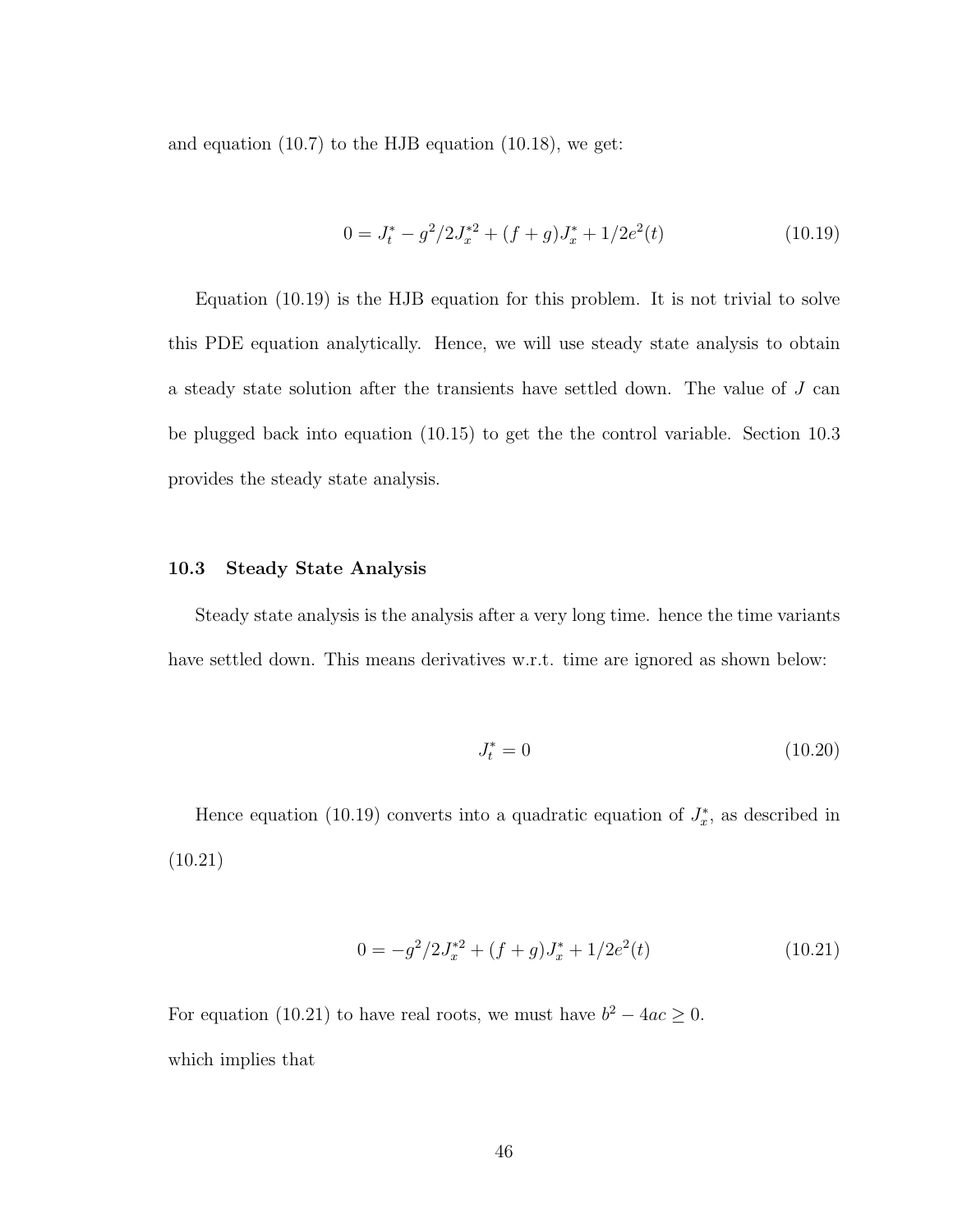and equation (10.7) to the HJB equation (10.18), we get:

$$0 = J_t^* - g^2/2J_x^{*2} + (f+g)J_x^* + 1/2e^2(t) \tag{10.19}$$

Equation (10.19) is the HJB equation for this problem. It is not trivial to solve this PDE equation analytically. Hence, we will use steady state analysis to obtain a steady state solution after the transients have settled down. The value of $J$ can be plugged back into equation (10.15) to get the the control variable. Section 10.3 provides the steady state analysis.

### 10.3 Steady State Analysis

Steady state analysis is the analysis after a very long time. hence the time variants have settled down. This means derivatives w.r.t. time are ignored as shown below:

$$J_t^* = 0 \tag{10.20}$$

Hence equation (10.19) converts into a quadratic equation of $J_x^*$, as described in (10.21)

$$0 = -g^2/2J_x^{*2} + (f+g)J_x^* + 1/2e^2(t) \tag{10.21}$$

For equation (10.21) to have real roots, we must have $b^2 - 4ac \geq 0$.

which implies that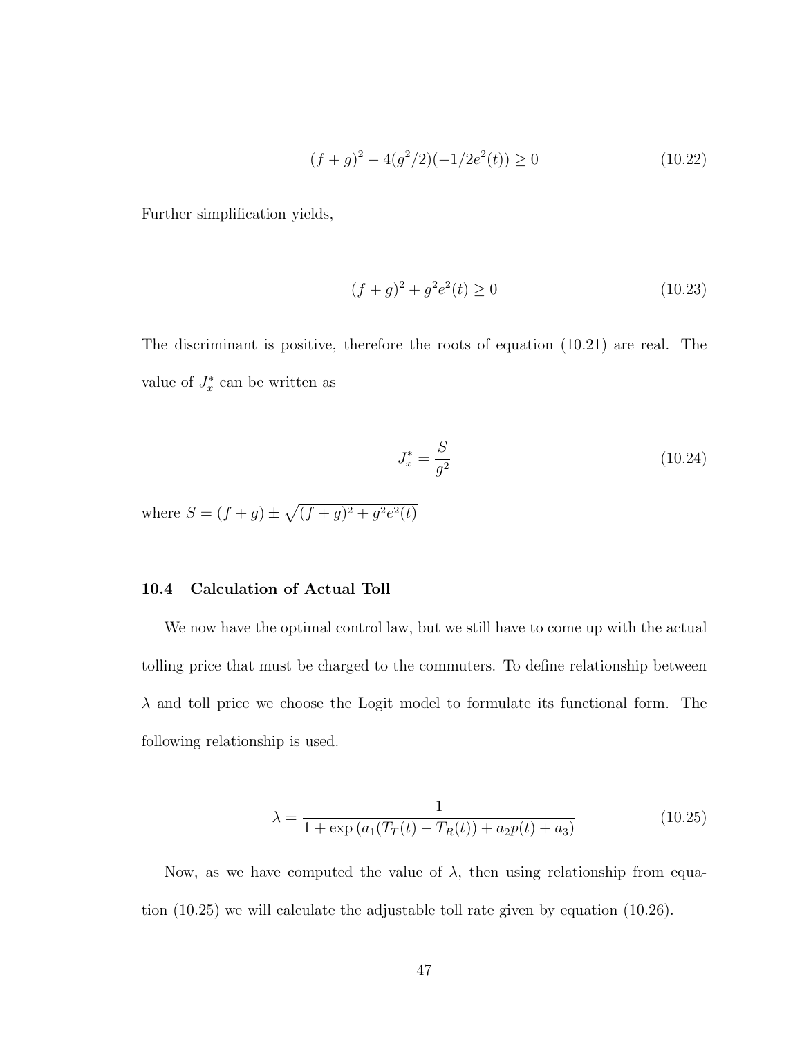$$(f+g)^2 - 4(g^2/2)(-1/2e^2(t)) \geq 0 \tag{10.22}$$

Further simplification yields,

$$(f+g)^2 + g^2e^2(t) \geq 0 \tag{10.23}$$

The discriminant is positive, therefore the roots of equation (10.21) are real. The value of $J_x^*$ can be written as

$$J_x^* = \frac{S}{g^2} \tag{10.24}$$

where $S = (f+g) \pm \sqrt{(f+g)^2 + g^2e^2(t)}$

### 10.4 Calculation of Actual Toll

We now have the optimal control law, but we still have to come up with the actual tolling price that must be charged to the commuters. To define relationship between $\lambda$ and toll price we choose the Logit model to formulate its functional form. The following relationship is used.

$$\lambda = \frac{1}{1 + \exp\left(a_1(T_T(t) - T_R(t)) + a_2p(t) + a_3\right)} \tag{10.25}$$

Now, as we have computed the value of $\lambda$, then using relationship from equation (10.25) we will calculate the adjustable toll rate given by equation (10.26).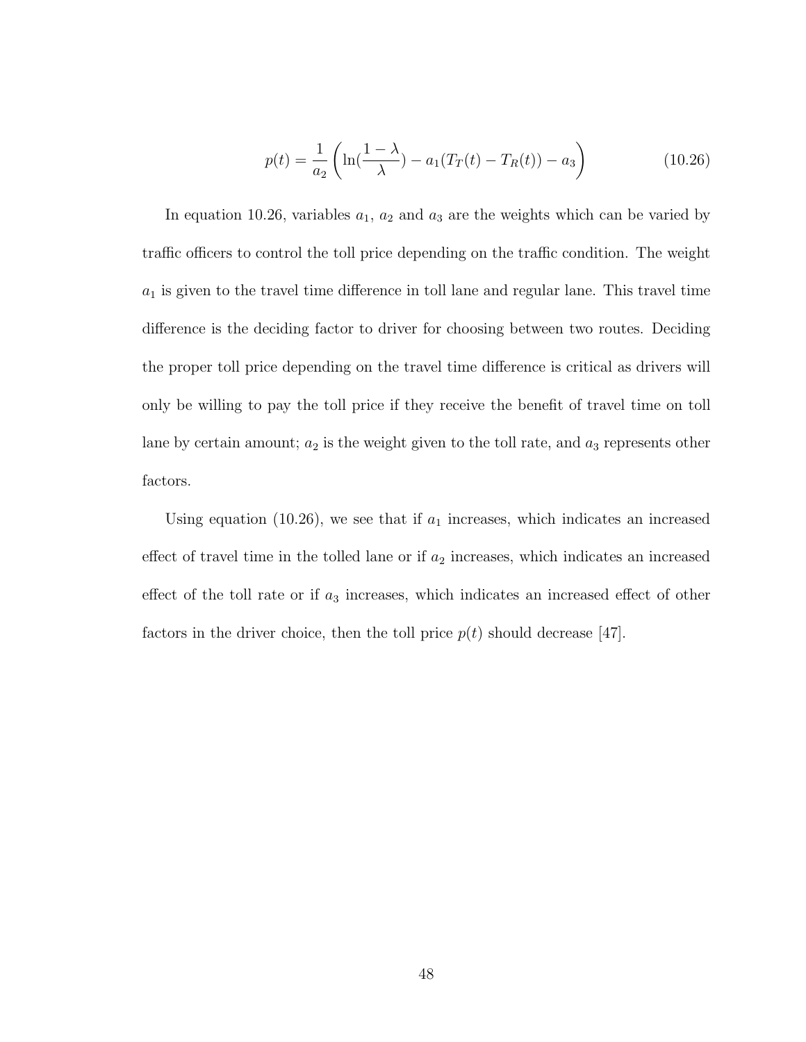$$p(t) = \frac{1}{a_2} \left( \ln(\frac{1 - \lambda}{\lambda}) - a_1(T_T(t) - T_R(t)) - a_3 \right) \tag{10.26}$$

In equation 10.26, variables $a_1$, $a_2$ and $a_3$ are the weights which can be varied by traffic officers to control the toll price depending on the traffic condition. The weight $a_1$ is given to the travel time difference in toll lane and regular lane. This travel time difference is the deciding factor to driver for choosing between two routes. Deciding the proper toll price depending on the travel time difference is critical as drivers will only be willing to pay the toll price if they receive the benefit of travel time on toll lane by certain amount; $a_2$ is the weight given to the toll rate, and $a_3$ represents other factors.

Using equation (10.26), we see that if $a_1$ increases, which indicates an increased effect of travel time in the tolled lane or if $a_2$ increases, which indicates an increased effect of the toll rate or if $a_3$ increases, which indicates an increased effect of other factors in the driver choice, then the toll price $p(t)$ should decrease [47].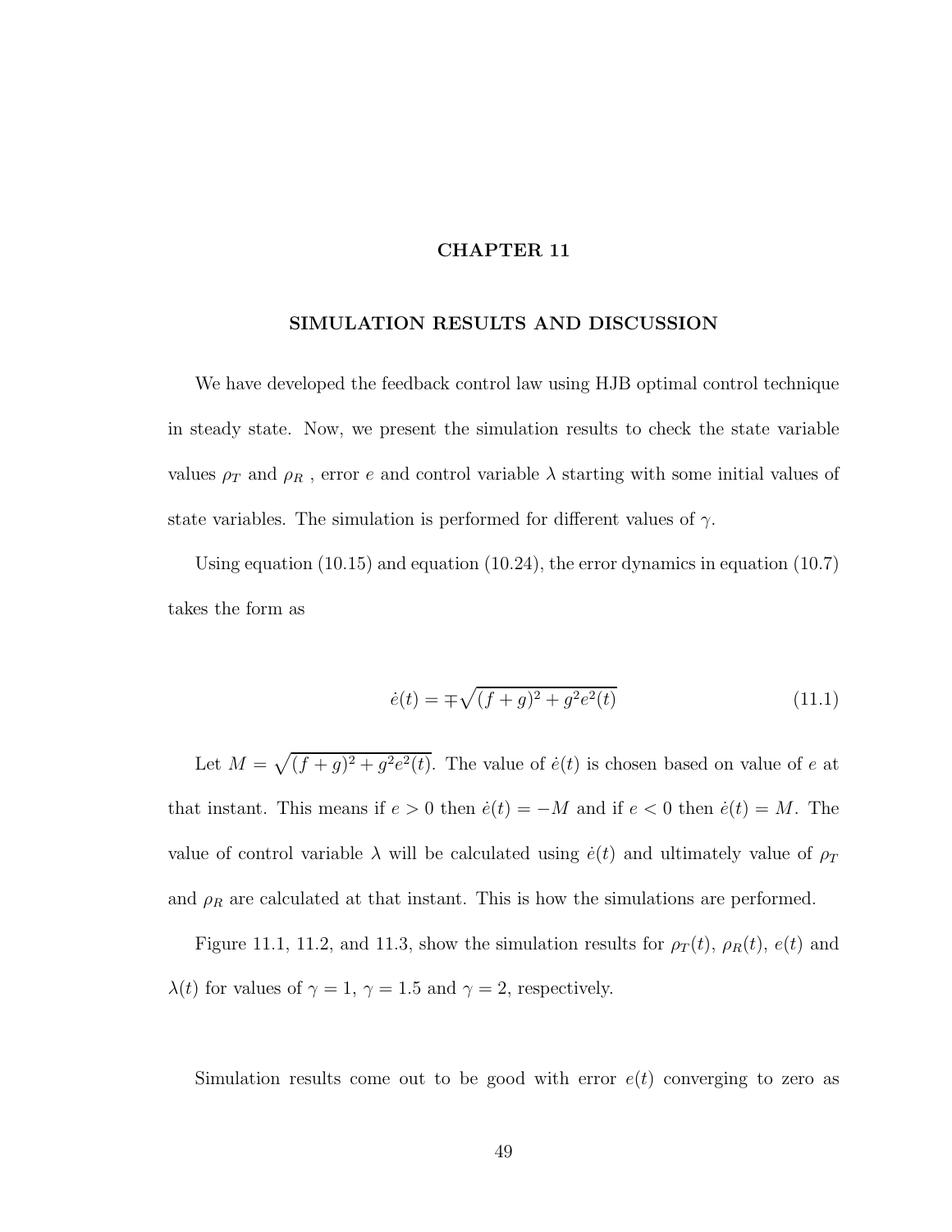# CHAPTER 11

## SIMULATION RESULTS AND DISCUSSION

We have developed the feedback control law using HJB optimal control technique in steady state. Now, we present the simulation results to check the state variable values $\rho_T$ and $\rho_R$ , error $e$ and control variable $\lambda$ starting with some initial values of state variables. The simulation is performed for different values of $\gamma$.

Using equation (10.15) and equation (10.24), the error dynamics in equation (10.7) takes the form as

$$\dot{e}(t) = \mp\sqrt{(f+g)^2 + g^2e^2(t)} \tag{11.1}$$

Let $M = \sqrt{(f+g)^2 + g^2e^2(t)}$. The value of $\dot{e}(t)$ is chosen based on value of $e$ at that instant. This means if $e > 0$ then $\dot{e}(t) = -M$ and if $e < 0$ then $\dot{e}(t) = M$. The value of control variable $\lambda$ will be calculated using $\dot{e}(t)$ and ultimately value of $\rho_T$ and $\rho_R$ are calculated at that instant. This is how the simulations are performed.

Figure 11.1, 11.2, and 11.3, show the simulation results for $\rho_T(t)$, $\rho_R(t)$, $e(t)$ and $\lambda(t)$ for values of $\gamma = 1$, $\gamma = 1.5$ and $\gamma = 2$, respectively.

Simulation results come out to be good with error $e(t)$ converging to zero as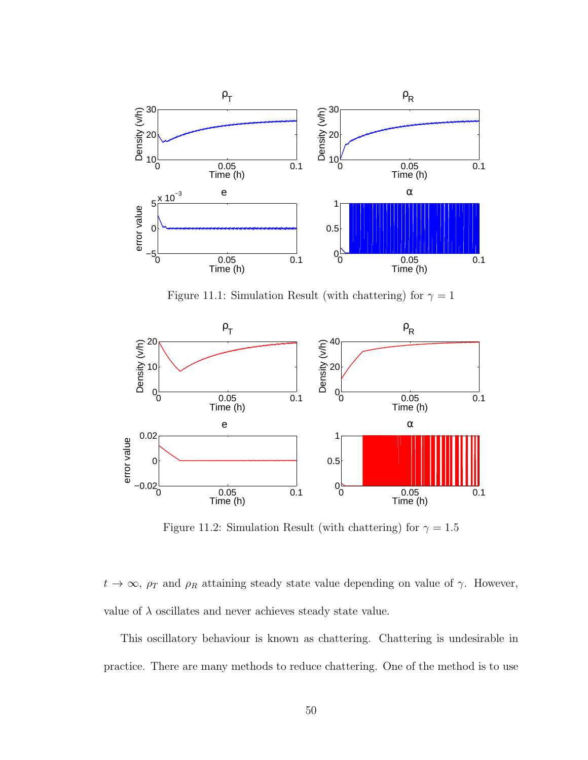Figure 11.1: Simulation Result (with chattering) for $\gamma = 1$

Figure 11.2: Simulation Result (with chattering) for $\gamma = 1.5$

$t \to \infty$, $\rho_T$ and $\rho_R$ attaining steady state value depending on value of $\gamma$. However, value of $\lambda$ oscillates and never achieves steady state value.

This oscillatory behaviour is known as chattering. Chattering is undesirable in practice. There are many methods to reduce chattering. One of the method is to use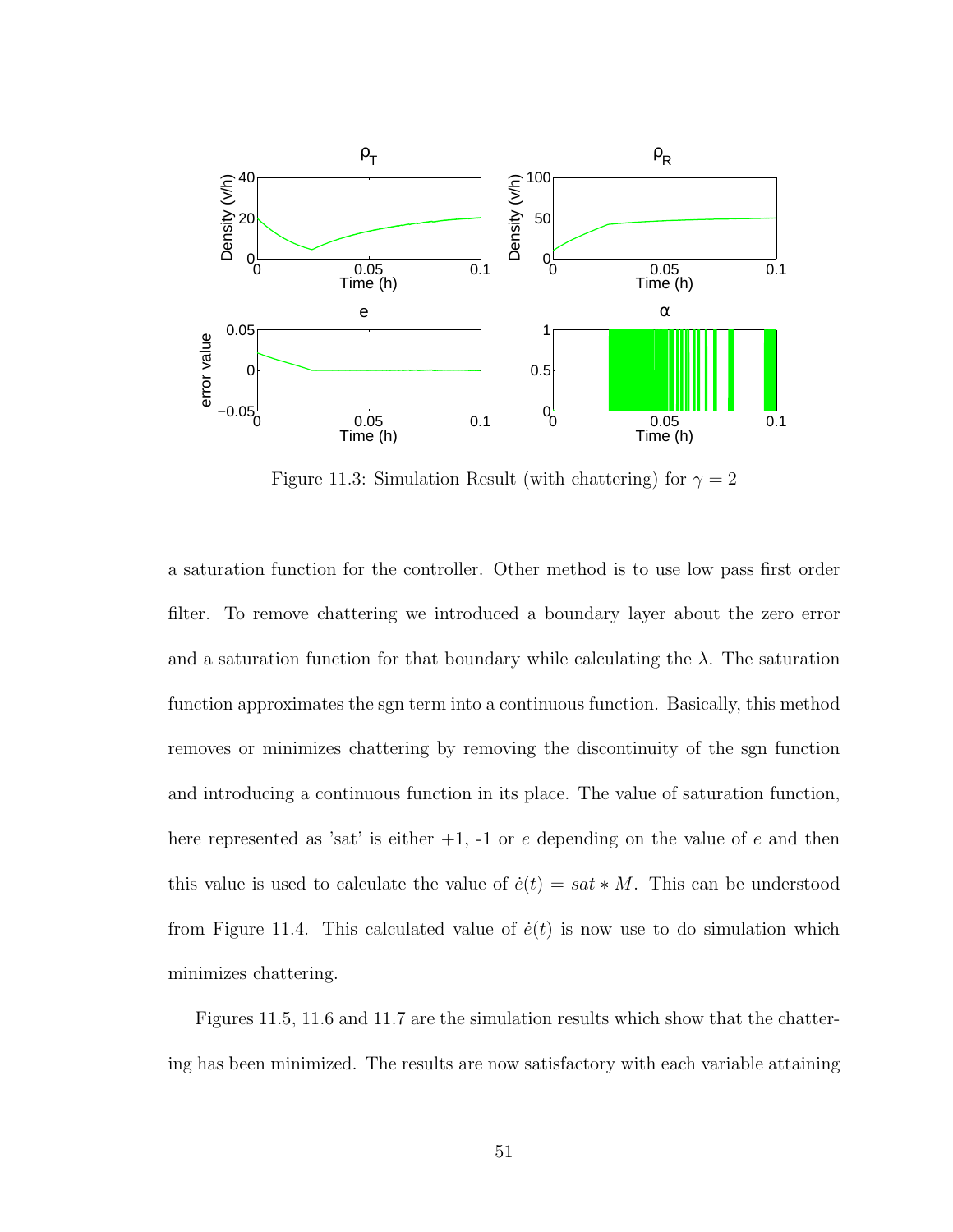Figure 11.3: Simulation Result (with chattering) for $\gamma = 2$

a saturation function for the controller. Other method is to use low pass first order filter. To remove chattering we introduced a boundary layer about the zero error and a saturation function for that boundary while calculating the $\lambda$. The saturation function approximates the sgn term into a continuous function. Basically, this method removes or minimizes chattering by removing the discontinuity of the sgn function and introducing a continuous function in its place. The value of saturation function, here represented as 'sat' is either +1, -1 or $e$ depending on the value of $e$ and then this value is used to calculate the value of $\dot{e}(t) = sat * M$. This can be understood from Figure 11.4. This calculated value of $\dot{e}(t)$ is now use to do simulation which minimizes chattering.

Figures 11.5, 11.6 and 11.7 are the simulation results which show that the chattering has been minimized. The results are now satisfactory with each variable attaining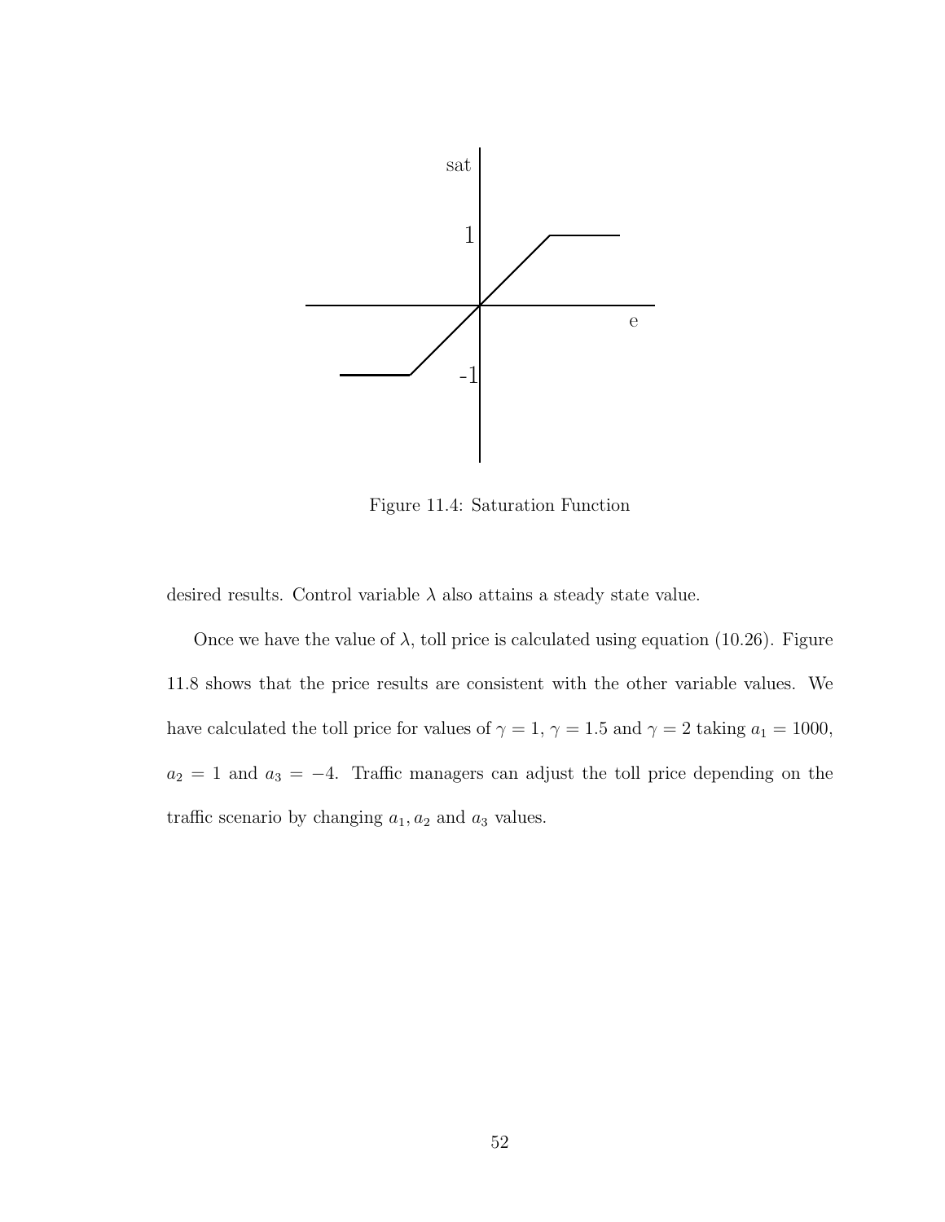Figure 11.4: Saturation Function

desired results. Control variable $\lambda$ also attains a steady state value.

Once we have the value of $\lambda$, toll price is calculated using equation (10.26). Figure 11.8 shows that the price results are consistent with the other variable values. We have calculated the toll price for values of $\gamma = 1$, $\gamma = 1.5$ and $\gamma = 2$ taking $a_1 = 1000$, $a_2 = 1$ and $a_3 = -4$. Traffic managers can adjust the toll price depending on the traffic scenario by changing $a_1, a_2$ and $a_3$ values.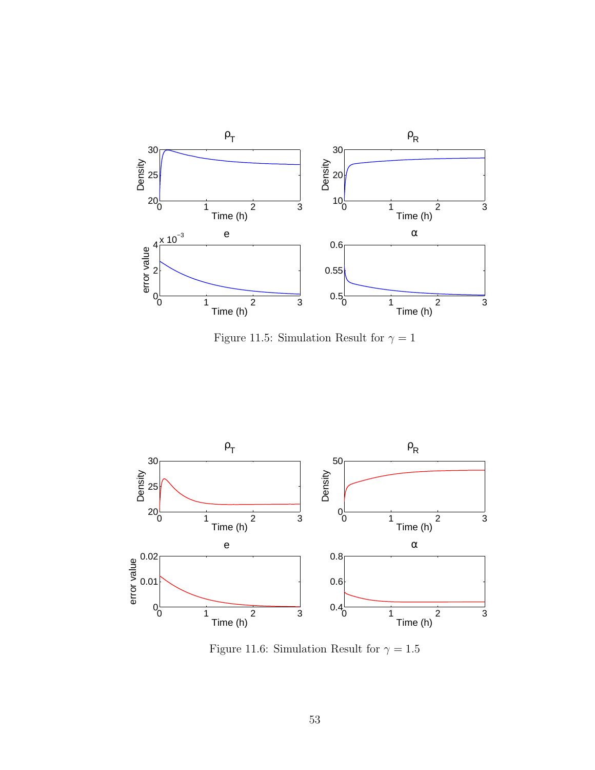Figure 11.5: Simulation Result for $\gamma = 1$

Figure 11.6: Simulation Result for $\gamma = 1.5$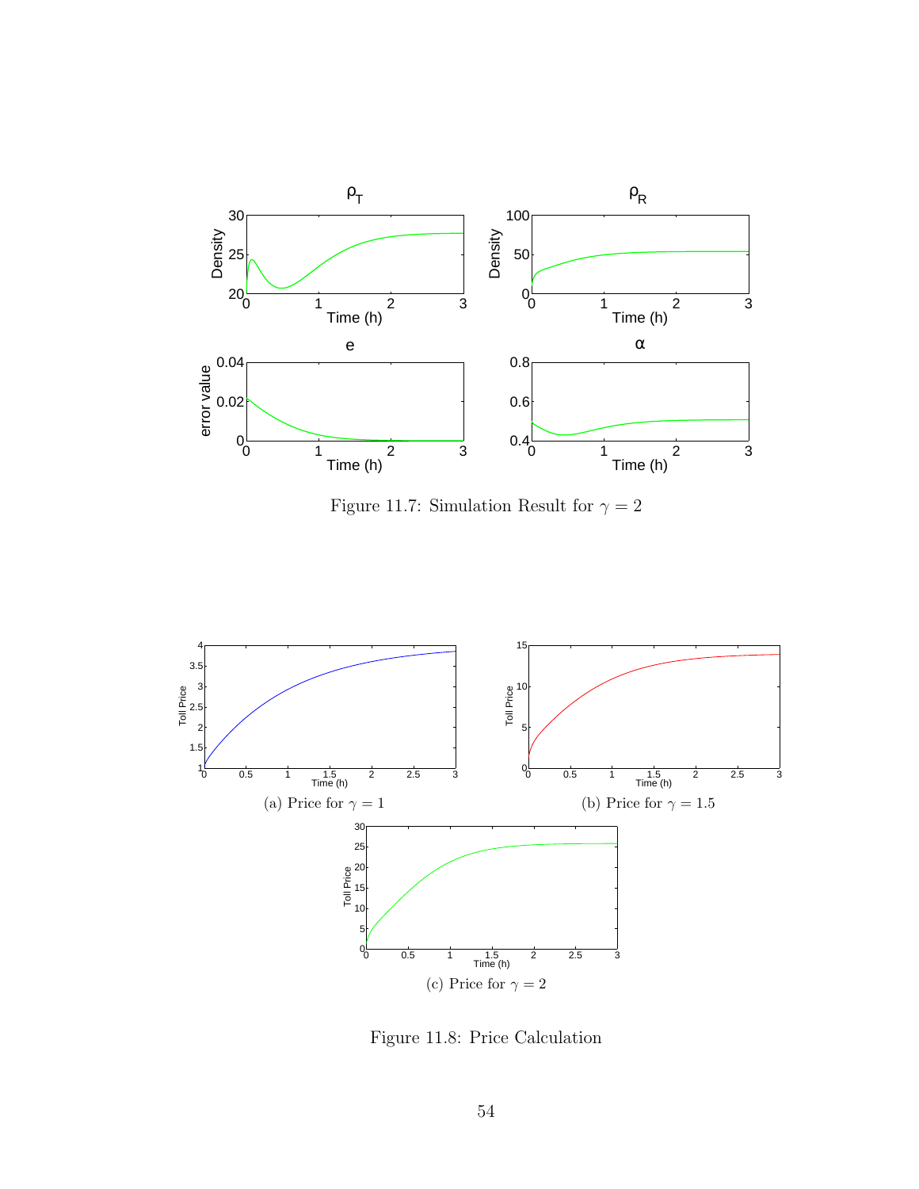Figure 11.7: Simulation Result for $\gamma = 2$

(a) Price for $\gamma = 1$

(b) Price for $\gamma = 1.5$

(c) Price for $\gamma = 2$

Figure 11.8: Price Calculation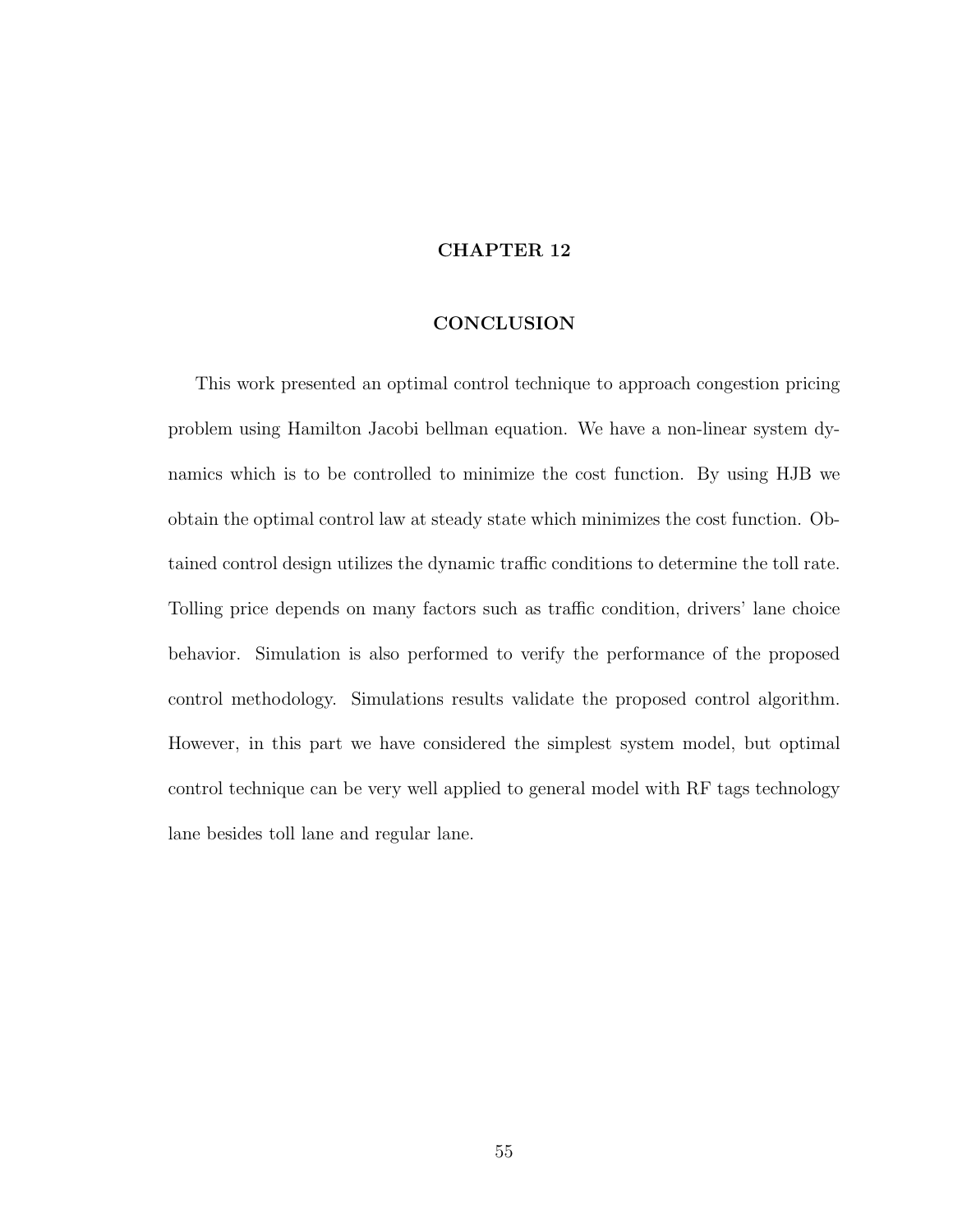# CHAPTER 12

## CONCLUSION

This work presented an optimal control technique to approach congestion pricing problem using Hamilton Jacobi bellman equation. We have a non-linear system dynamics which is to be controlled to minimize the cost function. By using HJB we obtain the optimal control law at steady state which minimizes the cost function. Obtained control design utilizes the dynamic traffic conditions to determine the toll rate. Tolling price depends on many factors such as traffic condition, drivers' lane choice behavior. Simulation is also performed to verify the performance of the proposed control methodology. Simulations results validate the proposed control algorithm. However, in this part we have considered the simplest system model, but optimal control technique can be very well applied to general model with RF tags technology lane besides toll lane and regular lane.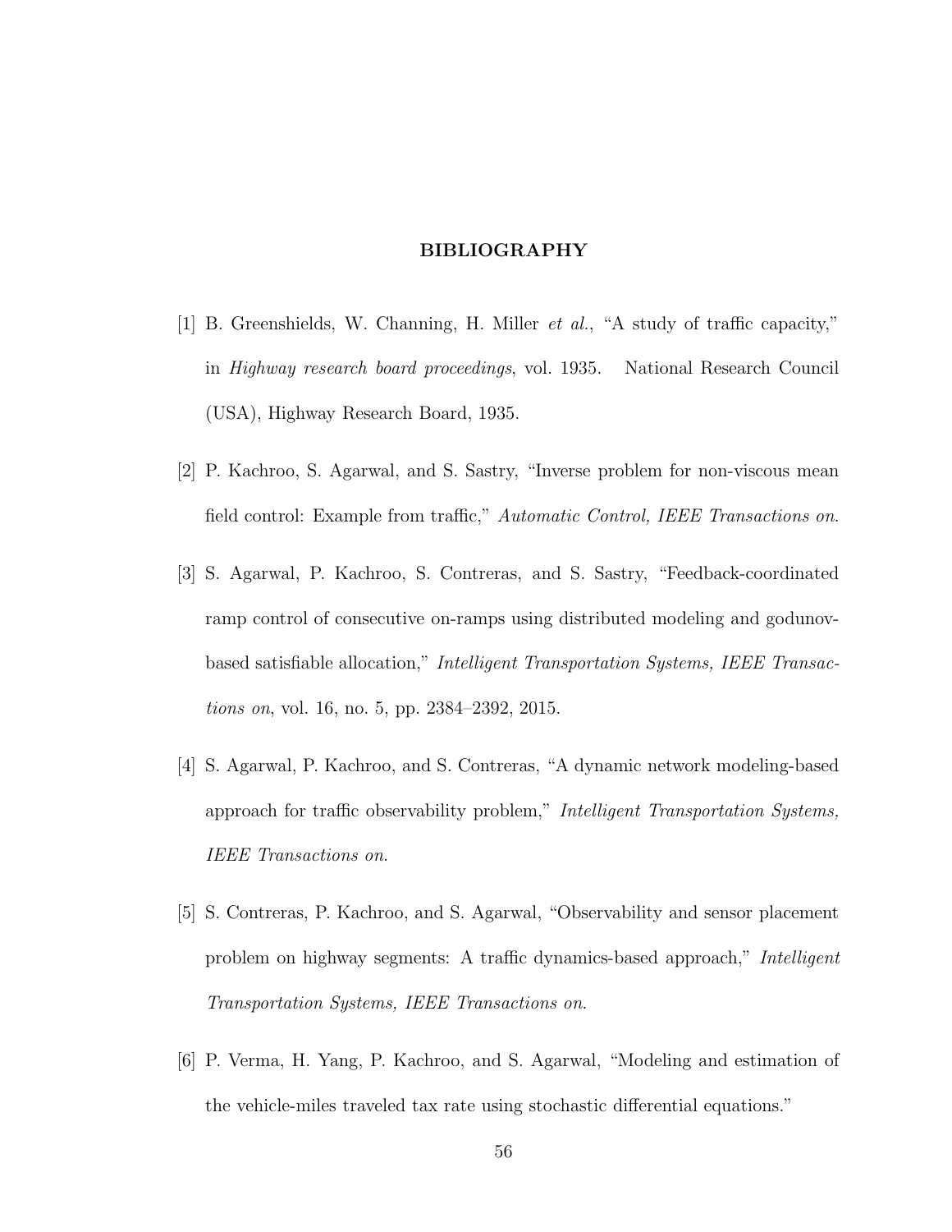# BIBLIOGRAPHY

[1] B. Greenshields, W. Channing, H. Miller *et al.*, "A study of traffic capacity," in *Highway research board proceedings*, vol. 1935. National Research Council (USA), Highway Research Board, 1935.

[2] P. Kachroo, S. Agarwal, and S. Sastry, "Inverse problem for non-viscous mean field control: Example from traffic," *Automatic Control, IEEE Transactions on.*

[3] S. Agarwal, P. Kachroo, S. Contreras, and S. Sastry, "Feedback-coordinated ramp control of consecutive on-ramps using distributed modeling and godunov-based satisfiable allocation," *Intelligent Transportation Systems, IEEE Transactions on*, vol. 16, no. 5, pp. 2384–2392, 2015.

[4] S. Agarwal, P. Kachroo, and S. Contreras, "A dynamic network modeling-based approach for traffic observability problem," *Intelligent Transportation Systems, IEEE Transactions on.*

[5] S. Contreras, P. Kachroo, and S. Agarwal, "Observability and sensor placement problem on highway segments: A traffic dynamics-based approach," *Intelligent Transportation Systems, IEEE Transactions on.*

[6] P. Verma, H. Yang, P. Kachroo, and S. Agarwal, "Modeling and estimation of the vehicle-miles traveled tax rate using stochastic differential equations."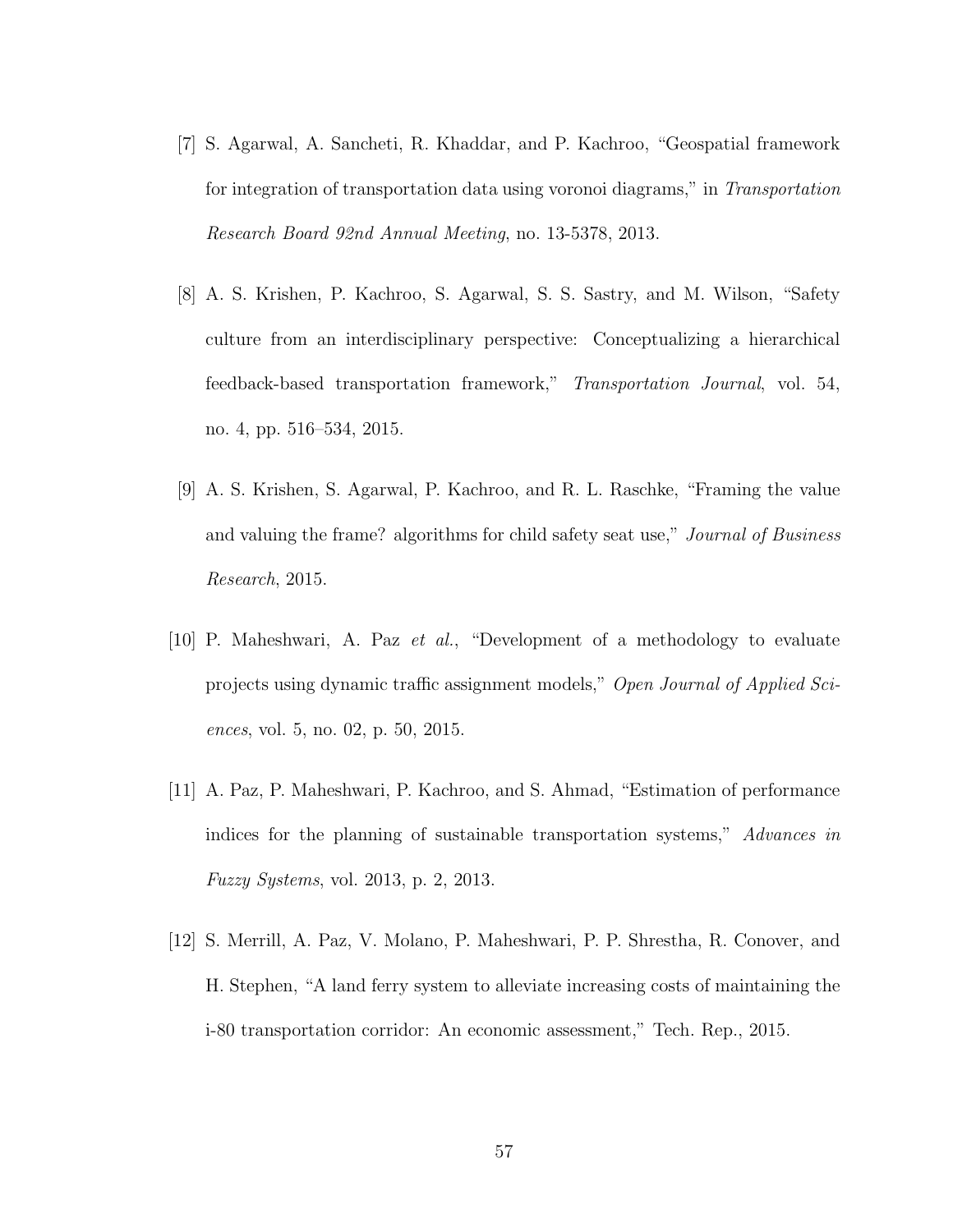[7] S. Agarwal, A. Sancheti, R. Khaddar, and P. Kachroo, "Geospatial framework for integration of transportation data using voronoi diagrams," in *Transportation Research Board 92nd Annual Meeting*, no. 13-5378, 2013.

[8] A. S. Krishen, P. Kachroo, S. Agarwal, S. S. Sastry, and M. Wilson, "Safety culture from an interdisciplinary perspective: Conceptualizing a hierarchical feedback-based transportation framework," *Transportation Journal*, vol. 54, no. 4, pp. 516–534, 2015.

[9] A. S. Krishen, S. Agarwal, P. Kachroo, and R. L. Raschke, "Framing the value and valuing the frame? algorithms for child safety seat use," *Journal of Business Research*, 2015.

[10] P. Maheshwari, A. Paz *et al.*, "Development of a methodology to evaluate projects using dynamic traffic assignment models," *Open Journal of Applied Sciences*, vol. 5, no. 02, p. 50, 2015.

[11] A. Paz, P. Maheshwari, P. Kachroo, and S. Ahmad, "Estimation of performance indices for the planning of sustainable transportation systems," *Advances in Fuzzy Systems*, vol. 2013, p. 2, 2013.

[12] S. Merrill, A. Paz, V. Molano, P. Maheshwari, P. P. Shrestha, R. Conover, and H. Stephen, "A land ferry system to alleviate increasing costs of maintaining the i-80 transportation corridor: An economic assessment," Tech. Rep., 2015.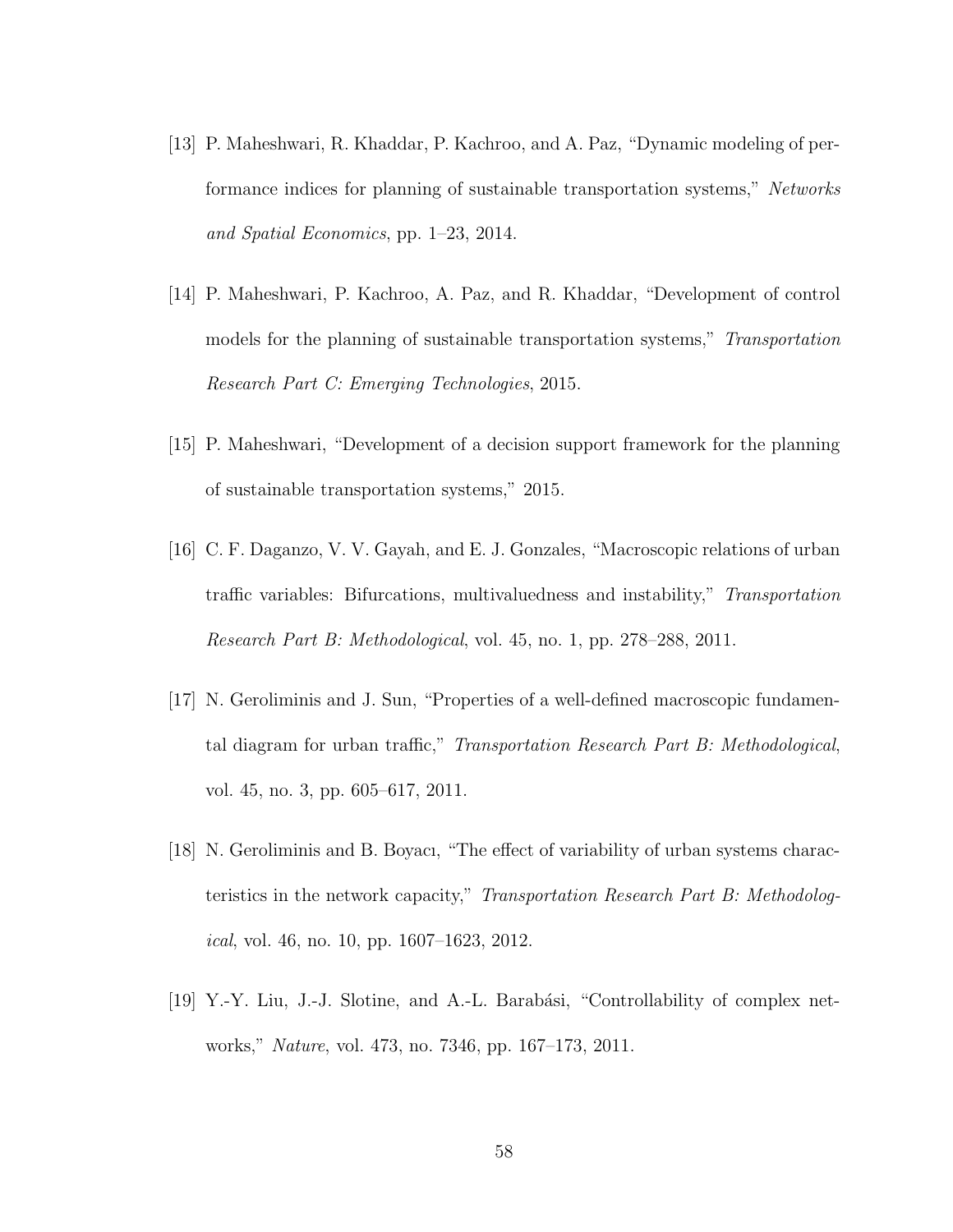[13] P. Maheshwari, R. Khaddar, P. Kachroo, and A. Paz, "Dynamic modeling of performance indices for planning of sustainable transportation systems," *Networks and Spatial Economics*, pp. 1–23, 2014.

[14] P. Maheshwari, P. Kachroo, A. Paz, and R. Khaddar, "Development of control models for the planning of sustainable transportation systems," *Transportation Research Part C: Emerging Technologies*, 2015.

[15] P. Maheshwari, "Development of a decision support framework for the planning of sustainable transportation systems," 2015.

[16] C. F. Daganzo, V. V. Gayah, and E. J. Gonzales, "Macroscopic relations of urban traffic variables: Bifurcations, multivaluedness and instability," *Transportation Research Part B: Methodological*, vol. 45, no. 1, pp. 278–288, 2011.

[17] N. Geroliminis and J. Sun, "Properties of a well-defined macroscopic fundamental diagram for urban traffic," *Transportation Research Part B: Methodological*, vol. 45, no. 3, pp. 605–617, 2011.

[18] N. Geroliminis and B. Boyacı, "The effect of variability of urban systems characteristics in the network capacity," *Transportation Research Part B: Methodological*, vol. 46, no. 10, pp. 1607–1623, 2012.

[19] Y.-Y. Liu, J.-J. Slotine, and A.-L. Barabási, "Controllability of complex networks," *Nature*, vol. 473, no. 7346, pp. 167–173, 2011.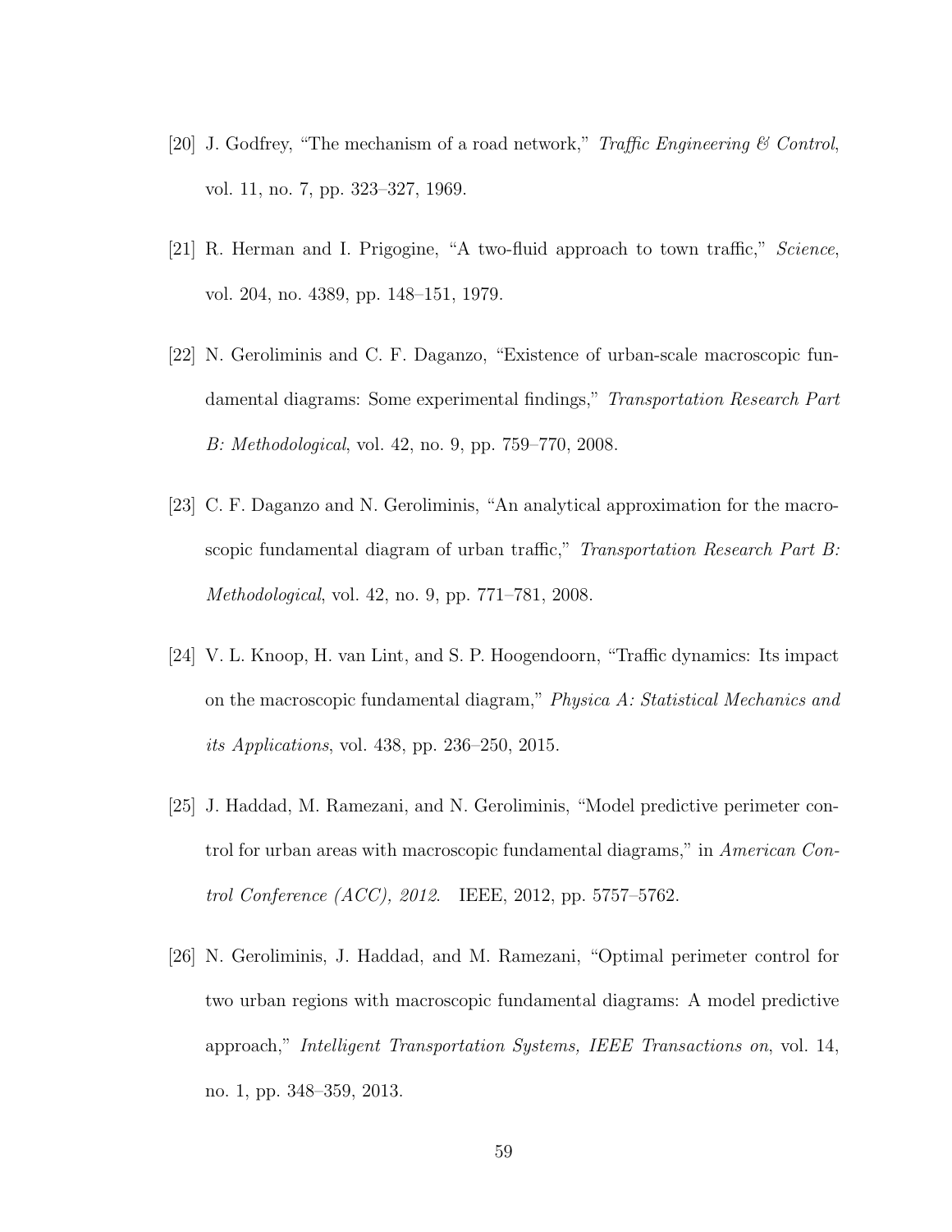[20] J. Godfrey, "The mechanism of a road network," *Traffic Engineering & Control*, vol. 11, no. 7, pp. 323–327, 1969.

[21] R. Herman and I. Prigogine, "A two-fluid approach to town traffic," *Science*, vol. 204, no. 4389, pp. 148–151, 1979.

[22] N. Geroliminis and C. F. Daganzo, "Existence of urban-scale macroscopic fundamental diagrams: Some experimental findings," *Transportation Research Part B: Methodological*, vol. 42, no. 9, pp. 759–770, 2008.

[23] C. F. Daganzo and N. Geroliminis, "An analytical approximation for the macroscopic fundamental diagram of urban traffic," *Transportation Research Part B: Methodological*, vol. 42, no. 9, pp. 771–781, 2008.

[24] V. L. Knoop, H. van Lint, and S. P. Hoogendoorn, "Traffic dynamics: Its impact on the macroscopic fundamental diagram," *Physica A: Statistical Mechanics and its Applications*, vol. 438, pp. 236–250, 2015.

[25] J. Haddad, M. Ramezani, and N. Geroliminis, "Model predictive perimeter control for urban areas with macroscopic fundamental diagrams," in *American Control Conference (ACC), 2012*. IEEE, 2012, pp. 5757–5762.

[26] N. Geroliminis, J. Haddad, and M. Ramezani, "Optimal perimeter control for two urban regions with macroscopic fundamental diagrams: A model predictive approach," *Intelligent Transportation Systems, IEEE Transactions on*, vol. 14, no. 1, pp. 348–359, 2013.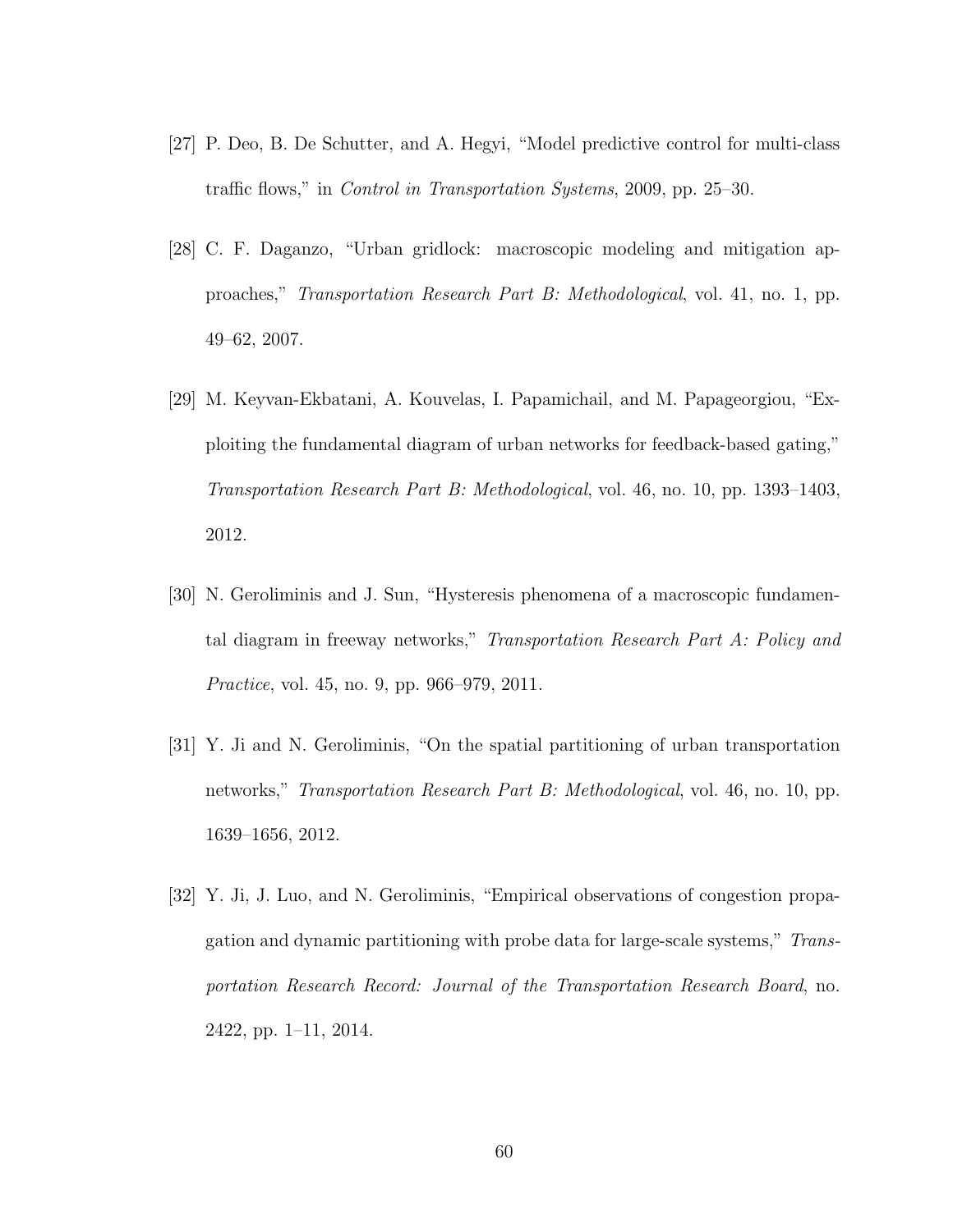[27] P. Deo, B. De Schutter, and A. Hegyi, "Model predictive control for multi-class traffic flows," in *Control in Transportation Systems*, 2009, pp. 25–30.

[28] C. F. Daganzo, "Urban gridlock: macroscopic modeling and mitigation approaches," *Transportation Research Part B: Methodological*, vol. 41, no. 1, pp. 49–62, 2007.

[29] M. Keyvan-Ekbatani, A. Kouvelas, I. Papamichail, and M. Papageorgiou, "Exploiting the fundamental diagram of urban networks for feedback-based gating," *Transportation Research Part B: Methodological*, vol. 46, no. 10, pp. 1393–1403, 2012.

[30] N. Geroliminis and J. Sun, "Hysteresis phenomena of a macroscopic fundamental diagram in freeway networks," *Transportation Research Part A: Policy and Practice*, vol. 45, no. 9, pp. 966–979, 2011.

[31] Y. Ji and N. Geroliminis, "On the spatial partitioning of urban transportation networks," *Transportation Research Part B: Methodological*, vol. 46, no. 10, pp. 1639–1656, 2012.

[32] Y. Ji, J. Luo, and N. Geroliminis, "Empirical observations of congestion propagation and dynamic partitioning with probe data for large-scale systems," *Transportation Research Record: Journal of the Transportation Research Board*, no. 2422, pp. 1–11, 2014.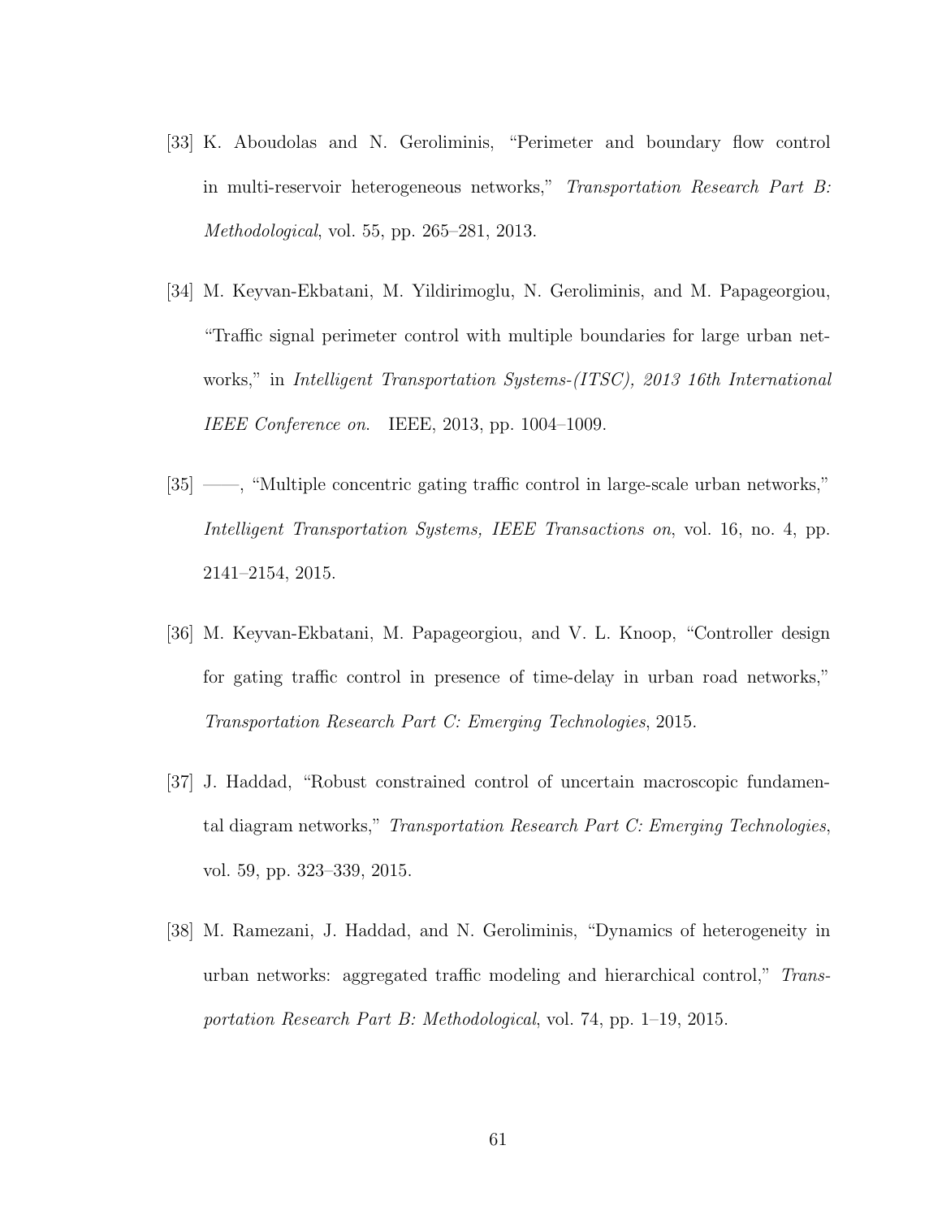[33] K. Aboudolas and N. Geroliminis, "Perimeter and boundary flow control in multi-reservoir heterogeneous networks," *Transportation Research Part B: Methodological*, vol. 55, pp. 265–281, 2013.

[34] M. Keyvan-Ekbatani, M. Yildirimoglu, N. Geroliminis, and M. Papageorgiou, "Traffic signal perimeter control with multiple boundaries for large urban networks," in *Intelligent Transportation Systems-(ITSC), 2013 16th International IEEE Conference on*. IEEE, 2013, pp. 1004–1009.

[35] ——, "Multiple concentric gating traffic control in large-scale urban networks," *Intelligent Transportation Systems, IEEE Transactions on*, vol. 16, no. 4, pp. 2141–2154, 2015.

[36] M. Keyvan-Ekbatani, M. Papageorgiou, and V. L. Knoop, "Controller design for gating traffic control in presence of time-delay in urban road networks," *Transportation Research Part C: Emerging Technologies*, 2015.

[37] J. Haddad, "Robust constrained control of uncertain macroscopic fundamental diagram networks," *Transportation Research Part C: Emerging Technologies*, vol. 59, pp. 323–339, 2015.

[38] M. Ramezani, J. Haddad, and N. Geroliminis, "Dynamics of heterogeneity in urban networks: aggregated traffic modeling and hierarchical control," *Transportation Research Part B: Methodological*, vol. 74, pp. 1–19, 2015.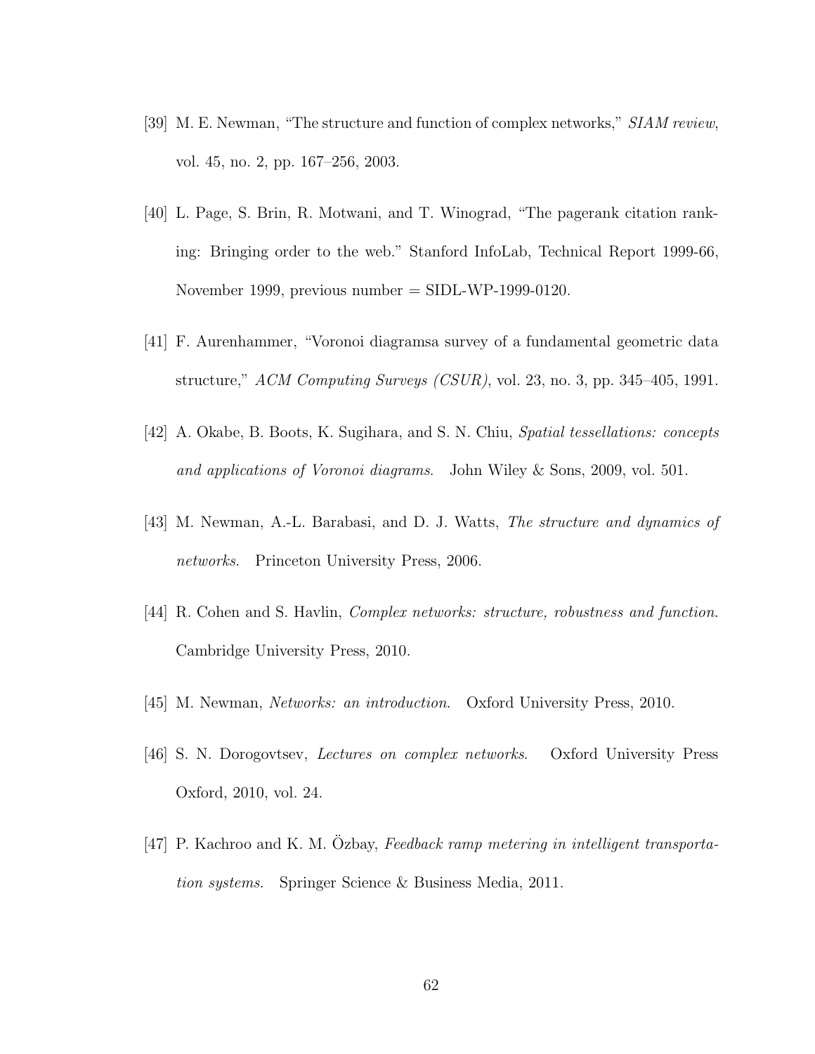[39] M. E. Newman, "The structure and function of complex networks," *SIAM review*, vol. 45, no. 2, pp. 167–256, 2003.

[40] L. Page, S. Brin, R. Motwani, and T. Winograd, "The pagerank citation ranking: Bringing order to the web." Stanford InfoLab, Technical Report 1999-66, November 1999, previous number = SIDL-WP-1999-0120.

[41] F. Aurenhammer, "Voronoi diagramsa survey of a fundamental geometric data structure," *ACM Computing Surveys (CSUR)*, vol. 23, no. 3, pp. 345–405, 1991.

[42] A. Okabe, B. Boots, K. Sugihara, and S. N. Chiu, *Spatial tessellations: concepts and applications of Voronoi diagrams*. John Wiley & Sons, 2009, vol. 501.

[43] M. Newman, A.-L. Barabasi, and D. J. Watts, *The structure and dynamics of networks*. Princeton University Press, 2006.

[44] R. Cohen and S. Havlin, *Complex networks: structure, robustness and function.* Cambridge University Press, 2010.

[45] M. Newman, *Networks: an introduction*. Oxford University Press, 2010.

[46] S. N. Dorogovtsev, *Lectures on complex networks*. Oxford University Press Oxford, 2010, vol. 24.

[47] P. Kachroo and K. M. Özbay, *Feedback ramp metering in intelligent transportation systems*. Springer Science & Business Media, 2011.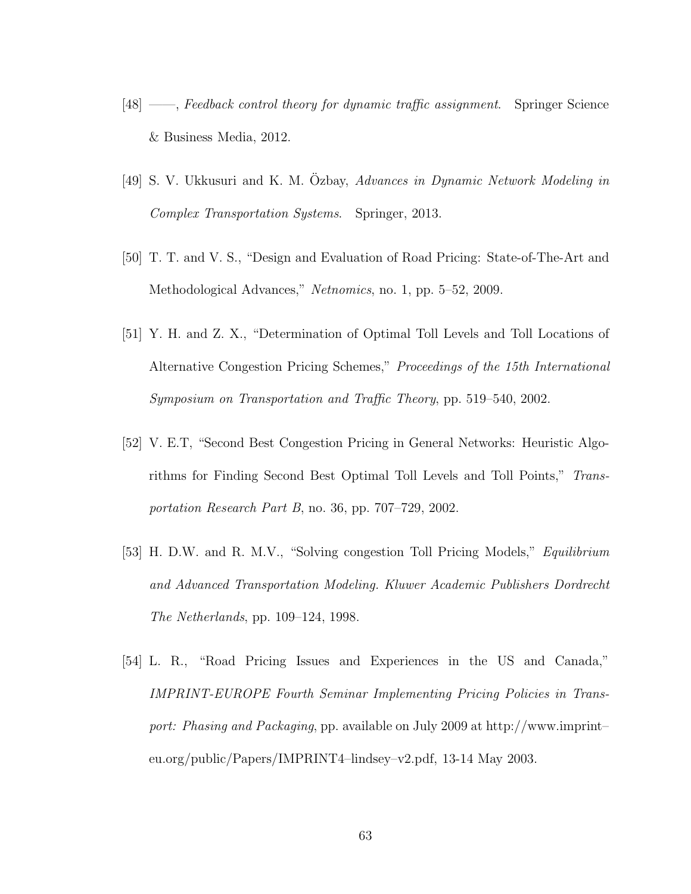[48] ——, *Feedback control theory for dynamic traffic assignment*. Springer Science & Business Media, 2012.

[49] S. V. Ukkusuri and K. M. Özbay, *Advances in Dynamic Network Modeling in Complex Transportation Systems*. Springer, 2013.

[50] T. T. and V. S., "Design and Evaluation of Road Pricing: State-of-The-Art and Methodological Advances," *Netnomics*, no. 1, pp. 5–52, 2009.

[51] Y. H. and Z. X., "Determination of Optimal Toll Levels and Toll Locations of Alternative Congestion Pricing Schemes," *Proceedings of the 15th International Symposium on Transportation and Traffic Theory*, pp. 519–540, 2002.

[52] V. E.T, "Second Best Congestion Pricing in General Networks: Heuristic Algorithms for Finding Second Best Optimal Toll Levels and Toll Points," *Transportation Research Part B*, no. 36, pp. 707–729, 2002.

[53] H. D.W. and R. M.V., "Solving congestion Toll Pricing Models," *Equilibrium and Advanced Transportation Modeling. Kluwer Academic Publishers Dordrecht The Netherlands*, pp. 109–124, 1998.

[54] L. R., "Road Pricing Issues and Experiences in the US and Canada," *IMPRINT-EUROPE Fourth Seminar Implementing Pricing Policies in Transport: Phasing and Packaging*, pp. available on July 2009 at http://www.imprint–eu.org/public/Papers/IMPRINT4–lindsey–v2.pdf, 13-14 May 2003.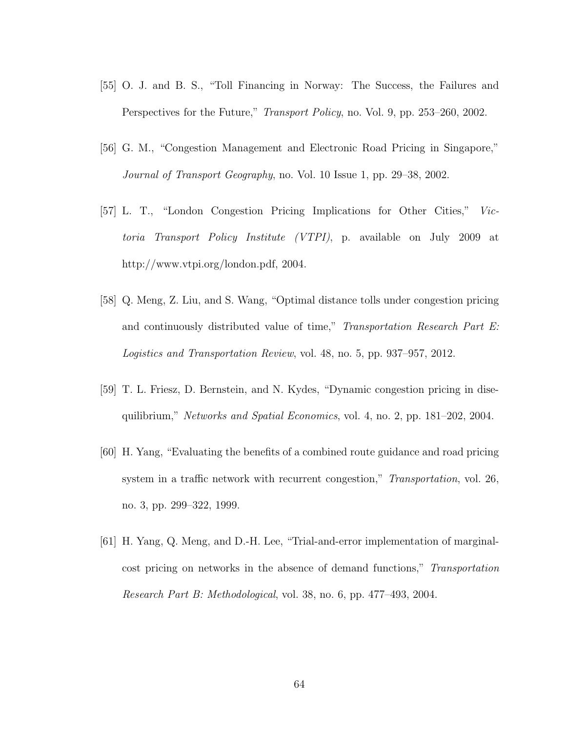[55] O. J. and B. S., "Toll Financing in Norway: The Success, the Failures and Perspectives for the Future," *Transport Policy*, no. Vol. 9, pp. 253–260, 2002.

[56] G. M., "Congestion Management and Electronic Road Pricing in Singapore," *Journal of Transport Geography*, no. Vol. 10 Issue 1, pp. 29–38, 2002.

[57] L. T., "London Congestion Pricing Implications for Other Cities," *Victoria Transport Policy Institute (VTPI)*, p. available on July 2009 at http://www.vtpi.org/london.pdf, 2004.

[58] Q. Meng, Z. Liu, and S. Wang, "Optimal distance tolls under congestion pricing and continuously distributed value of time," *Transportation Research Part E: Logistics and Transportation Review*, vol. 48, no. 5, pp. 937–957, 2012.

[59] T. L. Friesz, D. Bernstein, and N. Kydes, "Dynamic congestion pricing in disequilibrium," *Networks and Spatial Economics*, vol. 4, no. 2, pp. 181–202, 2004.

[60] H. Yang, "Evaluating the benefits of a combined route guidance and road pricing system in a traffic network with recurrent congestion," *Transportation*, vol. 26, no. 3, pp. 299–322, 1999.

[61] H. Yang, Q. Meng, and D.-H. Lee, "Trial-and-error implementation of marginal-cost pricing on networks in the absence of demand functions," *Transportation Research Part B: Methodological*, vol. 38, no. 6, pp. 477–493, 2004.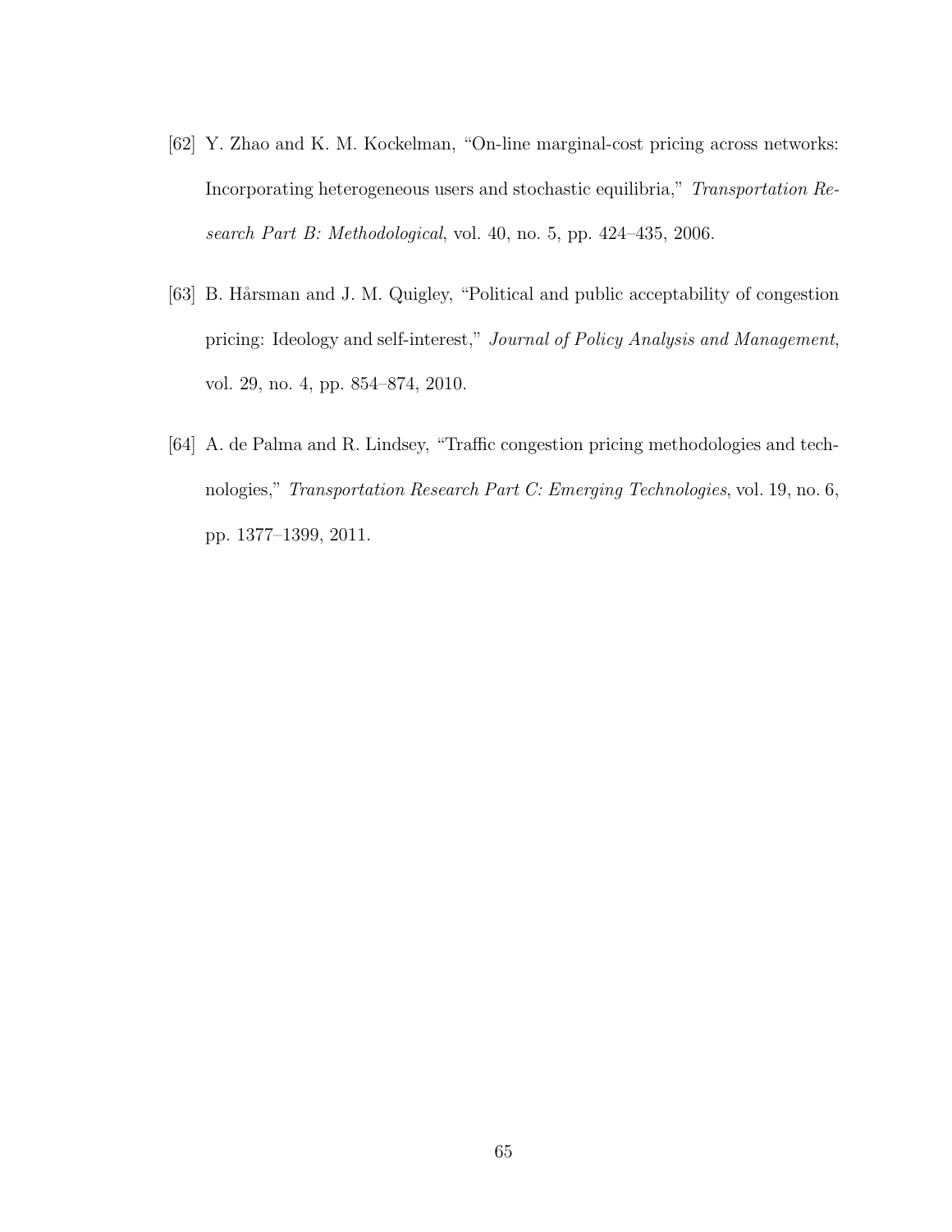[62] Y. Zhao and K. M. Kockelman, "On-line marginal-cost pricing across networks: Incorporating heterogeneous users and stochastic equilibria," *Transportation Research Part B: Methodological*, vol. 40, no. 5, pp. 424–435, 2006.

[63] B. Hårsman and J. M. Quigley, "Political and public acceptability of congestion pricing: Ideology and self-interest," *Journal of Policy Analysis and Management*, vol. 29, no. 4, pp. 854–874, 2010.

[64] A. de Palma and R. Lindsey, "Traffic congestion pricing methodologies and technologies," *Transportation Research Part C: Emerging Technologies*, vol. 19, no. 6, pp. 1377–1399, 2011.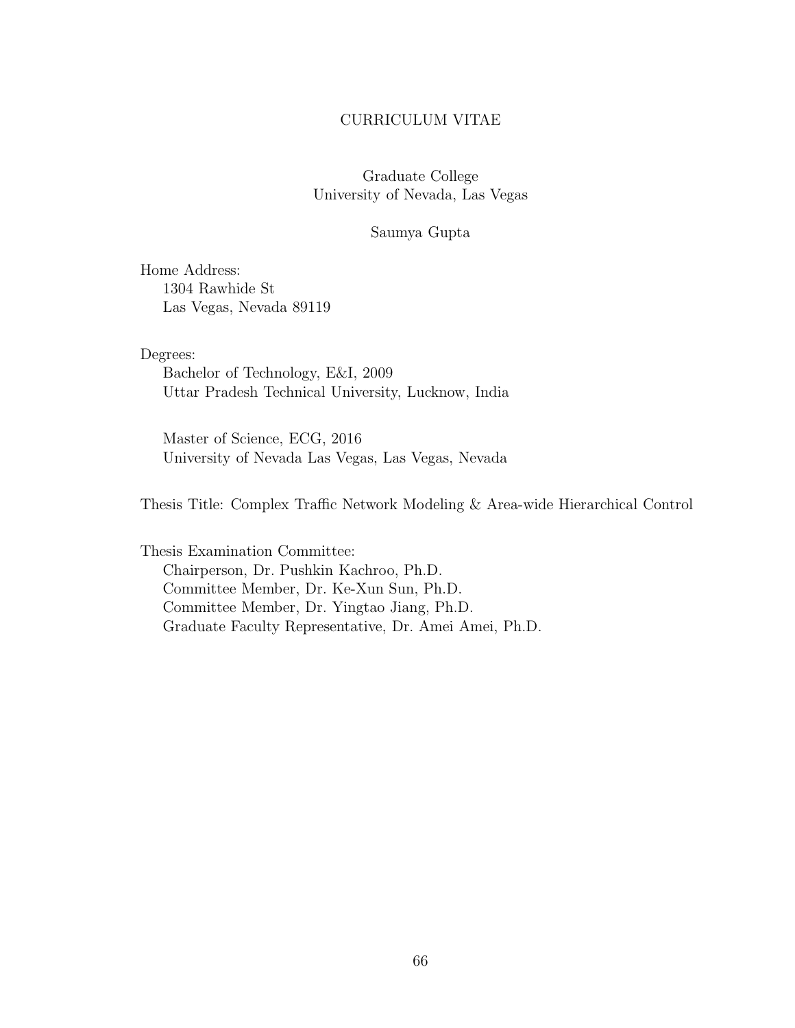# CURRICULUM VITAE

Graduate College
University of Nevada, Las Vegas

Saumya Gupta

Home Address:
1304 Rawhide St
Las Vegas, Nevada 89119

Degrees:
Bachelor of Technology, E&I, 2009
Uttar Pradesh Technical University, Lucknow, India

Master of Science, ECG, 2016
University of Nevada Las Vegas, Las Vegas, Nevada

Thesis Title: Complex Traffic Network Modeling & Area-wide Hierarchical Control

Thesis Examination Committee:
Chairperson, Dr. Pushkin Kachroo, Ph.D.
Committee Member, Dr. Ke-Xun Sun, Ph.D.
Committee Member, Dr. Yingtao Jiang, Ph.D.
Graduate Faculty Representative, Dr. Amei Amei, Ph.D.